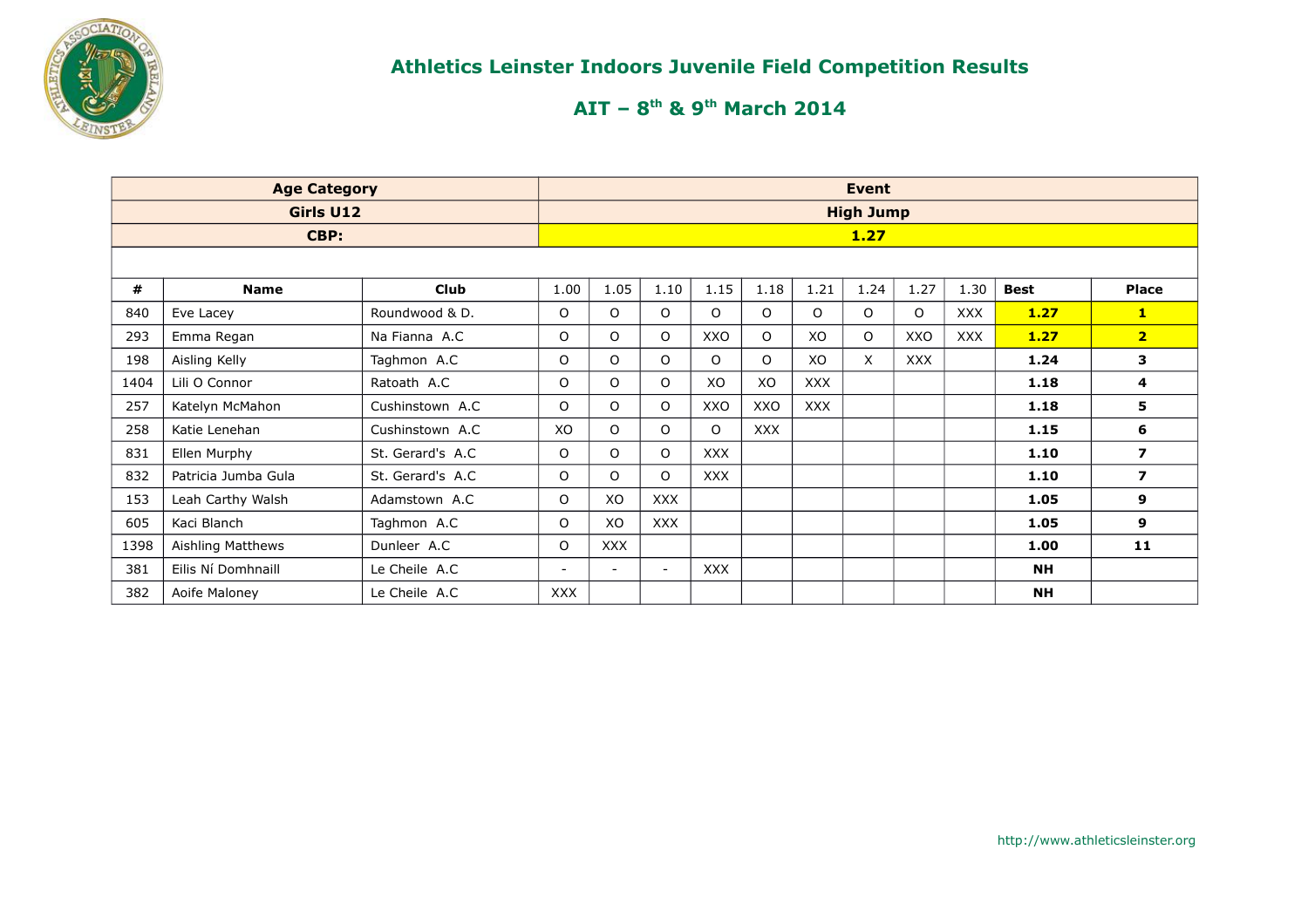# Athletics Leinster Indoors Juvenile Field Competition Results

## AIT – 8th & 9th March 2014

| Age Category | | | Event | | | | | | | | | | |
|---|---|---|---|---|---|---|---|---|---|---|---|---|---|
| Girls U12 | | | High Jump | | | | | | | | | | |
| CBP: | | | 1.27 | | | | | | | | | | |
| # | Name | Club | 1.00 | 1.05 | 1.10 | 1.15 | 1.18 | 1.21 | 1.24 | 1.27 | 1.30 | Best | Place |
| 840 | Eve Lacey | Roundwood & D. | O | O | O | O | O | O | O | O | XXX | **1.27** | **1** |
| 293 | Emma Regan | Na Fianna A.C | O | O | O | XXO | O | XO | O | XXO | XXX | **1.27** | **2** |
| 198 | Aisling Kelly | Taghmon A.C | O | O | O | O | O | XO | X | XXX | | **1.24** | **3** |
| 1404 | Lili O Connor | Ratoath A.C | O | O | O | XO | XO | XXX | | | | **1.18** | **4** |
| 257 | Katelyn McMahon | Cushinstown A.C | O | O | O | XXO | XXO | XXX | | | | **1.18** | **5** |
| 258 | Katie Lenehan | Cushinstown A.C | XO | O | O | O | XXX | | | | | **1.15** | **6** |
| 831 | Ellen Murphy | St. Gerard's A.C | O | O | O | XXX | | | | | | **1.10** | **7** |
| 832 | Patricia Jumba Gula | St. Gerard's A.C | O | O | O | XXX | | | | | | **1.10** | **7** |
| 153 | Leah Carthy Walsh | Adamstown A.C | O | XO | XXX | | | | | | | **1.05** | **9** |
| 605 | Kaci Blanch | Taghmon A.C | O | XO | XXX | | | | | | | **1.05** | **9** |
| 1398 | Aishling Matthews | Dunleer A.C | O | XXX | | | | | | | | **1.00** | **11** |
| 381 | Eilis Ní Domhnaill | Le Cheile A.C | - | - | - | XXX | | | | | | **NH** | |
| 382 | Aoife Maloney | Le Cheile A.C | XXX | | | | | | | | | **NH** | |

http://www.athleticsleinster.org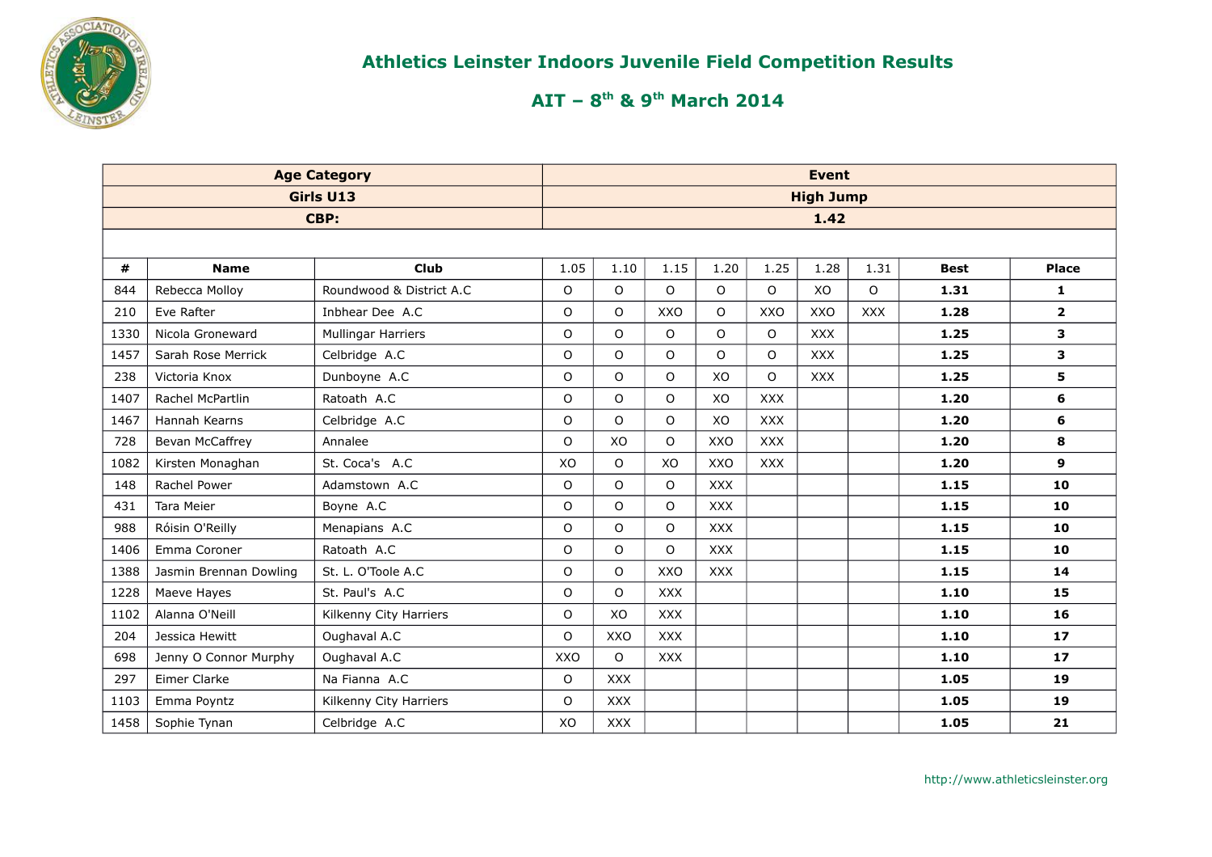# Athletics Leinster Indoors Juvenile Field Competition Results

## AIT – 8th & 9th March 2014

| Age Category | | | Event | | | | | | | | |
|---|---|---|---|---|---|---|---|---|---|---|---|
| Girls U13 | | | High Jump | | | | | | | | |
| CBP: | | | 1.42 | | | | | | | | |
| **#** | **Name** | **Club** | 1.05 | 1.10 | 1.15 | 1.20 | 1.25 | 1.28 | 1.31 | **Best** | **Place** |
| 844 | Rebecca Molloy | Roundwood & District A.C | O | O | O | O | O | XO | O | **1.31** | **1** |
| 210 | Eve Rafter | Inbhear Dee A.C | O | O | XXO | O | XXO | XXO | XXX | **1.28** | **2** |
| 1330 | Nicola Groneward | Mullingar Harriers | O | O | O | O | O | XXX | | **1.25** | **3** |
| 1457 | Sarah Rose Merrick | Celbridge A.C | O | O | O | O | O | XXX | | **1.25** | **3** |
| 238 | Victoria Knox | Dunboyne A.C | O | O | O | XO | O | XXX | | **1.25** | **5** |
| 1407 | Rachel McPartlin | Ratoath A.C | O | O | O | XO | XXX | | | **1.20** | **6** |
| 1467 | Hannah Kearns | Celbridge A.C | O | O | O | XO | XXX | | | **1.20** | **6** |
| 728 | Bevan McCaffrey | Annalee | O | XO | O | XXO | XXX | | | **1.20** | **8** |
| 1082 | Kirsten Monaghan | St. Coca's A.C | XO | O | XO | XXO | XXX | | | **1.20** | **9** |
| 148 | Rachel Power | Adamstown A.C | O | O | O | XXX | | | | **1.15** | **10** |
| 431 | Tara Meier | Boyne A.C | O | O | O | XXX | | | | **1.15** | **10** |
| 988 | Róisin O'Reilly | Menapians A.C | O | O | O | XXX | | | | **1.15** | **10** |
| 1406 | Emma Coroner | Ratoath A.C | O | O | O | XXX | | | | **1.15** | **10** |
| 1388 | Jasmin Brennan Dowling | St. L. O'Toole A.C | O | O | XXO | XXX | | | | **1.15** | **14** |
| 1228 | Maeve Hayes | St. Paul's A.C | O | O | XXX | | | | | **1.10** | **15** |
| 1102 | Alanna O'Neill | Kilkenny City Harriers | O | XO | XXX | | | | | **1.10** | **16** |
| 204 | Jessica Hewitt | Oughaval A.C | O | XXO | XXX | | | | | **1.10** | **17** |
| 698 | Jenny O Connor Murphy | Oughaval A.C | XXO | O | XXX | | | | | **1.10** | **17** |
| 297 | Eimer Clarke | Na Fianna A.C | O | XXX | | | | | | **1.05** | **19** |
| 1103 | Emma Poyntz | Kilkenny City Harriers | O | XXX | | | | | | **1.05** | **19** |
| 1458 | Sophie Tynan | Celbridge A.C | XO | XXX | | | | | | **1.05** | **21** |

http://www.athleticsleinster.org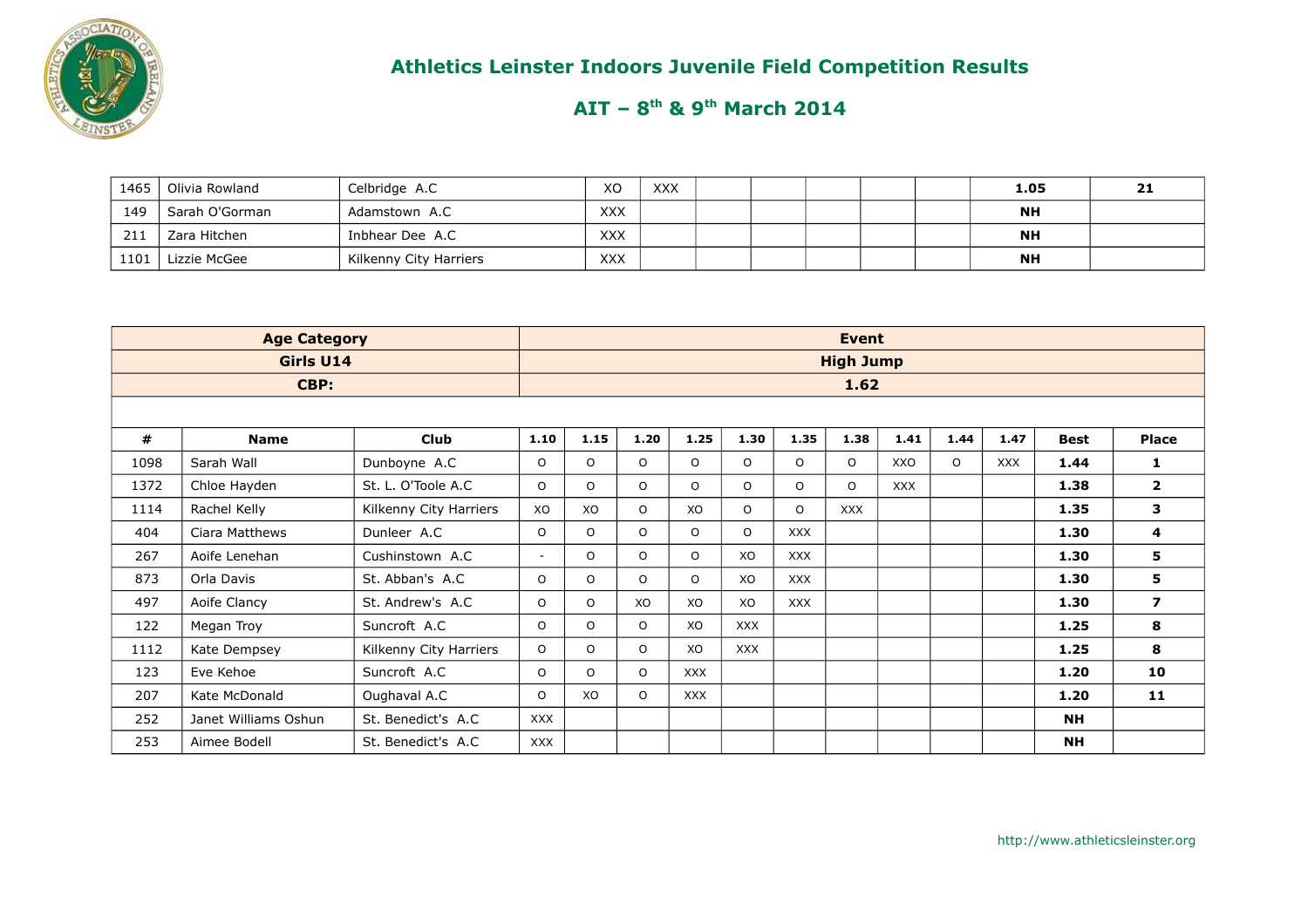# Athletics Leinster Indoors Juvenile Field Competition Results

## AIT – 8th & 9th March 2014

| | | | | | | | | | | Best | Place |
|---|---|---|---|---|---|---|---|---|---|---|---|
| 1465 | Olivia Rowland | Celbridge A.C | XO | XXX | | | | | | **1.05** | **21** |
| 149 | Sarah O'Gorman | Adamstown A.C | XXX | | | | | | | **NH** | |
| 211 | Zara Hitchen | Inbhear Dee A.C | XXX | | | | | | | **NH** | |
| 1101 | Lizzie McGee | Kilkenny City Harriers | XXX | | | | | | | **NH** | |

| **Age Category** | | | **Event** | | | | | | | | | | | | |
|---|---|---|---|---|---|---|---|---|---|---|---|---|---|---|---|
| **Girls U14** | | | **High Jump** | | | | | | | | | | | | |
| **CBP:** | | | **1.62** | | | | | | | | | | | | |
| **#** | **Name** | **Club** | **1.10** | **1.15** | **1.20** | **1.25** | **1.30** | **1.35** | **1.38** | **1.41** | **1.44** | **1.47** | **Best** | **Place** |
| 1098 | Sarah Wall | Dunboyne A.C | O | O | O | O | O | O | O | XXO | O | XXX | **1.44** | **1** |
| 1372 | Chloe Hayden | St. L. O'Toole A.C | O | O | O | O | O | O | O | XXX | | | **1.38** | **2** |
| 1114 | Rachel Kelly | Kilkenny City Harriers | XO | XO | O | XO | O | O | XXX | | | | **1.35** | **3** |
| 404 | Ciara Matthews | Dunleer A.C | O | O | O | O | O | XXX | | | | | **1.30** | **4** |
| 267 | Aoife Lenehan | Cushinstown A.C | - | O | O | O | XO | XXX | | | | | **1.30** | **5** |
| 873 | Orla Davis | St. Abban's A.C | O | O | O | O | XO | XXX | | | | | **1.30** | **5** |
| 497 | Aoife Clancy | St. Andrew's A.C | O | O | XO | XO | XO | XXX | | | | | **1.30** | **7** |
| 122 | Megan Troy | Suncroft A.C | O | O | O | XO | XXX | | | | | | **1.25** | **8** |
| 1112 | Kate Dempsey | Kilkenny City Harriers | O | O | O | XO | XXX | | | | | | **1.25** | **8** |
| 123 | Eve Kehoe | Suncroft A.C | O | O | O | XXX | | | | | | | **1.20** | **10** |
| 207 | Kate McDonald | Oughaval A.C | O | XO | O | XXX | | | | | | | **1.20** | **11** |
| 252 | Janet Williams Oshun | St. Benedict's A.C | XXX | | | | | | | | | | **NH** | |
| 253 | Aimee Bodell | St. Benedict's A.C | XXX | | | | | | | | | | **NH** | |

http://www.athleticsleinster.org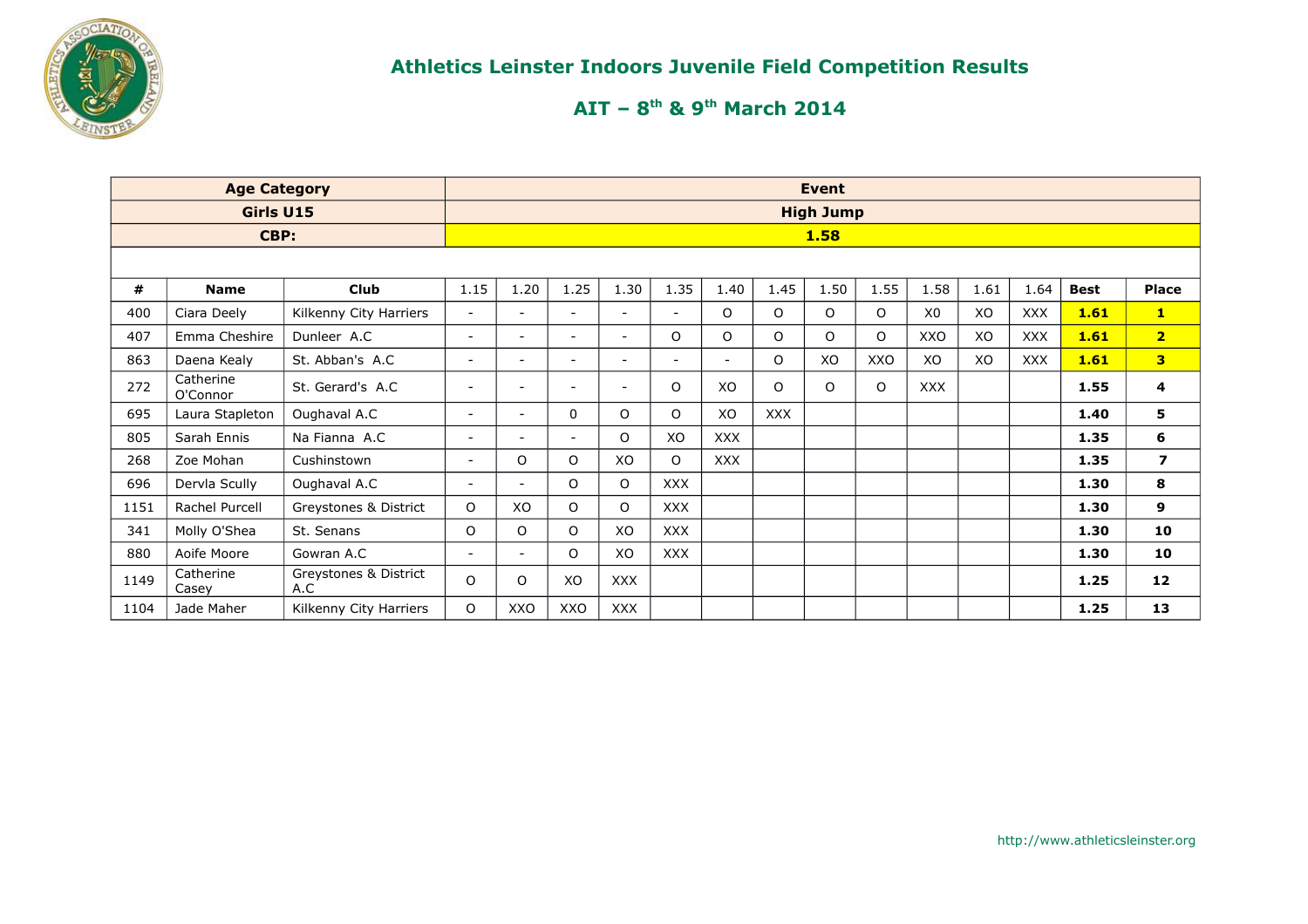# Athletics Leinster Indoors Juvenile Field Competition Results

## AIT – 8th & 9th March 2014

| Age Category | | | Event | | | | | | | | | | | | | |
|---|---|---|---|---|---|---|---|---|---|---|---|---|---|---|---|---|
| Girls U15 | | | High Jump | | | | | | | | | | | | | |
| CBP: | | | 1.58 | | | | | | | | | | | | | |
| **#** | **Name** | **Club** | 1.15 | 1.20 | 1.25 | 1.30 | 1.35 | 1.40 | 1.45 | 1.50 | 1.55 | 1.58 | 1.61 | 1.64 | **Best** | **Place** |
| 400 | Ciara Deely | Kilkenny City Harriers | - | - | - | - | - | O | O | O | O | X0 | XO | XXX | **1.61** | **1** |
| 407 | Emma Cheshire | Dunleer A.C | - | - | - | - | O | O | O | O | O | XXO | XO | XXX | **1.61** | **2** |
| 863 | Daena Kealy | St. Abban's A.C | - | - | - | - | - | - | O | XO | XXO | XO | XO | XXX | **1.61** | **3** |
| 272 | Catherine O'Connor | St. Gerard's A.C | - | - | - | - | O | XO | O | O | O | XXX | | | **1.55** | **4** |
| 695 | Laura Stapleton | Oughaval A.C | - | - | 0 | O | O | XO | XXX | | | | | | **1.40** | **5** |
| 805 | Sarah Ennis | Na Fianna A.C | - | - | - | O | XO | XXX | | | | | | | **1.35** | **6** |
| 268 | Zoe Mohan | Cushinstown | - | O | O | XO | O | XXX | | | | | | | **1.35** | **7** |
| 696 | Dervla Scully | Oughaval A.C | - | - | O | O | XXX | | | | | | | | **1.30** | **8** |
| 1151 | Rachel Purcell | Greystones & District | O | XO | O | O | XXX | | | | | | | | **1.30** | **9** |
| 341 | Molly O'Shea | St. Senans | O | O | O | XO | XXX | | | | | | | | **1.30** | **10** |
| 880 | Aoife Moore | Gowran A.C | - | - | O | XO | XXX | | | | | | | | **1.30** | **10** |
| 1149 | Catherine Casey | Greystones & District A.C | O | O | XO | XXX | | | | | | | | | **1.25** | **12** |
| 1104 | Jade Maher | Kilkenny City Harriers | O | XXO | XXO | XXX | | | | | | | | | **1.25** | **13** |

http://www.athleticsleinster.org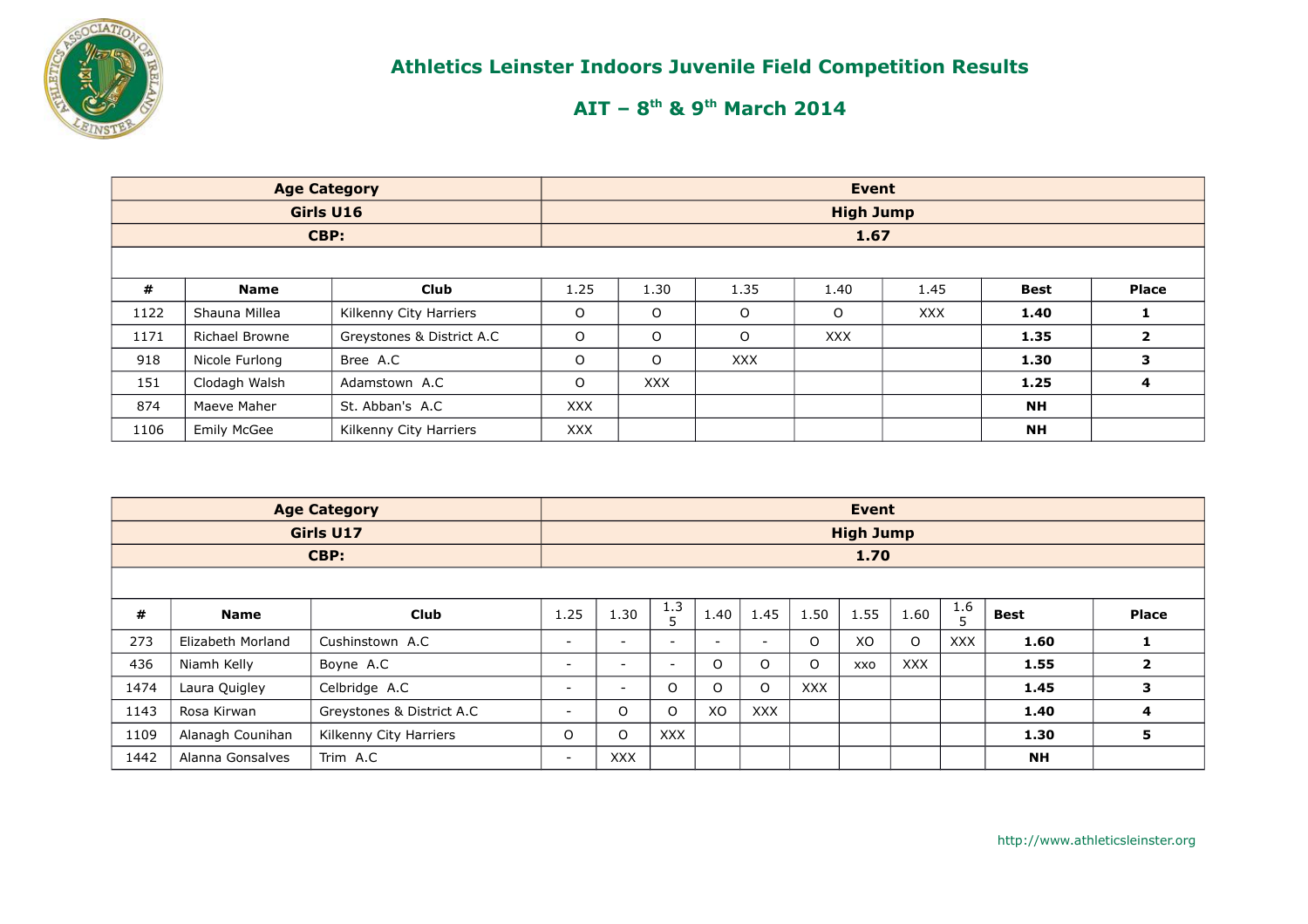# Athletics Leinster Indoors Juvenile Field Competition Results

## AIT – 8th & 9th March 2014

| Age Category | | | Event | | | | | | |
|---|---|---|---|---|---|---|---|---|---|
| Girls U16 | | | High Jump | | | | | | |
| CBP: | | | 1.67 | | | | | | |
| # | Name | Club | 1.25 | 1.30 | 1.35 | 1.40 | 1.45 | Best | Place |
| 1122 | Shauna Millea | Kilkenny City Harriers | O | O | O | O | XXX | **1.40** | **1** |
| 1171 | Richael Browne | Greystones & District A.C | O | O | O | XXX | | **1.35** | **2** |
| 918 | Nicole Furlong | Bree A.C | O | O | XXX | | | **1.30** | **3** |
| 151 | Clodagh Walsh | Adamstown A.C | O | XXX | | | | **1.25** | **4** |
| 874 | Maeve Maher | St. Abban's A.C | XXX | | | | | **NH** | |
| 1106 | Emily McGee | Kilkenny City Harriers | XXX | | | | | **NH** | |

| Age Category | | | Event | | | | | | | | | | | |
|---|---|---|---|---|---|---|---|---|---|---|---|---|---|---|
| Girls U17 | | | High Jump | | | | | | | | | | | |
| CBP: | | | 1.70 | | | | | | | | | | | |
| # | Name | Club | 1.25 | 1.30 | 1.35 | 1.40 | 1.45 | 1.50 | 1.55 | 1.60 | 1.65 | Best | Place |
| 273 | Elizabeth Morland | Cushinstown A.C | - | - | - | - | - | O | XO | O | XXX | **1.60** | **1** |
| 436 | Niamh Kelly | Boyne A.C | - | - | - | O | O | O | xxo | XXX | | **1.55** | **2** |
| 1474 | Laura Quigley | Celbridge A.C | - | - | O | O | O | XXX | | | | **1.45** | **3** |
| 1143 | Rosa Kirwan | Greystones & District A.C | - | O | O | XO | XXX | | | | | **1.40** | **4** |
| 1109 | Alanagh Counihan | Kilkenny City Harriers | O | O | XXX | | | | | | | **1.30** | **5** |
| 1442 | Alanna Gonsalves | Trim A.C | - | XXX | | | | | | | | **NH** | |

http://www.athleticsleinster.org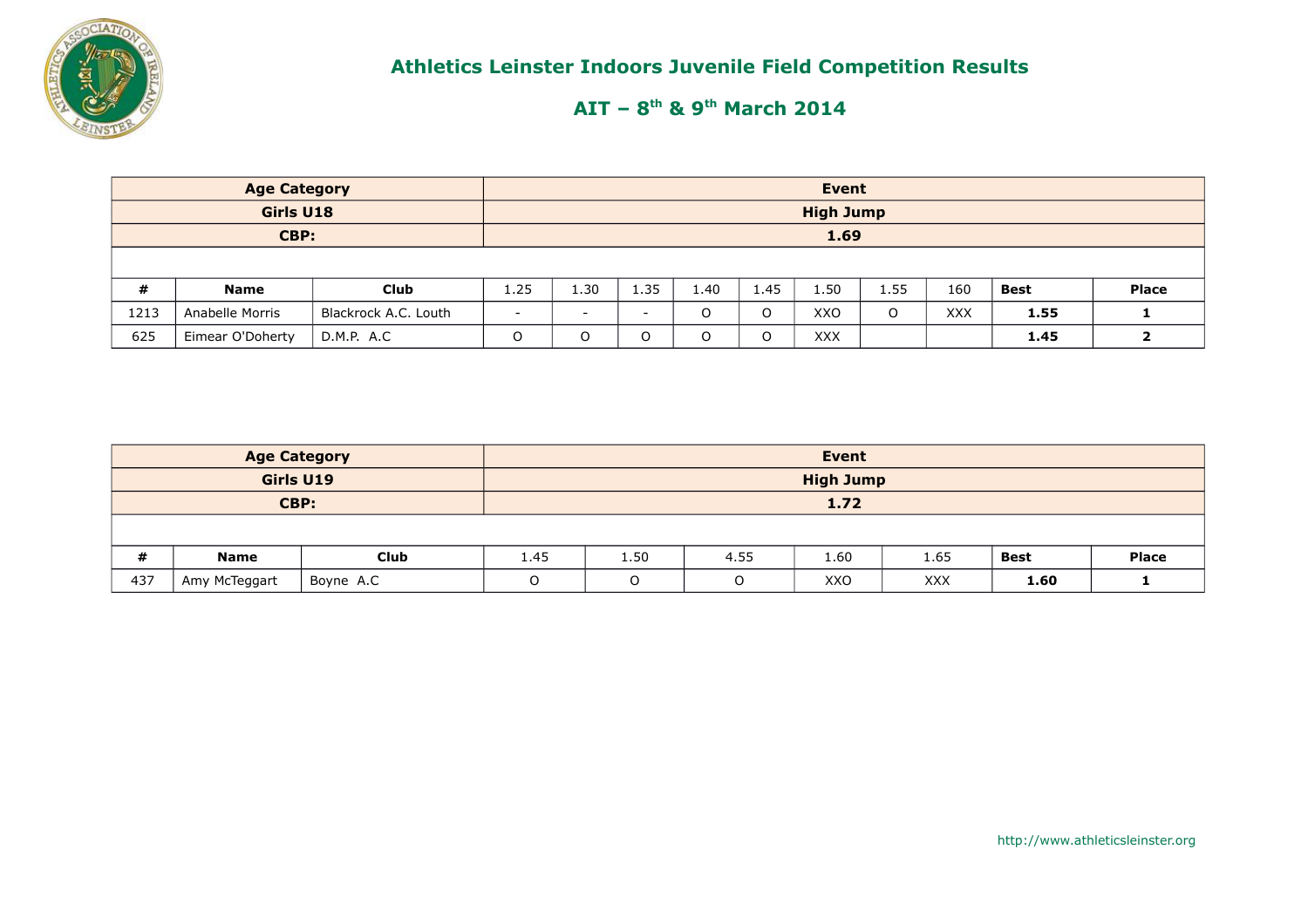## Athletics Leinster Indoors Juvenile Field Competition Results

## AIT – 8th & 9th March 2014

| Age Category | | | Event | | | | | | | | | |
|---|---|---|---|---|---|---|---|---|---|---|---|---|
| Girls U18 | | | High Jump | | | | | | | | | |
| CBP: | | | 1.69 | | | | | | | | | |
| # | Name | Club | 1.25 | 1.30 | 1.35 | 1.40 | 1.45 | 1.50 | 1.55 | 160 | Best | Place |
| 1213 | Anabelle Morris | Blackrock A.C. Louth | - | - | - | O | O | XXO | O | XXX | **1.55** | **1** |
| 625 | Eimear O'Doherty | D.M.P. A.C | O | O | O | O | O | XXX | | | **1.45** | **2** |

| Age Category | | | Event | | | | | | |
|---|---|---|---|---|---|---|---|---|---|
| Girls U19 | | | High Jump | | | | | | |
| CBP: | | | 1.72 | | | | | | |
| # | Name | Club | 1.45 | 1.50 | 4.55 | 1.60 | 1.65 | Best | Place |
| 437 | Amy McTeggart | Boyne A.C | O | O | O | XXO | XXX | **1.60** | **1** |

http://www.athleticsleinster.org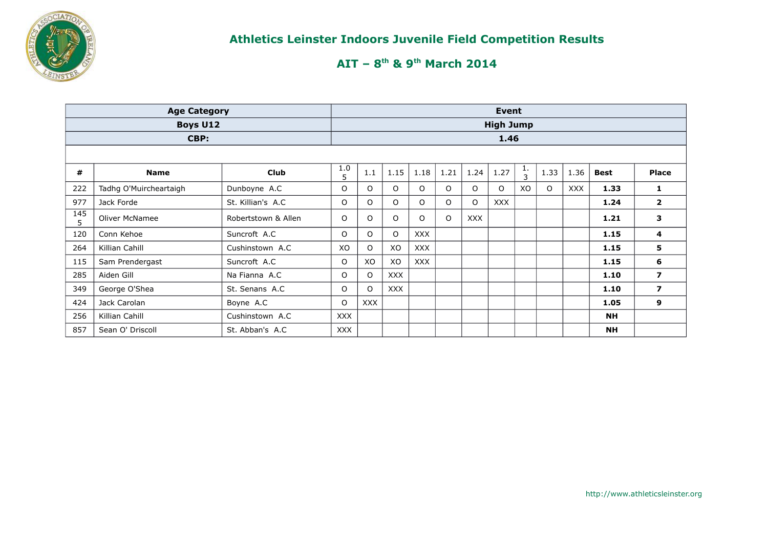# Athletics Leinster Indoors Juvenile Field Competition Results

## AIT – 8th & 9th March 2014

| Age Category | | | Event | | | | | | | | | | | |
|---|---|---|---|---|---|---|---|---|---|---|---|---|---|---|
| Boys U12 | | | High Jump | | | | | | | | | | | |
| CBP: | | | 1.46 | | | | | | | | | | | |
| **#** | **Name** | **Club** | 1.05 | 1.1 | 1.15 | 1.18 | 1.21 | 1.24 | 1.27 | 1.3 | 1.33 | 1.36 | **Best** | **Place** |
| 222 | Tadhg O'Muircheartaigh | Dunboyne A.C | O | O | O | O | O | O | O | XO | O | XXX | **1.33** | **1** |
| 977 | Jack Forde | St. Killian's A.C | O | O | O | O | O | O | XXX | | | | **1.24** | **2** |
| 1455 | Oliver McNamee | Robertstown & Allen | O | O | O | O | O | XXX | | | | | **1.21** | **3** |
| 120 | Conn Kehoe | Suncroft A.C | O | O | O | XXX | | | | | | | **1.15** | **4** |
| 264 | Killian Cahill | Cushinstown A.C | XO | O | XO | XXX | | | | | | | **1.15** | **5** |
| 115 | Sam Prendergast | Suncroft A.C | O | XO | XO | XXX | | | | | | | **1.15** | **6** |
| 285 | Aiden Gill | Na Fianna A.C | O | O | XXX | | | | | | | | **1.10** | **7** |
| 349 | George O'Shea | St. Senans A.C | O | O | XXX | | | | | | | | **1.10** | **7** |
| 424 | Jack Carolan | Boyne A.C | O | XXX | | | | | | | | | **1.05** | **9** |
| 256 | Killian Cahill | Cushinstown A.C | XXX | | | | | | | | | | **NH** | |
| 857 | Sean O' Driscoll | St. Abban's A.C | XXX | | | | | | | | | | **NH** | |

http://www.athleticsleinster.org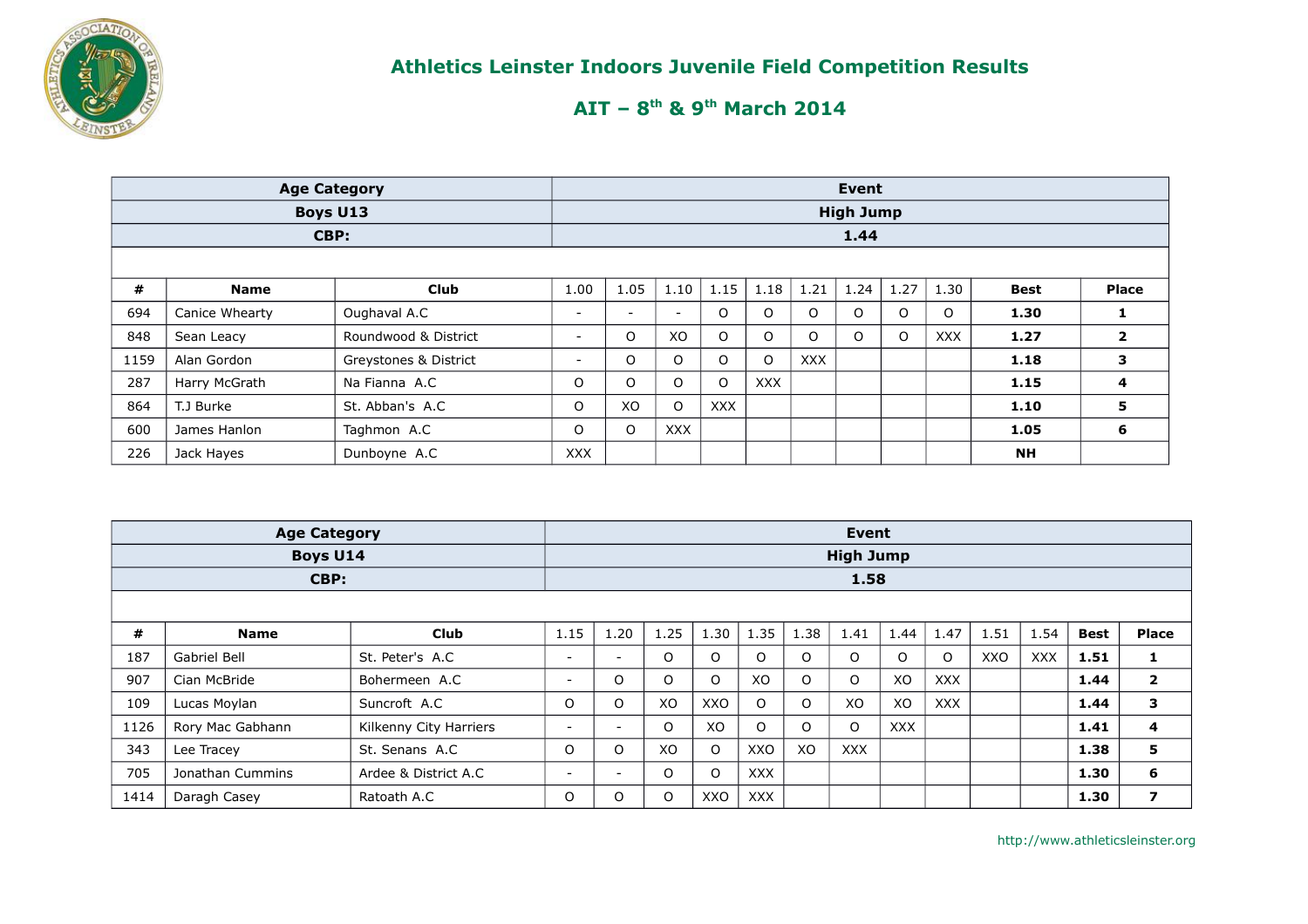# Athletics Leinster Indoors Juvenile Field Competition Results

## AIT – 8th & 9th March 2014

| Age Category | | | Event | | | | | | | | | | |
|---|---|---|---|---|---|---|---|---|---|---|---|---|---|
| Boys U13 | | | High Jump | | | | | | | | | | |
| CBP: | | | 1.44 | | | | | | | | | | |
| **#** | **Name** | **Club** | 1.00 | 1.05 | 1.10 | 1.15 | 1.18 | 1.21 | 1.24 | 1.27 | 1.30 | **Best** | **Place** |
| 694 | Canice Whearty | Oughaval A.C | - | - | - | O | O | O | O | O | O | **1.30** | **1** |
| 848 | Sean Leacy | Roundwood & District | - | O | XO | O | O | O | O | O | XXX | **1.27** | **2** |
| 1159 | Alan Gordon | Greystones & District | - | O | O | O | O | XXX | | | | **1.18** | **3** |
| 287 | Harry McGrath | Na Fianna A.C | O | O | O | O | XXX | | | | | **1.15** | **4** |
| 864 | T.J Burke | St. Abban's A.C | O | XO | O | XXX | | | | | | **1.10** | **5** |
| 600 | James Hanlon | Taghmon A.C | O | O | XXX | | | | | | | **1.05** | **6** |
| 226 | Jack Hayes | Dunboyne A.C | XXX | | | | | | | | | **NH** | |

| Age Category | | | Event | | | | | | | | | | | | |
|---|---|---|---|---|---|---|---|---|---|---|---|---|---|---|---|
| Boys U14 | | | High Jump | | | | | | | | | | | | |
| CBP: | | | 1.58 | | | | | | | | | | | | |
| **#** | **Name** | **Club** | 1.15 | 1.20 | 1.25 | 1.30 | 1.35 | 1.38 | 1.41 | 1.44 | 1.47 | 1.51 | 1.54 | **Best** | **Place** |
| 187 | Gabriel Bell | St. Peter's A.C | - | - | O | O | O | O | O | O | O | XXO | XXX | **1.51** | **1** |
| 907 | Cian McBride | Bohermeen A.C | - | O | O | O | XO | O | O | XO | XXX | | | **1.44** | **2** |
| 109 | Lucas Moylan | Suncroft A.C | O | O | XO | XXO | O | O | XO | XO | XXX | | | **1.44** | **3** |
| 1126 | Rory Mac Gabhann | Kilkenny City Harriers | - | - | O | XO | O | O | O | XXX | | | | **1.41** | **4** |
| 343 | Lee Tracey | St. Senans A.C | O | O | XO | O | XXO | XO | XXX | | | | | **1.38** | **5** |
| 705 | Jonathan Cummins | Ardee & District A.C | - | - | O | O | XXX | | | | | | | **1.30** | **6** |
| 1414 | Daragh Casey | Ratoath A.C | O | O | O | XXO | XXX | | | | | | | **1.30** | **7** |

http://www.athleticsleinster.org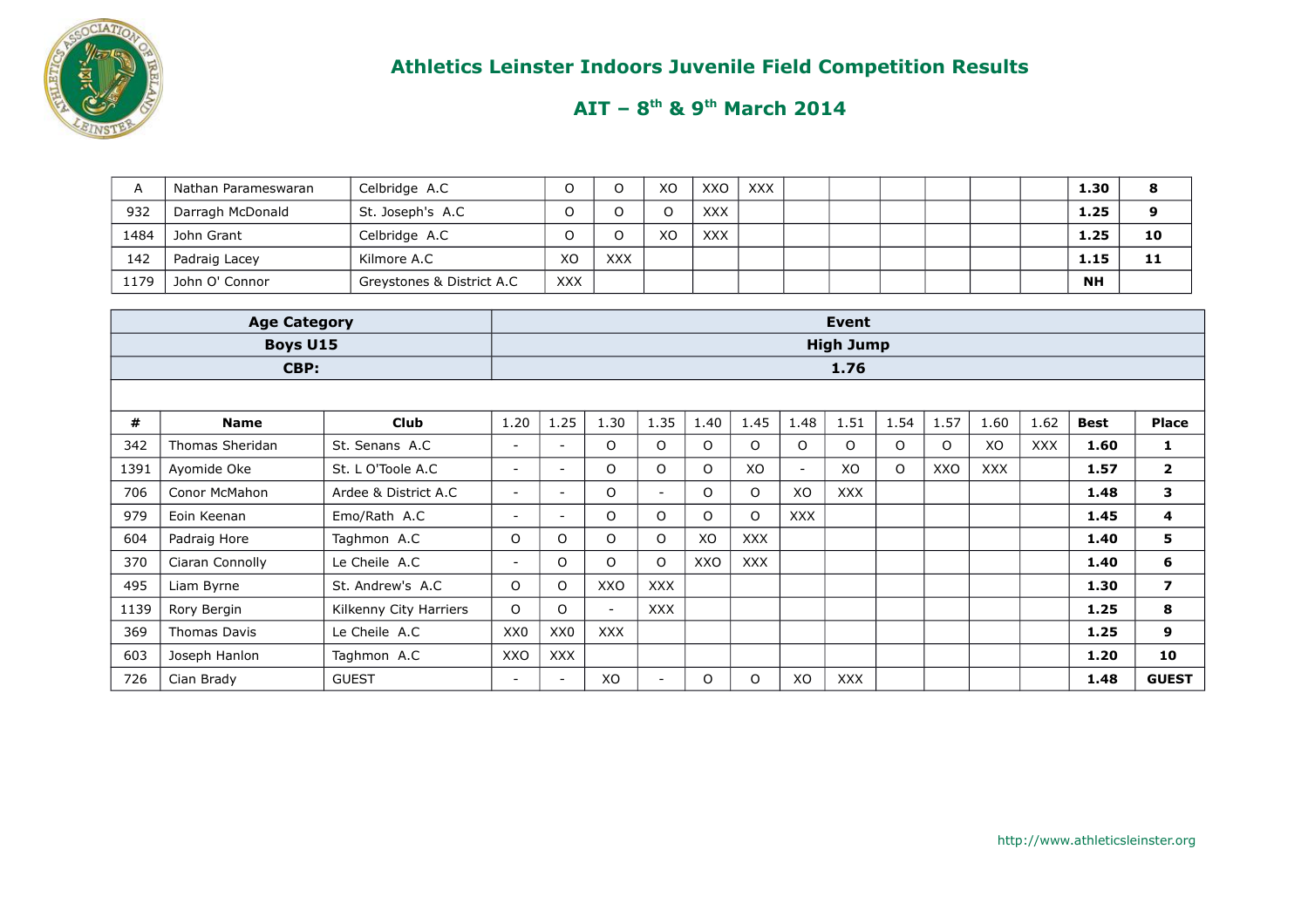# Athletics Leinster Indoors Juvenile Field Competition Results

## AIT – 8th & 9th March 2014

| | | | | | | | | | | | | | | | |
|---|---|---|---|---|---|---|---|---|---|---|---|---|---|---|---|
| A | Nathan Parameswaran | Celbridge A.C | O | O | XO | XXO | XXX | | | | | | | **1.30** | **8** |
| 932 | Darragh McDonald | St. Joseph's A.C | O | O | O | XXX | | | | | | | | **1.25** | **9** |
| 1484 | John Grant | Celbridge A.C | O | O | XO | XXX | | | | | | | | **1.25** | **10** |
| 142 | Padraig Lacey | Kilmore A.C | XO | XXX | | | | | | | | | | **1.15** | **11** |
| 1179 | John O' Connor | Greystones & District A.C | XXX | | | | | | | | | | | **NH** | |

| **Age Category** | | | **Event** | | | | | | | | | | | | | |
|---|---|---|---|---|---|---|---|---|---|---|---|---|---|---|---|---|
| **Boys U15** | | | **High Jump** | | | | | | | | | | | | | |
| **CBP:** | | | **1.76** | | | | | | | | | | | | | |
| **#** | **Name** | **Club** | 1.20 | 1.25 | 1.30 | 1.35 | 1.40 | 1.45 | 1.48 | 1.51 | 1.54 | 1.57 | 1.60 | 1.62 | **Best** | **Place** |
| 342 | Thomas Sheridan | St. Senans A.C | - | - | O | O | O | O | O | O | O | O | XO | XXX | **1.60** | **1** |
| 1391 | Ayomide Oke | St. L O'Toole A.C | - | - | O | O | O | XO | - | XO | O | XXO | XXX | | **1.57** | **2** |
| 706 | Conor McMahon | Ardee & District A.C | - | - | O | - | O | O | XO | XXX | | | | | **1.48** | **3** |
| 979 | Eoin Keenan | Emo/Rath A.C | - | - | O | O | O | O | XXX | | | | | | **1.45** | **4** |
| 604 | Padraig Hore | Taghmon A.C | O | O | O | O | XO | XXX | | | | | | | **1.40** | **5** |
| 370 | Ciaran Connolly | Le Cheile A.C | - | O | O | O | XXO | XXX | | | | | | | **1.40** | **6** |
| 495 | Liam Byrne | St. Andrew's A.C | O | O | XXO | XXX | | | | | | | | | **1.30** | **7** |
| 1139 | Rory Bergin | Kilkenny City Harriers | O | O | - | XXX | | | | | | | | | **1.25** | **8** |
| 369 | Thomas Davis | Le Cheile A.C | XX0 | XX0 | XXX | | | | | | | | | | **1.25** | **9** |
| 603 | Joseph Hanlon | Taghmon A.C | XXO | XXX | | | | | | | | | | | **1.20** | **10** |
| 726 | Cian Brady | GUEST | - | - | XO | - | O | O | XO | XXX | | | | | **1.48** | **GUEST** |

http://www.athleticsleinster.org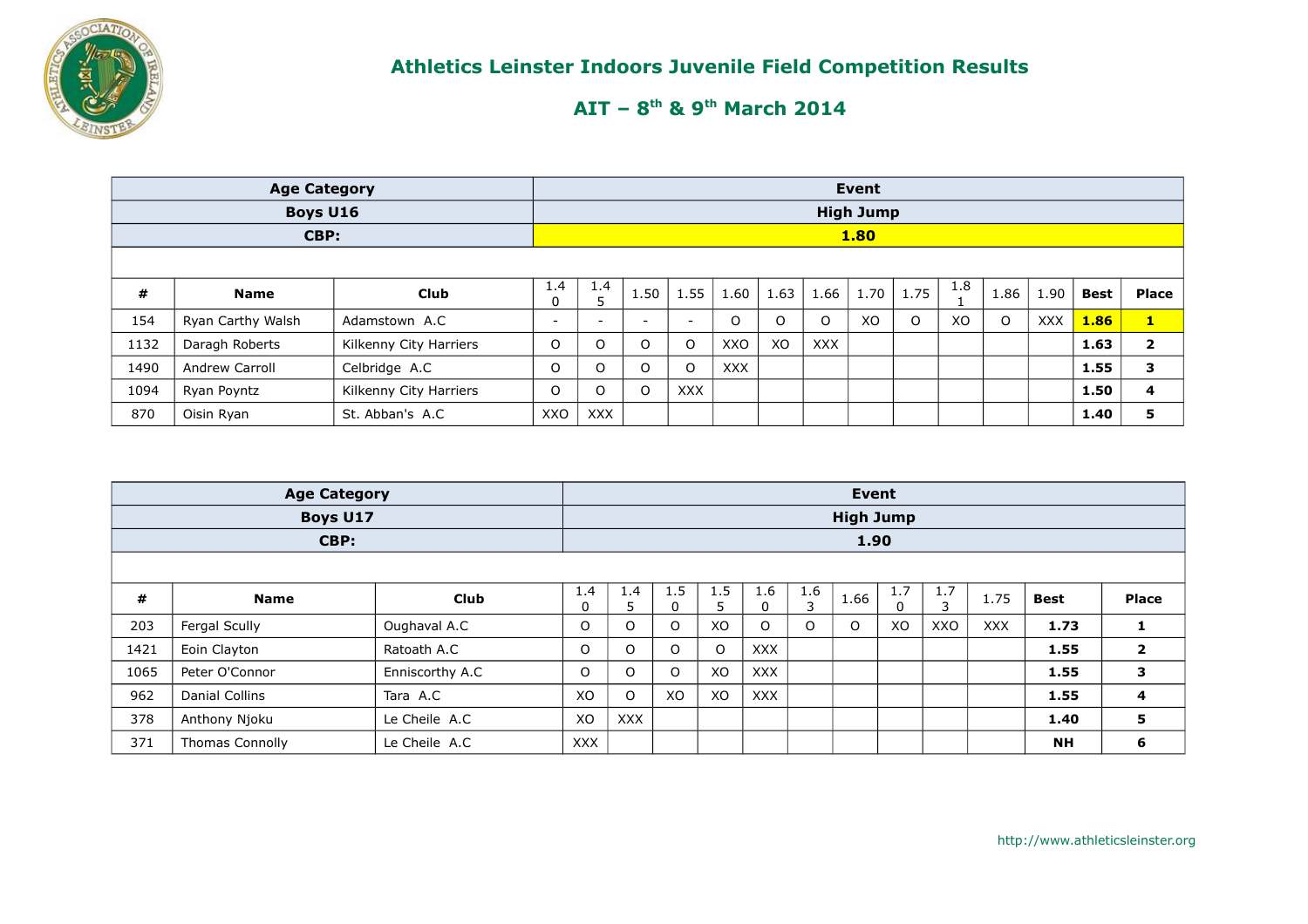# Athletics Leinster Indoors Juvenile Field Competition Results

## AIT – 8th & 9th March 2014

| Age Category | | | Event | | | | | | | | | | | | | |
|---|---|---|---|---|---|---|---|---|---|---|---|---|---|---|---|---|
| Boys U16 | | | High Jump | | | | | | | | | | | | | |
| CBP: | | | 1.80 | | | | | | | | | | | | | |
| # | Name | Club | 1.40 | 1.45 | 1.50 | 1.55 | 1.60 | 1.63 | 1.66 | 1.70 | 1.75 | 1.81 | 1.86 | 1.90 | Best | Place |
| 154 | Ryan Carthy Walsh | Adamstown A.C | - | - | - | - | O | O | O | XO | O | XO | O | XXX | **1.86** | **1** |
| 1132 | Daragh Roberts | Kilkenny City Harriers | O | O | O | O | XXO | XO | XXX | | | | | | **1.63** | **2** |
| 1490 | Andrew Carroll | Celbridge A.C | O | O | O | O | XXX | | | | | | | | **1.55** | **3** |
| 1094 | Ryan Poyntz | Kilkenny City Harriers | O | O | O | XXX | | | | | | | | | **1.50** | **4** |
| 870 | Oisin Ryan | St. Abban's A.C | XXO | XXX | | | | | | | | | | | **1.40** | **5** |

| Age Category | | | Event | | | | | | | | | | | |
|---|---|---|---|---|---|---|---|---|---|---|---|---|---|---|
| Boys U17 | | | High Jump | | | | | | | | | | | |
| CBP: | | | 1.90 | | | | | | | | | | | |
| # | Name | Club | 1.40 | 1.45 | 1.50 | 1.55 | 1.60 | 1.63 | 1.66 | 1.70 | 1.73 | 1.75 | Best | Place |
| 203 | Fergal Scully | Oughaval A.C | O | O | O | XO | O | O | O | XO | XXO | XXX | **1.73** | **1** |
| 1421 | Eoin Clayton | Ratoath A.C | O | O | O | O | XXX | | | | | | **1.55** | **2** |
| 1065 | Peter O'Connor | Enniscorthy A.C | O | O | O | XO | XXX | | | | | | **1.55** | **3** |
| 962 | Danial Collins | Tara A.C | XO | O | XO | XO | XXX | | | | | | **1.55** | **4** |
| 378 | Anthony Njoku | Le Cheile A.C | XO | XXX | | | | | | | | | **1.40** | **5** |
| 371 | Thomas Connolly | Le Cheile A.C | XXX | | | | | | | | | | **NH** | **6** |

http://www.athleticsleinster.org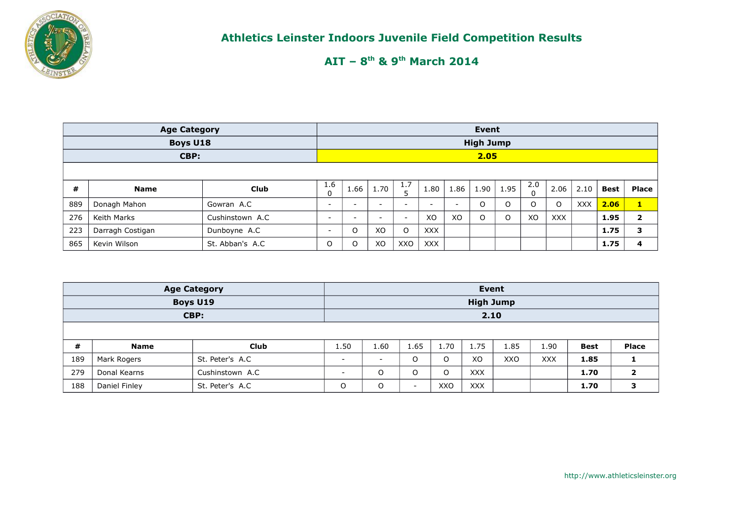## Athletics Leinster Indoors Juvenile Field Competition Results

## AIT – 8th & 9th March 2014

| Age Category | | | Event | | | | | | | | | | | | |
|---|---|---|---|---|---|---|---|---|---|---|---|---|---|---|---|
| Boys U18 | | | High Jump | | | | | | | | | | | | |
| CBP: | | | 2.05 | | | | | | | | | | | | |
| # | Name | Club | 1.60 | 1.66 | 1.70 | 1.75 | 1.80 | 1.86 | 1.90 | 1.95 | 2.00 | 2.06 | 2.10 | Best | Place |
| 889 | Donagh Mahon | Gowran A.C | - | - | - | - | - | - | O | O | O | O | XXX | **2.06** | **1** |
| 276 | Keith Marks | Cushinstown A.C | - | - | - | - | XO | XO | O | O | XO | XXX | | **1.95** | **2** |
| 223 | Darragh Costigan | Dunboyne A.C | - | O | XO | O | XXX | | | | | | | **1.75** | **3** |
| 865 | Kevin Wilson | St. Abban's A.C | O | O | XO | XXO | XXX | | | | | | | **1.75** | **4** |

| Age Category | | | Event | | | | | | | | |
|---|---|---|---|---|---|---|---|---|---|---|---|
| Boys U19 | | | High Jump | | | | | | | | |
| CBP: | | | 2.10 | | | | | | | | |
| # | Name | Club | 1.50 | 1.60 | 1.65 | 1.70 | 1.75 | 1.85 | 1.90 | Best | Place |
| 189 | Mark Rogers | St. Peter's A.C | - | - | O | O | XO | XXO | XXX | **1.85** | **1** |
| 279 | Donal Kearns | Cushinstown A.C | - | O | O | O | XXX | | | **1.70** | **2** |
| 188 | Daniel Finley | St. Peter's A.C | O | O | - | XXO | XXX | | | **1.70** | **3** |

http://www.athleticsleinster.org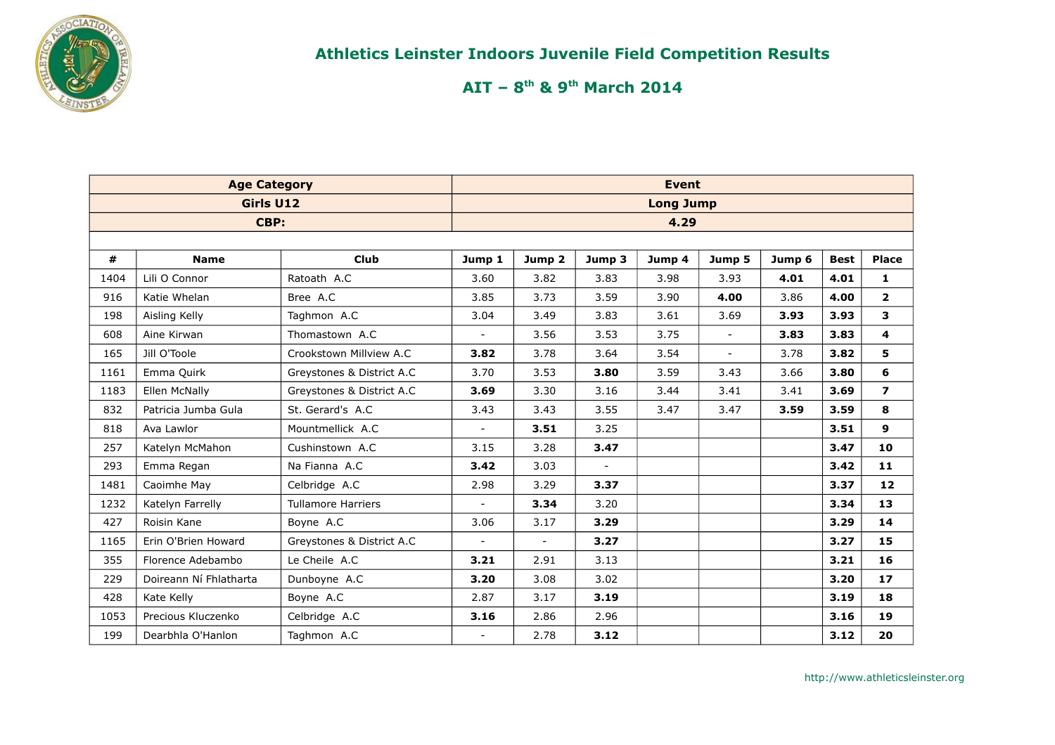# Athletics Leinster Indoors Juvenile Field Competition Results

## AIT – 8th & 9th March 2014

| Age Category | | | Event | | | | | | | | |
|---|---|---|---|---|---|---|---|---|---|---|---|
| Girls U12 | | | Long Jump | | | | | | | | |
| CBP: | | | 4.29 | | | | | | | | |
| **#** | **Name** | **Club** | **Jump 1** | **Jump 2** | **Jump 3** | **Jump 4** | **Jump 5** | **Jump 6** | **Best** | **Place** | |
| 1404 | Lili O Connor | Ratoath A.C | 3.60 | 3.82 | 3.83 | 3.98 | 3.93 | **4.01** | **4.01** | **1** | |
| 916 | Katie Whelan | Bree A.C | 3.85 | 3.73 | 3.59 | 3.90 | **4.00** | 3.86 | **4.00** | **2** | |
| 198 | Aisling Kelly | Taghmon A.C | 3.04 | 3.49 | 3.83 | 3.61 | 3.69 | **3.93** | **3.93** | **3** | |
| 608 | Aine Kirwan | Thomastown A.C | - | 3.56 | 3.53 | 3.75 | - | **3.83** | **3.83** | **4** | |
| 165 | Jill O'Toole | Crookstown Millview A.C | **3.82** | 3.78 | 3.64 | 3.54 | - | 3.78 | **3.82** | **5** | |
| 1161 | Emma Quirk | Greystones & District A.C | 3.70 | 3.53 | **3.80** | 3.59 | 3.43 | 3.66 | **3.80** | **6** | |
| 1183 | Ellen McNally | Greystones & District A.C | **3.69** | 3.30 | 3.16 | 3.44 | 3.41 | 3.41 | **3.69** | **7** | |
| 832 | Patricia Jumba Gula | St. Gerard's A.C | 3.43 | 3.43 | 3.55 | 3.47 | 3.47 | **3.59** | **3.59** | **8** | |
| 818 | Ava Lawlor | Mountmellick A.C | - | **3.51** | 3.25 | | | | **3.51** | **9** | |
| 257 | Katelyn McMahon | Cushinstown A.C | 3.15 | 3.28 | **3.47** | | | | **3.47** | **10** | |
| 293 | Emma Regan | Na Fianna A.C | **3.42** | 3.03 | - | | | | **3.42** | **11** | |
| 1481 | Caoimhe May | Celbridge A.C | 2.98 | 3.29 | **3.37** | | | | **3.37** | **12** | |
| 1232 | Katelyn Farrelly | Tullamore Harriers | - | **3.34** | 3.20 | | | | **3.34** | **13** | |
| 427 | Roisin Kane | Boyne A.C | 3.06 | 3.17 | **3.29** | | | | **3.29** | **14** | |
| 1165 | Erin O'Brien Howard | Greystones & District A.C | - | - | **3.27** | | | | **3.27** | **15** | |
| 355 | Florence Adebambo | Le Cheile A.C | **3.21** | 2.91 | 3.13 | | | | **3.21** | **16** | |
| 229 | Doireann Ní Fhlatharta | Dunboyne A.C | **3.20** | 3.08 | 3.02 | | | | **3.20** | **17** | |
| 428 | Kate Kelly | Boyne A.C | 2.87 | 3.17 | **3.19** | | | | **3.19** | **18** | |
| 1053 | Precious Kluczenko | Celbridge A.C | **3.16** | 2.86 | 2.96 | | | | **3.16** | **19** | |
| 199 | Dearbhla O'Hanlon | Taghmon A.C | - | 2.78 | **3.12** | | | | **3.12** | **20** | |

http://www.athleticsleinster.org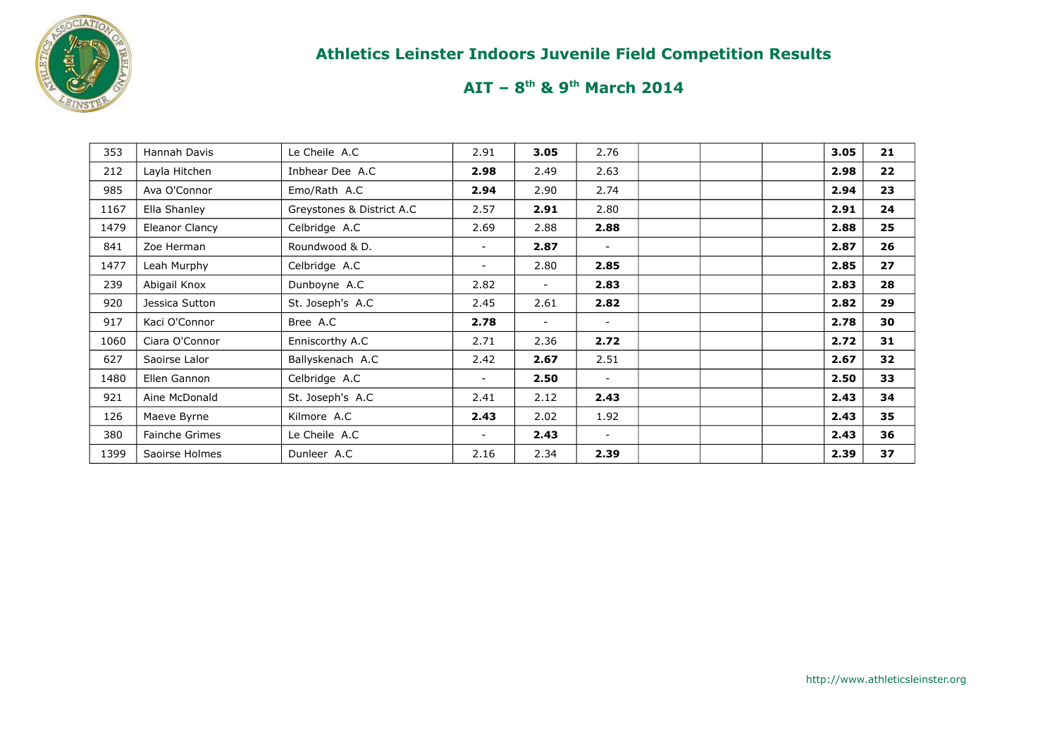# Athletics Leinster Indoors Juvenile Field Competition Results

## AIT – 8th & 9th March 2014

| | | | | | | | | | | |
|---|---|---|---|---|---|---|---|---|---|---|
| 353 | Hannah Davis | Le Cheile A.C | 2.91 | **3.05** | 2.76 | | | | **3.05** | **21** |
| 212 | Layla Hitchen | Inbhear Dee A.C | **2.98** | 2.49 | 2.63 | | | | **2.98** | **22** |
| 985 | Ava O'Connor | Emo/Rath A.C | **2.94** | 2.90 | 2.74 | | | | **2.94** | **23** |
| 1167 | Ella Shanley | Greystones & District A.C | 2.57 | **2.91** | 2.80 | | | | **2.91** | **24** |
| 1479 | Eleanor Clancy | Celbridge A.C | 2.69 | 2.88 | **2.88** | | | | **2.88** | **25** |
| 841 | Zoe Herman | Roundwood & D. | - | **2.87** | - | | | | **2.87** | **26** |
| 1477 | Leah Murphy | Celbridge A.C | - | 2.80 | **2.85** | | | | **2.85** | **27** |
| 239 | Abigail Knox | Dunboyne A.C | 2.82 | - | **2.83** | | | | **2.83** | **28** |
| 920 | Jessica Sutton | St. Joseph's A.C | 2.45 | 2.61 | **2.82** | | | | **2.82** | **29** |
| 917 | Kaci O'Connor | Bree A.C | **2.78** | - | - | | | | **2.78** | **30** |
| 1060 | Ciara O'Connor | Enniscorthy A.C | 2.71 | 2.36 | **2.72** | | | | **2.72** | **31** |
| 627 | Saoirse Lalor | Ballyskenach A.C | 2.42 | **2.67** | 2.51 | | | | **2.67** | **32** |
| 1480 | Ellen Gannon | Celbridge A.C | - | **2.50** | - | | | | **2.50** | **33** |
| 921 | Aine McDonald | St. Joseph's A.C | 2.41 | 2.12 | **2.43** | | | | **2.43** | **34** |
| 126 | Maeve Byrne | Kilmore A.C | **2.43** | 2.02 | 1.92 | | | | **2.43** | **35** |
| 380 | Fainche Grimes | Le Cheile A.C | - | **2.43** | - | | | | **2.43** | **36** |
| 1399 | Saoirse Holmes | Dunleer A.C | 2.16 | 2.34 | **2.39** | | | | **2.39** | **37** |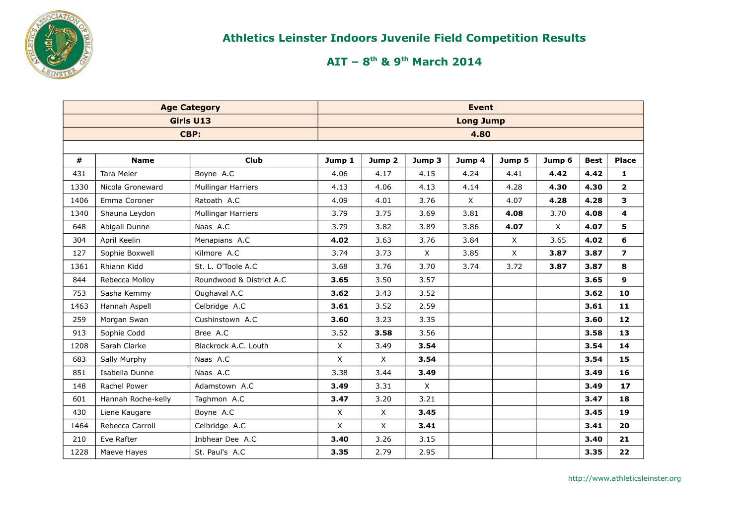## Athletics Leinster Indoors Juvenile Field Competition Results

## AIT – 8th & 9th March 2014

| Age Category | | | Event | | | | | | | |
|---|---|---|---|---|---|---|---|---|---|---|
| Girls U13 | | | Long Jump | | | | | | | |
| CBP: | | | 4.80 | | | | | | | |
| **#** | **Name** | **Club** | **Jump 1** | **Jump 2** | **Jump 3** | **Jump 4** | **Jump 5** | **Jump 6** | **Best** | **Place** |
| 431 | Tara Meier | Boyne A.C | 4.06 | 4.17 | 4.15 | 4.24 | 4.41 | **4.42** | **4.42** | **1** |
| 1330 | Nicola Groneward | Mullingar Harriers | 4.13 | 4.06 | 4.13 | 4.14 | 4.28 | **4.30** | **4.30** | **2** |
| 1406 | Emma Coroner | Ratoath A.C | 4.09 | 4.01 | 3.76 | X | 4.07 | **4.28** | **4.28** | **3** |
| 1340 | Shauna Leydon | Mullingar Harriers | 3.79 | 3.75 | 3.69 | 3.81 | **4.08** | 3.70 | **4.08** | **4** |
| 648 | Abigail Dunne | Naas A.C | 3.79 | 3.82 | 3.89 | 3.86 | **4.07** | X | **4.07** | **5** |
| 304 | April Keelin | Menapians A.C | **4.02** | 3.63 | 3.76 | 3.84 | X | 3.65 | **4.02** | **6** |
| 127 | Sophie Boxwell | Kilmore A.C | 3.74 | 3.73 | X | 3.85 | X | **3.87** | **3.87** | **7** |
| 1361 | Rhiann Kidd | St. L. O'Toole A.C | 3.68 | 3.76 | 3.70 | 3.74 | 3.72 | **3.87** | **3.87** | **8** |
| 844 | Rebecca Molloy | Roundwood & District A.C | **3.65** | 3.50 | 3.57 | | | | **3.65** | **9** |
| 753 | Sasha Kemmy | Oughaval A.C | **3.62** | 3.43 | 3.52 | | | | **3.62** | **10** |
| 1463 | Hannah Aspell | Celbridge A.C | **3.61** | 3.52 | 2.59 | | | | **3.61** | **11** |
| 259 | Morgan Swan | Cushinstown A.C | **3.60** | 3.23 | 3.35 | | | | **3.60** | **12** |
| 913 | Sophie Codd | Bree A.C | 3.52 | **3.58** | 3.56 | | | | **3.58** | **13** |
| 1208 | Sarah Clarke | Blackrock A.C. Louth | X | 3.49 | **3.54** | | | | **3.54** | **14** |
| 683 | Sally Murphy | Naas A.C | X | X | **3.54** | | | | **3.54** | **15** |
| 851 | Isabella Dunne | Naas A.C | 3.38 | 3.44 | **3.49** | | | | **3.49** | **16** |
| 148 | Rachel Power | Adamstown A.C | **3.49** | 3.31 | X | | | | **3.49** | **17** |
| 601 | Hannah Roche-kelly | Taghmon A.C | **3.47** | 3.20 | 3.21 | | | | **3.47** | **18** |
| 430 | Liene Kaugare | Boyne A.C | X | X | **3.45** | | | | **3.45** | **19** |
| 1464 | Rebecca Carroll | Celbridge A.C | X | X | **3.41** | | | | **3.41** | **20** |
| 210 | Eve Rafter | Inbhear Dee A.C | **3.40** | 3.26 | 3.15 | | | | **3.40** | **21** |
| 1228 | Maeve Hayes | St. Paul's A.C | **3.35** | 2.79 | 2.95 | | | | **3.35** | **22** |

http://www.athleticsleinster.org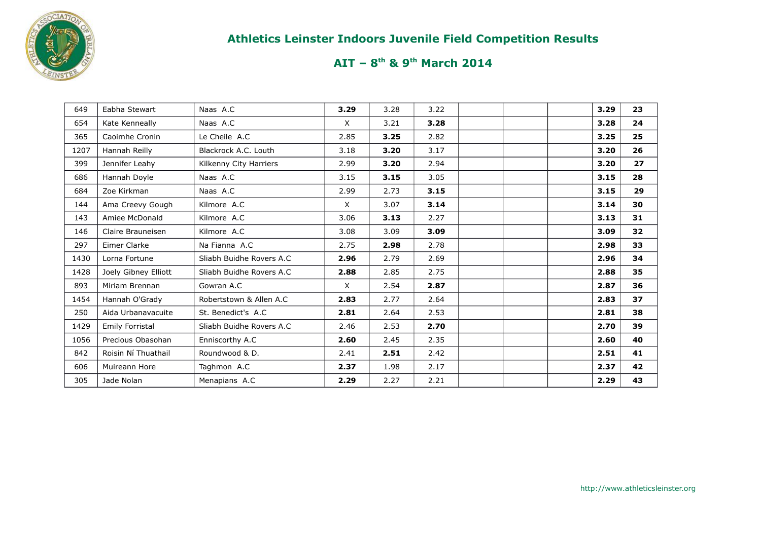## Athletics Leinster Indoors Juvenile Field Competition Results

## AIT – 8th & 9th March 2014

| | | | | | | | | | | |
|---|---|---|---|---|---|---|---|---|---|---|
| 649 | Eabha Stewart | Naas A.C | **3.29** | 3.28 | 3.22 | | | | **3.29** | **23** |
| 654 | Kate Kenneally | Naas A.C | X | 3.21 | **3.28** | | | | **3.28** | **24** |
| 365 | Caoimhe Cronin | Le Cheile A.C | 2.85 | **3.25** | 2.82 | | | | **3.25** | **25** |
| 1207 | Hannah Reilly | Blackrock A.C. Louth | 3.18 | **3.20** | 3.17 | | | | **3.20** | **26** |
| 399 | Jennifer Leahy | Kilkenny City Harriers | 2.99 | **3.20** | 2.94 | | | | **3.20** | **27** |
| 686 | Hannah Doyle | Naas A.C | 3.15 | **3.15** | 3.05 | | | | **3.15** | **28** |
| 684 | Zoe Kirkman | Naas A.C | 2.99 | 2.73 | **3.15** | | | | **3.15** | **29** |
| 144 | Ama Creevy Gough | Kilmore A.C | X | 3.07 | **3.14** | | | | **3.14** | **30** |
| 143 | Amiee McDonald | Kilmore A.C | 3.06 | **3.13** | 2.27 | | | | **3.13** | **31** |
| 146 | Claire Brauneisen | Kilmore A.C | 3.08 | 3.09 | **3.09** | | | | **3.09** | **32** |
| 297 | Eimer Clarke | Na Fianna A.C | 2.75 | **2.98** | 2.78 | | | | **2.98** | **33** |
| 1430 | Lorna Fortune | Sliabh Buidhe Rovers A.C | **2.96** | 2.79 | 2.69 | | | | **2.96** | **34** |
| 1428 | Joely Gibney Elliott | Sliabh Buidhe Rovers A.C | **2.88** | 2.85 | 2.75 | | | | **2.88** | **35** |
| 893 | Miriam Brennan | Gowran A.C | X | 2.54 | **2.87** | | | | **2.87** | **36** |
| 1454 | Hannah O'Grady | Robertstown & Allen A.C | **2.83** | 2.77 | 2.64 | | | | **2.83** | **37** |
| 250 | Aida Urbanavacuite | St. Benedict's A.C | **2.81** | 2.64 | 2.53 | | | | **2.81** | **38** |
| 1429 | Emily Forristal | Sliabh Buidhe Rovers A.C | 2.46 | 2.53 | **2.70** | | | | **2.70** | **39** |
| 1056 | Precious Obasohan | Enniscorthy A.C | **2.60** | 2.45 | 2.35 | | | | **2.60** | **40** |
| 842 | Roisin Ní Thuathail | Roundwood & D. | 2.41 | **2.51** | 2.42 | | | | **2.51** | **41** |
| 606 | Muireann Hore | Taghmon A.C | **2.37** | 1.98 | 2.17 | | | | **2.37** | **42** |
| 305 | Jade Nolan | Menapians A.C | **2.29** | 2.27 | 2.21 | | | | **2.29** | **43** |

http://www.athleticsleinster.org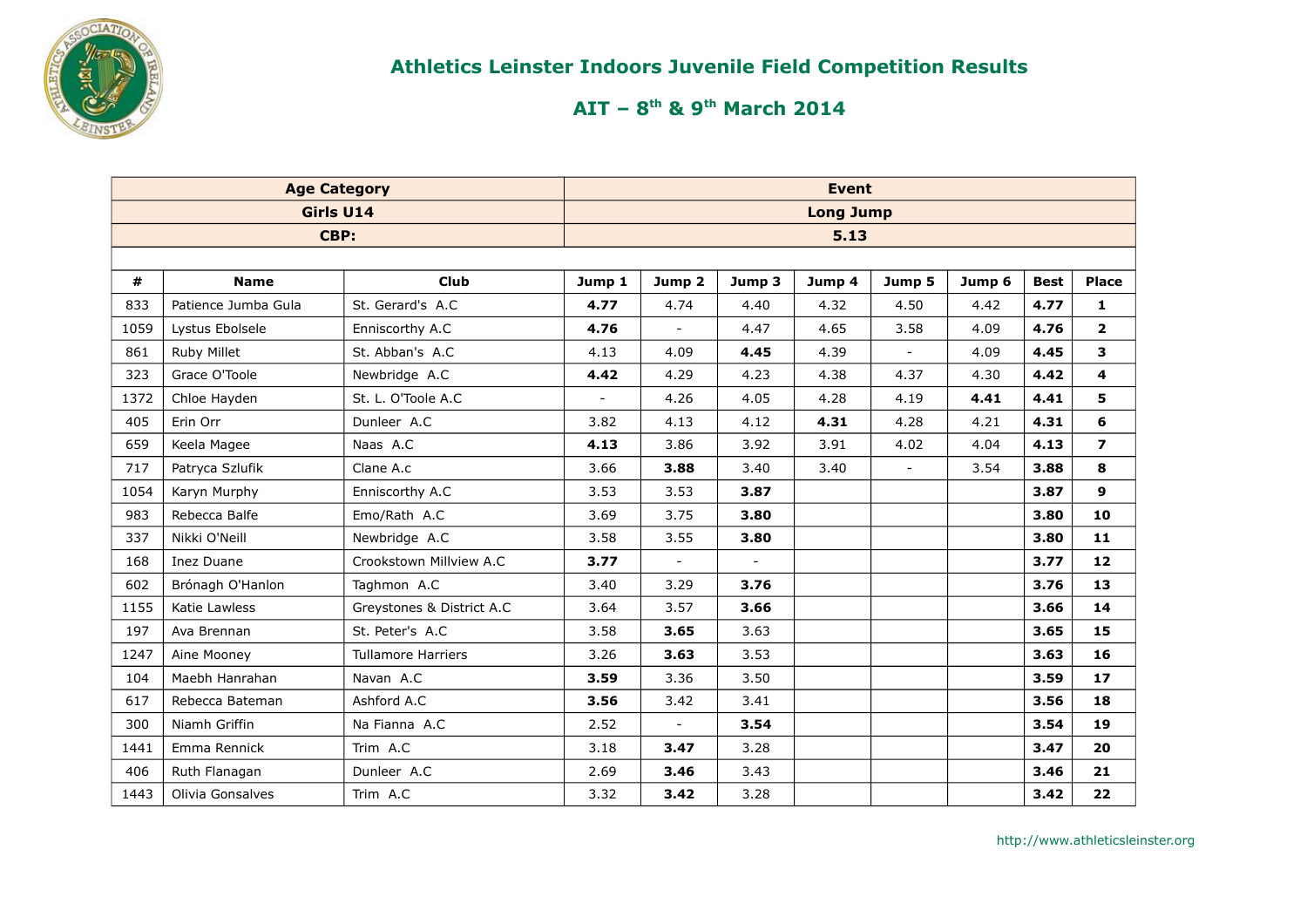# Athletics Leinster Indoors Juvenile Field Competition Results

## AIT – 8th & 9th March 2014

| Age Category | | | Event | | | | | | | |
|---|---|---|---|---|---|---|---|---|---|---|
| Girls U14 | | | Long Jump | | | | | | | |
| CBP: | | | 5.13 | | | | | | | |
| **#** | **Name** | **Club** | **Jump 1** | **Jump 2** | **Jump 3** | **Jump 4** | **Jump 5** | **Jump 6** | **Best** | **Place** |
| 833 | Patience Jumba Gula | St. Gerard's A.C | **4.77** | 4.74 | 4.40 | 4.32 | 4.50 | 4.42 | **4.77** | **1** |
| 1059 | Lystus Ebolsele | Enniscorthy A.C | **4.76** | - | 4.47 | 4.65 | 3.58 | 4.09 | **4.76** | **2** |
| 861 | Ruby Millet | St. Abban's A.C | 4.13 | 4.09 | **4.45** | 4.39 | - | 4.09 | **4.45** | **3** |
| 323 | Grace O'Toole | Newbridge A.C | **4.42** | 4.29 | 4.23 | 4.38 | 4.37 | 4.30 | **4.42** | **4** |
| 1372 | Chloe Hayden | St. L. O'Toole A.C | - | 4.26 | 4.05 | 4.28 | 4.19 | **4.41** | **4.41** | **5** |
| 405 | Erin Orr | Dunleer A.C | 3.82 | 4.13 | 4.12 | **4.31** | 4.28 | 4.21 | **4.31** | **6** |
| 659 | Keela Magee | Naas A.C | **4.13** | 3.86 | 3.92 | 3.91 | 4.02 | 4.04 | **4.13** | **7** |
| 717 | Patryca Szlufik | Clane A.c | 3.66 | **3.88** | 3.40 | 3.40 | - | 3.54 | **3.88** | **8** |
| 1054 | Karyn Murphy | Enniscorthy A.C | 3.53 | 3.53 | **3.87** | | | | **3.87** | **9** |
| 983 | Rebecca Balfe | Emo/Rath A.C | 3.69 | 3.75 | **3.80** | | | | **3.80** | **10** |
| 337 | Nikki O'Neill | Newbridge A.C | 3.58 | 3.55 | **3.80** | | | | **3.80** | **11** |
| 168 | Inez Duane | Crookstown Millview A.C | **3.77** | - | - | | | | **3.77** | **12** |
| 602 | Brónagh O'Hanlon | Taghmon A.C | 3.40 | 3.29 | **3.76** | | | | **3.76** | **13** |
| 1155 | Katie Lawless | Greystones & District A.C | 3.64 | 3.57 | **3.66** | | | | **3.66** | **14** |
| 197 | Ava Brennan | St. Peter's A.C | 3.58 | **3.65** | 3.63 | | | | **3.65** | **15** |
| 1247 | Aine Mooney | Tullamore Harriers | 3.26 | **3.63** | 3.53 | | | | **3.63** | **16** |
| 104 | Maebh Hanrahan | Navan A.C | **3.59** | 3.36 | 3.50 | | | | **3.59** | **17** |
| 617 | Rebecca Bateman | Ashford A.C | **3.56** | 3.42 | 3.41 | | | | **3.56** | **18** |
| 300 | Niamh Griffin | Na Fianna A.C | 2.52 | - | **3.54** | | | | **3.54** | **19** |
| 1441 | Emma Rennick | Trim A.C | 3.18 | **3.47** | 3.28 | | | | **3.47** | **20** |
| 406 | Ruth Flanagan | Dunleer A.C | 2.69 | **3.46** | 3.43 | | | | **3.46** | **21** |
| 1443 | Olivia Gonsalves | Trim A.C | 3.32 | **3.42** | 3.28 | | | | **3.42** | **22** |

http://www.athleticsleinster.org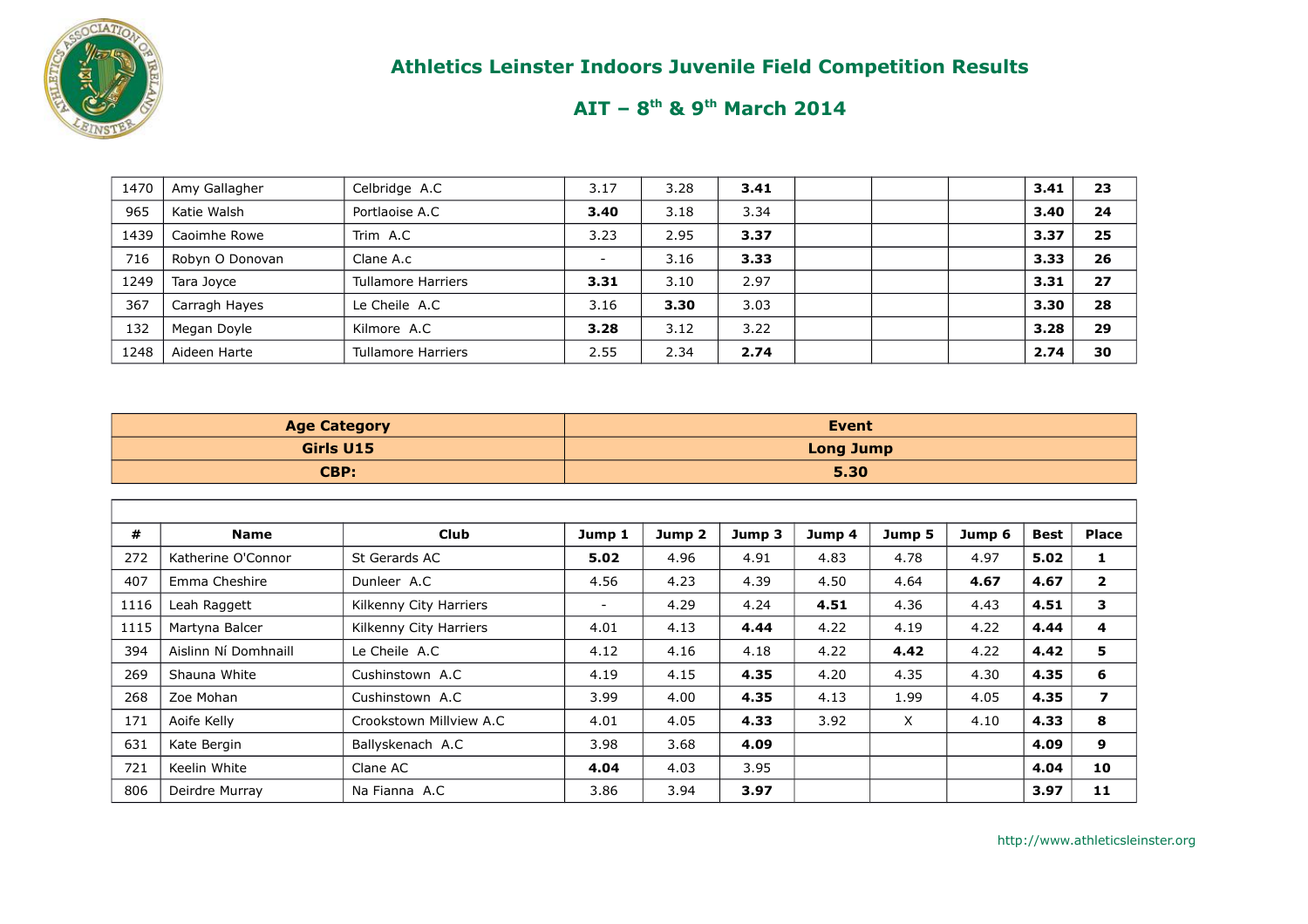# Athletics Leinster Indoors Juvenile Field Competition Results

## AIT – 8th & 9th March 2014

| | | | | | | | | | | |
|---|---|---|---|---|---|---|---|---|---|---|
| 1470 | Amy Gallagher | Celbridge A.C | 3.17 | 3.28 | **3.41** | | | | **3.41** | **23** |
| 965 | Katie Walsh | Portlaoise A.C | **3.40** | 3.18 | 3.34 | | | | **3.40** | **24** |
| 1439 | Caoimhe Rowe | Trim A.C | 3.23 | 2.95 | **3.37** | | | | **3.37** | **25** |
| 716 | Robyn O Donovan | Clane A.c | - | 3.16 | **3.33** | | | | **3.33** | **26** |
| 1249 | Tara Joyce | Tullamore Harriers | **3.31** | 3.10 | 2.97 | | | | **3.31** | **27** |
| 367 | Carragh Hayes | Le Cheile A.C | 3.16 | **3.30** | 3.03 | | | | **3.30** | **28** |
| 132 | Megan Doyle | Kilmore A.C | **3.28** | 3.12 | 3.22 | | | | **3.28** | **29** |
| 1248 | Aideen Harte | Tullamore Harriers | 2.55 | 2.34 | **2.74** | | | | **2.74** | **30** |

| Age Category | Event |
|---|---|
| **Girls U15** | **Long Jump** |
| **CBP:** | **5.30** |

| # | Name | Club | Jump 1 | Jump 2 | Jump 3 | Jump 4 | Jump 5 | Jump 6 | Best | Place |
|---|---|---|---|---|---|---|---|---|---|---|
| 272 | Katherine O'Connor | St Gerards AC | **5.02** | 4.96 | 4.91 | 4.83 | 4.78 | 4.97 | **5.02** | **1** |
| 407 | Emma Cheshire | Dunleer A.C | 4.56 | 4.23 | 4.39 | 4.50 | 4.64 | **4.67** | **4.67** | **2** |
| 1116 | Leah Raggett | Kilkenny City Harriers | - | 4.29 | 4.24 | **4.51** | 4.36 | 4.43 | **4.51** | **3** |
| 1115 | Martyna Balcer | Kilkenny City Harriers | 4.01 | 4.13 | **4.44** | 4.22 | 4.19 | 4.22 | **4.44** | **4** |
| 394 | Aislinn Ní Domhnaill | Le Cheile A.C | 4.12 | 4.16 | 4.18 | 4.22 | **4.42** | 4.22 | **4.42** | **5** |
| 269 | Shauna White | Cushinstown A.C | 4.19 | 4.15 | **4.35** | 4.20 | 4.35 | 4.30 | **4.35** | **6** |
| 268 | Zoe Mohan | Cushinstown A.C | 3.99 | 4.00 | **4.35** | 4.13 | 1.99 | 4.05 | **4.35** | **7** |
| 171 | Aoife Kelly | Crookstown Millview A.C | 4.01 | 4.05 | **4.33** | 3.92 | X | 4.10 | **4.33** | **8** |
| 631 | Kate Bergin | Ballyskenach A.C | 3.98 | 3.68 | **4.09** | | | | **4.09** | **9** |
| 721 | Keelin White | Clane AC | **4.04** | 4.03 | 3.95 | | | | **4.04** | **10** |
| 806 | Deirdre Murray | Na Fianna A.C | 3.86 | 3.94 | **3.97** | | | | **3.97** | **11** |

http://www.athleticsleinster.org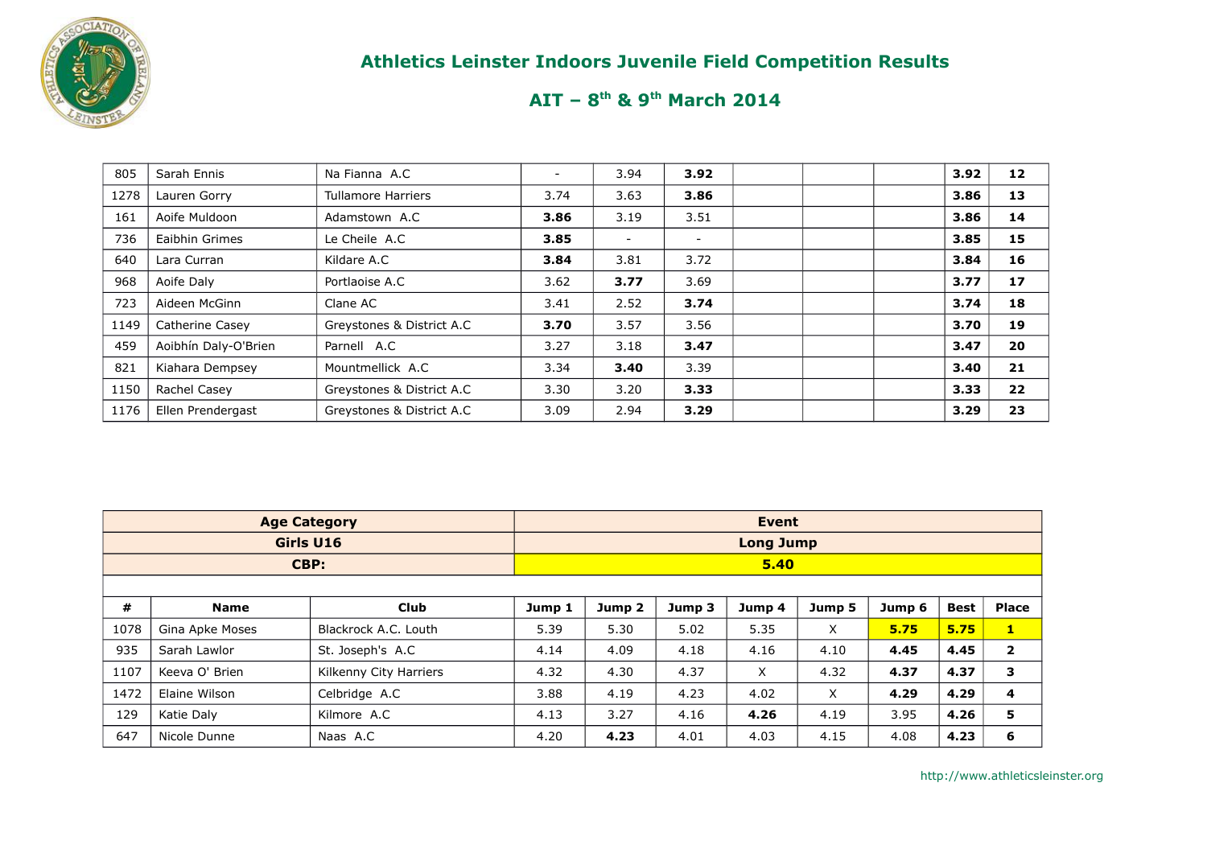## Athletics Leinster Indoors Juvenile Field Competition Results

## AIT – 8th & 9th March 2014

| 805 | Sarah Ennis | Na Fianna A.C | - | 3.94 | **3.92** | | | | **3.92** | **12** |
|---|---|---|---|---|---|---|---|---|---|---|
| 1278 | Lauren Gorry | Tullamore Harriers | 3.74 | 3.63 | **3.86** | | | | **3.86** | **13** |
| 161 | Aoife Muldoon | Adamstown A.C | **3.86** | 3.19 | 3.51 | | | | **3.86** | **14** |
| 736 | Eaibhin Grimes | Le Cheile A.C | **3.85** | - | - | | | | **3.85** | **15** |
| 640 | Lara Curran | Kildare A.C | **3.84** | 3.81 | 3.72 | | | | **3.84** | **16** |
| 968 | Aoife Daly | Portlaoise A.C | 3.62 | **3.77** | 3.69 | | | | **3.77** | **17** |
| 723 | Aideen McGinn | Clane AC | 3.41 | 2.52 | **3.74** | | | | **3.74** | **18** |
| 1149 | Catherine Casey | Greystones & District A.C | **3.70** | 3.57 | 3.56 | | | | **3.70** | **19** |
| 459 | Aoibhín Daly-O'Brien | Parnell A.C | 3.27 | 3.18 | **3.47** | | | | **3.47** | **20** |
| 821 | Kiahara Dempsey | Mountmellick A.C | 3.34 | **3.40** | 3.39 | | | | **3.40** | **21** |
| 1150 | Rachel Casey | Greystones & District A.C | 3.30 | 3.20 | **3.33** | | | | **3.33** | **22** |
| 1176 | Ellen Prendergast | Greystones & District A.C | 3.09 | 2.94 | **3.29** | | | | **3.29** | **23** |

| **Age Category** | | | **Event** | | | | | | | |
|---|---|---|---|---|---|---|---|---|---|---|
| **Girls U16** | | | **Long Jump** | | | | | | | |
| **CBP:** | | | **5.40** | | | | | | | |
| **#** | **Name** | **Club** | **Jump 1** | **Jump 2** | **Jump 3** | **Jump 4** | **Jump 5** | **Jump 6** | **Best** | **Place** |
| 1078 | Gina Apke Moses | Blackrock A.C. Louth | 5.39 | 5.30 | 5.02 | 5.35 | X | **5.75** | **5.75** | **1** |
| 935 | Sarah Lawlor | St. Joseph's A.C | 4.14 | 4.09 | 4.18 | 4.16 | 4.10 | **4.45** | **4.45** | **2** |
| 1107 | Keeva O' Brien | Kilkenny City Harriers | 4.32 | 4.30 | 4.37 | X | 4.32 | **4.37** | **4.37** | **3** |
| 1472 | Elaine Wilson | Celbridge A.C | 3.88 | 4.19 | 4.23 | 4.02 | X | **4.29** | **4.29** | **4** |
| 129 | Katie Daly | Kilmore A.C | 4.13 | 3.27 | 4.16 | **4.26** | 4.19 | 3.95 | **4.26** | **5** |
| 647 | Nicole Dunne | Naas A.C | 4.20 | **4.23** | 4.01 | 4.03 | 4.15 | 4.08 | **4.23** | **6** |

http://www.athleticsleinster.org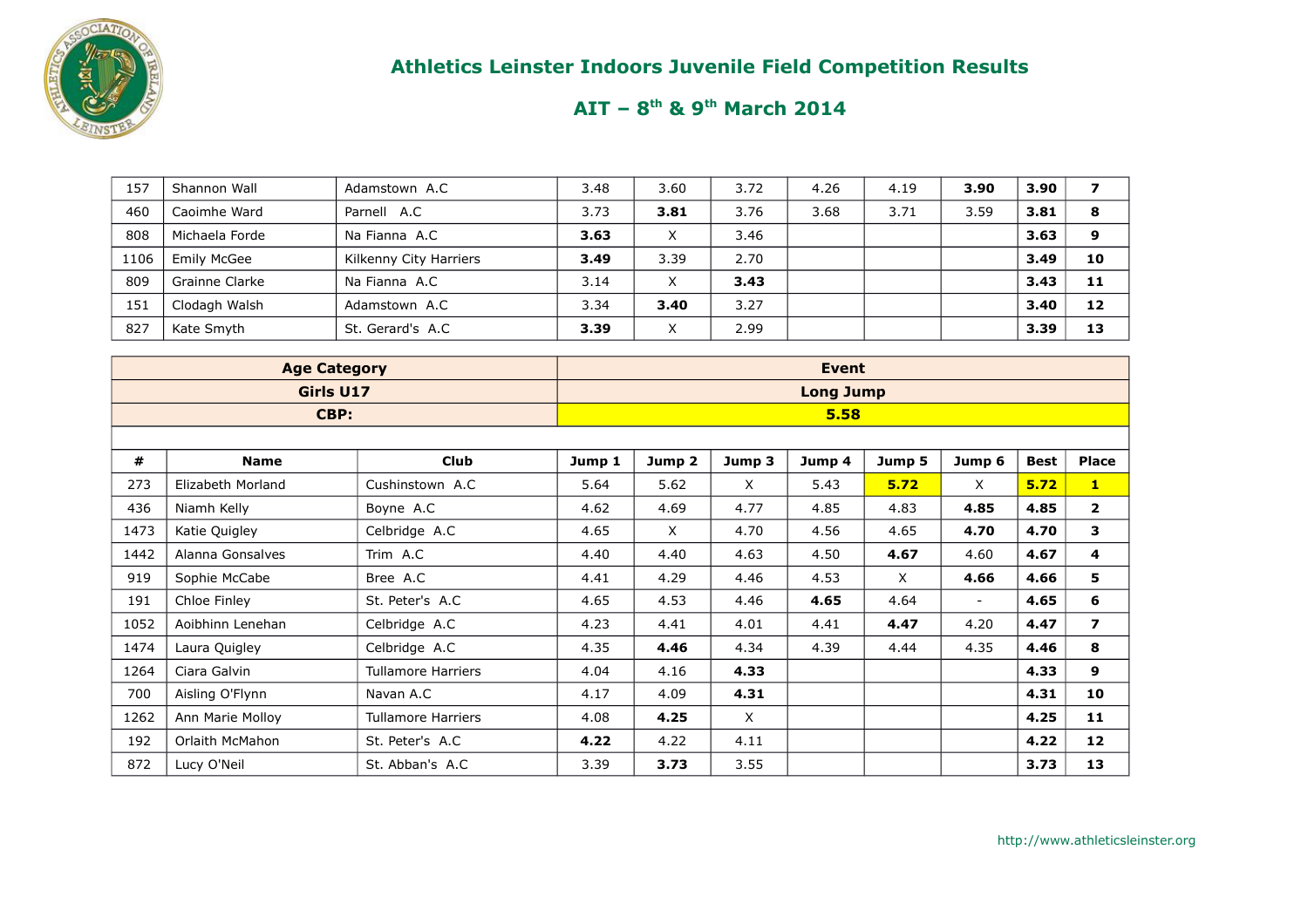## Athletics Leinster Indoors Juvenile Field Competition Results

## AIT – 8th & 9th March 2014

| | | | | | | | | | | |
|---|---|---|---|---|---|---|---|---|---|---|
| 157 | Shannon Wall | Adamstown A.C | 3.48 | 3.60 | 3.72 | 4.26 | 4.19 | **3.90** | **3.90** | **7** |
| 460 | Caoimhe Ward | Parnell A.C | 3.73 | **3.81** | 3.76 | 3.68 | 3.71 | 3.59 | **3.81** | **8** |
| 808 | Michaela Forde | Na Fianna A.C | **3.63** | X | 3.46 | | | | **3.63** | **9** |
| 1106 | Emily McGee | Kilkenny City Harriers | **3.49** | 3.39 | 2.70 | | | | **3.49** | **10** |
| 809 | Grainne Clarke | Na Fianna A.C | 3.14 | X | **3.43** | | | | **3.43** | **11** |
| 151 | Clodagh Walsh | Adamstown A.C | 3.34 | **3.40** | 3.27 | | | | **3.40** | **12** |
| 827 | Kate Smyth | St. Gerard's A.C | **3.39** | X | 2.99 | | | | **3.39** | **13** |

| **Age Category** | | | **Event** | | | | | | | |
|---|---|---|---|---|---|---|---|---|---|---|
| **Girls U17** | | | **Long Jump** | | | | | | | |
| **CBP:** | | | **5.58** | | | | | | | |
| **#** | **Name** | **Club** | **Jump 1** | **Jump 2** | **Jump 3** | **Jump 4** | **Jump 5** | **Jump 6** | **Best** | **Place** |
| 273 | Elizabeth Morland | Cushinstown A.C | 5.64 | 5.62 | X | 5.43 | **5.72** | X | **5.72** | **1** |
| 436 | Niamh Kelly | Boyne A.C | 4.62 | 4.69 | 4.77 | 4.85 | 4.83 | **4.85** | **4.85** | **2** |
| 1473 | Katie Quigley | Celbridge A.C | 4.65 | X | 4.70 | 4.56 | 4.65 | **4.70** | **4.70** | **3** |
| 1442 | Alanna Gonsalves | Trim A.C | 4.40 | 4.40 | 4.63 | 4.50 | **4.67** | 4.60 | **4.67** | **4** |
| 919 | Sophie McCabe | Bree A.C | 4.41 | 4.29 | 4.46 | 4.53 | X | **4.66** | **4.66** | **5** |
| 191 | Chloe Finley | St. Peter's A.C | 4.65 | 4.53 | 4.46 | **4.65** | 4.64 | - | **4.65** | **6** |
| 1052 | Aoibhinn Lenehan | Celbridge A.C | 4.23 | 4.41 | 4.01 | 4.41 | **4.47** | 4.20 | **4.47** | **7** |
| 1474 | Laura Quigley | Celbridge A.C | 4.35 | **4.46** | 4.34 | 4.39 | 4.44 | 4.35 | **4.46** | **8** |
| 1264 | Ciara Galvin | Tullamore Harriers | 4.04 | 4.16 | **4.33** | | | | **4.33** | **9** |
| 700 | Aisling O'Flynn | Navan A.C | 4.17 | 4.09 | **4.31** | | | | **4.31** | **10** |
| 1262 | Ann Marie Molloy | Tullamore Harriers | 4.08 | **4.25** | X | | | | **4.25** | **11** |
| 192 | Orlaith McMahon | St. Peter's A.C | **4.22** | 4.22 | 4.11 | | | | **4.22** | **12** |
| 872 | Lucy O'Neil | St. Abban's A.C | 3.39 | **3.73** | 3.55 | | | | **3.73** | **13** |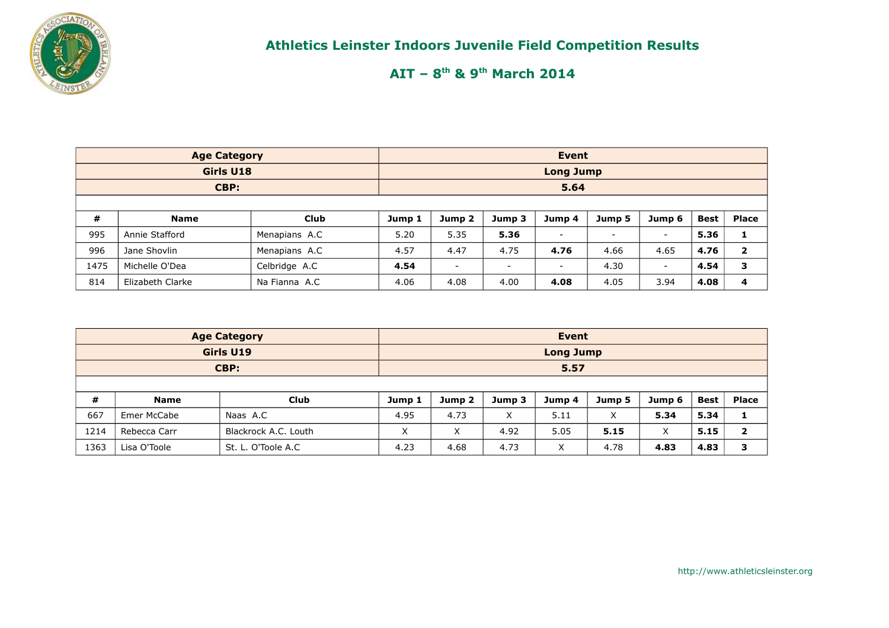# Athletics Leinster Indoors Juvenile Field Competition Results

## AIT – 8th & 9th March 2014

| Age Category | | | Event | | | | | | | |
|---|---|---|---|---|---|---|---|---|---|---|
| Girls U18 | | | Long Jump | | | | | | | |
| CBP: | | | 5.64 | | | | | | | |
| **#** | **Name** | **Club** | **Jump 1** | **Jump 2** | **Jump 3** | **Jump 4** | **Jump 5** | **Jump 6** | **Best** | **Place** |
| 995 | Annie Stafford | Menapians A.C | 5.20 | 5.35 | **5.36** | - | - | - | **5.36** | **1** |
| 996 | Jane Shovlin | Menapians A.C | 4.57 | 4.47 | 4.75 | **4.76** | 4.66 | 4.65 | **4.76** | **2** |
| 1475 | Michelle O'Dea | Celbridge A.C | **4.54** | - | - | - | 4.30 | - | **4.54** | **3** |
| 814 | Elizabeth Clarke | Na Fianna A.C | 4.06 | 4.08 | 4.00 | **4.08** | 4.05 | 3.94 | **4.08** | **4** |

| Age Category | | | Event | | | | | | | |
|---|---|---|---|---|---|---|---|---|---|---|
| Girls U19 | | | Long Jump | | | | | | | |
| CBP: | | | 5.57 | | | | | | | |
| **#** | **Name** | **Club** | **Jump 1** | **Jump 2** | **Jump 3** | **Jump 4** | **Jump 5** | **Jump 6** | **Best** | **Place** |
| 667 | Emer McCabe | Naas A.C | 4.95 | 4.73 | X | 5.11 | X | **5.34** | **5.34** | **1** |
| 1214 | Rebecca Carr | Blackrock A.C. Louth | X | X | 4.92 | 5.05 | **5.15** | X | **5.15** | **2** |
| 1363 | Lisa O'Toole | St. L. O'Toole A.C | 4.23 | 4.68 | 4.73 | X | 4.78 | **4.83** | **4.83** | **3** |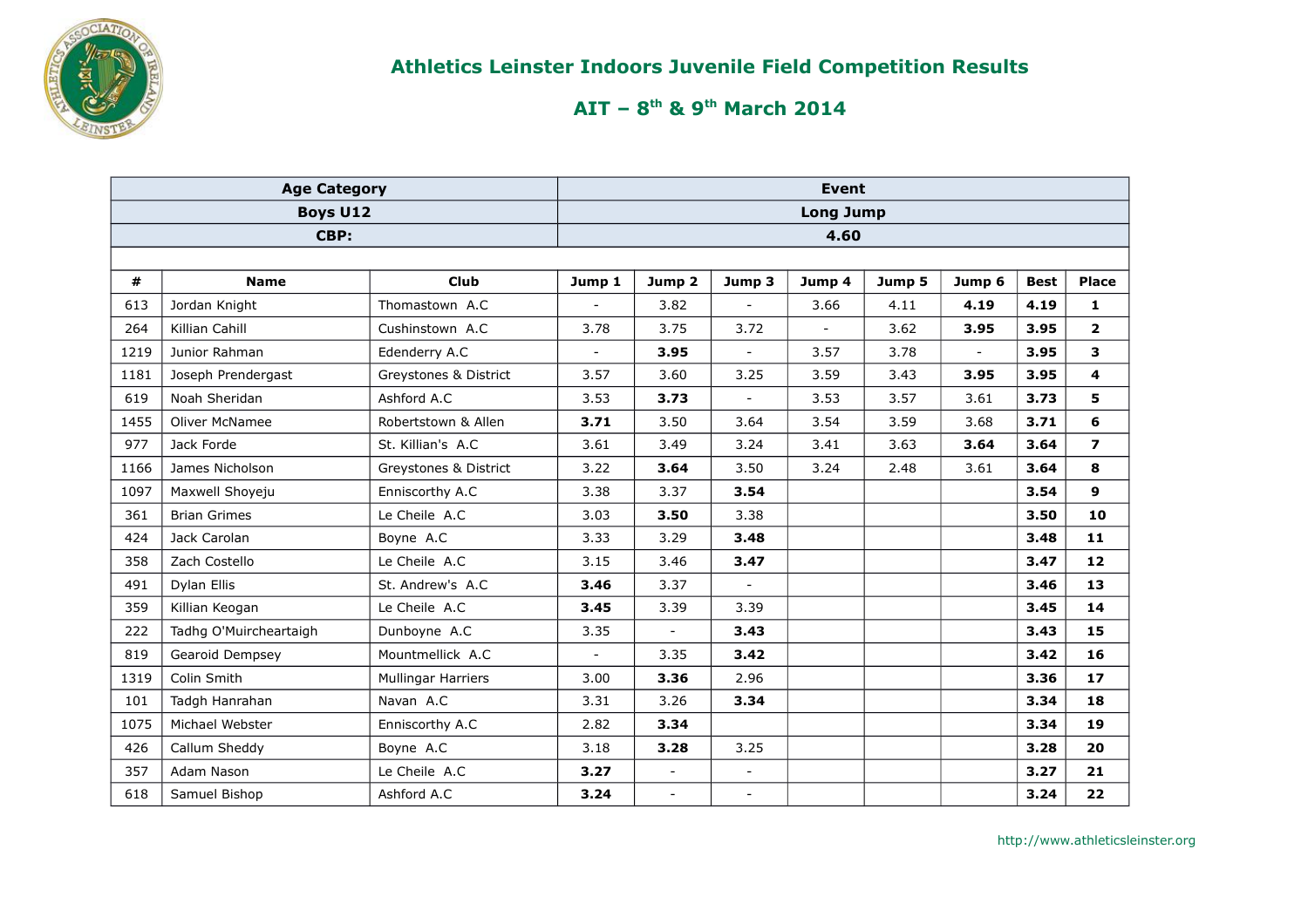# Athletics Leinster Indoors Juvenile Field Competition Results

## AIT – 8th & 9th March 2014

| Age Category | | | Event | | | | | | | |
|---|---|---|---|---|---|---|---|---|---|---|
| Boys U12 | | | Long Jump | | | | | | | |
| CBP: | | | 4.60 | | | | | | | |
| **#** | **Name** | **Club** | **Jump 1** | **Jump 2** | **Jump 3** | **Jump 4** | **Jump 5** | **Jump 6** | **Best** | **Place** |
| 613 | Jordan Knight | Thomastown A.C | - | 3.82 | - | 3.66 | 4.11 | **4.19** | **4.19** | **1** |
| 264 | Killian Cahill | Cushinstown A.C | 3.78 | 3.75 | 3.72 | - | 3.62 | **3.95** | **3.95** | **2** |
| 1219 | Junior Rahman | Edenderry A.C | - | **3.95** | - | 3.57 | 3.78 | - | **3.95** | **3** |
| 1181 | Joseph Prendergast | Greystones & District | 3.57 | 3.60 | 3.25 | 3.59 | 3.43 | **3.95** | **3.95** | **4** |
| 619 | Noah Sheridan | Ashford A.C | 3.53 | **3.73** | - | 3.53 | 3.57 | 3.61 | **3.73** | **5** |
| 1455 | Oliver McNamee | Robertstown & Allen | **3.71** | 3.50 | 3.64 | 3.54 | 3.59 | 3.68 | **3.71** | **6** |
| 977 | Jack Forde | St. Killian's A.C | 3.61 | 3.49 | 3.24 | 3.41 | 3.63 | **3.64** | **3.64** | **7** |
| 1166 | James Nicholson | Greystones & District | 3.22 | **3.64** | 3.50 | 3.24 | 2.48 | 3.61 | **3.64** | **8** |
| 1097 | Maxwell Shoyeju | Enniscorthy A.C | 3.38 | 3.37 | **3.54** | | | | **3.54** | **9** |
| 361 | Brian Grimes | Le Cheile A.C | 3.03 | **3.50** | 3.38 | | | | **3.50** | **10** |
| 424 | Jack Carolan | Boyne A.C | 3.33 | 3.29 | **3.48** | | | | **3.48** | **11** |
| 358 | Zach Costello | Le Cheile A.C | 3.15 | 3.46 | **3.47** | | | | **3.47** | **12** |
| 491 | Dylan Ellis | St. Andrew's A.C | **3.46** | 3.37 | - | | | | **3.46** | **13** |
| 359 | Killian Keogan | Le Cheile A.C | **3.45** | 3.39 | 3.39 | | | | **3.45** | **14** |
| 222 | Tadhg O'Muircheartaigh | Dunboyne A.C | 3.35 | - | **3.43** | | | | **3.43** | **15** |
| 819 | Gearoid Dempsey | Mountmellick A.C | - | 3.35 | **3.42** | | | | **3.42** | **16** |
| 1319 | Colin Smith | Mullingar Harriers | 3.00 | **3.36** | 2.96 | | | | **3.36** | **17** |
| 101 | Tadgh Hanrahan | Navan A.C | 3.31 | 3.26 | **3.34** | | | | **3.34** | **18** |
| 1075 | Michael Webster | Enniscorthy A.C | 2.82 | **3.34** | | | | | **3.34** | **19** |
| 426 | Callum Sheddy | Boyne A.C | 3.18 | **3.28** | 3.25 | | | | **3.28** | **20** |
| 357 | Adam Nason | Le Cheile A.C | **3.27** | - | - | | | | **3.27** | **21** |
| 618 | Samuel Bishop | Ashford A.C | **3.24** | - | - | | | | **3.24** | **22** |

http://www.athleticsleinster.org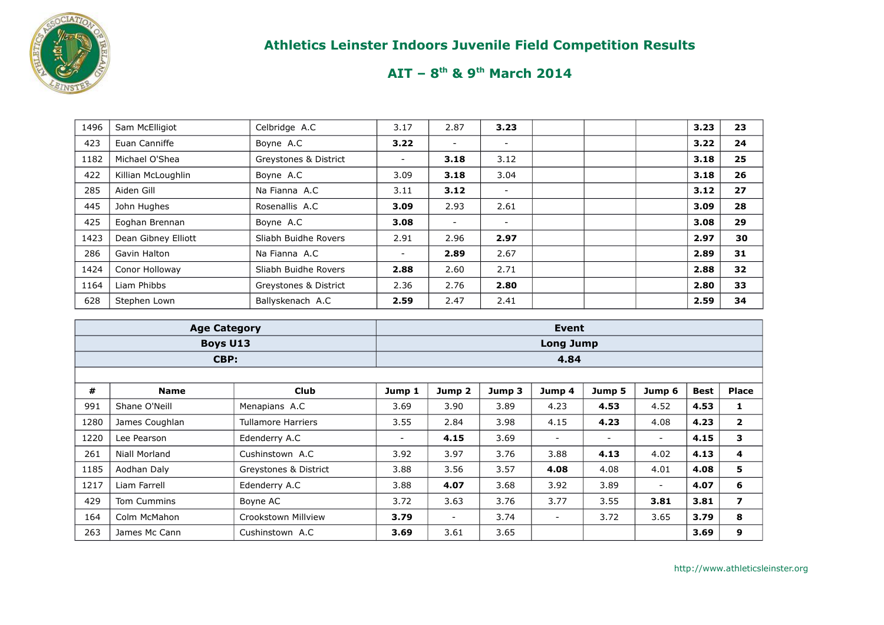# Athletics Leinster Indoors Juvenile Field Competition Results

## AIT – 8th & 9th March 2014

| | | | | | | | | | | |
|---|---|---|---|---|---|---|---|---|---|---|
| 1496 | Sam McElligiot | Celbridge A.C | 3.17 | 2.87 | **3.23** | | | | **3.23** | **23** |
| 423 | Euan Canniffe | Boyne A.C | **3.22** | - | - | | | | **3.22** | **24** |
| 1182 | Michael O'Shea | Greystones & District | - | **3.18** | 3.12 | | | | **3.18** | **25** |
| 422 | Killian McLoughlin | Boyne A.C | 3.09 | **3.18** | 3.04 | | | | **3.18** | **26** |
| 285 | Aiden Gill | Na Fianna A.C | 3.11 | **3.12** | - | | | | **3.12** | **27** |
| 445 | John Hughes | Rosenallis A.C | **3.09** | 2.93 | 2.61 | | | | **3.09** | **28** |
| 425 | Eoghan Brennan | Boyne A.C | **3.08** | - | - | | | | **3.08** | **29** |
| 1423 | Dean Gibney Elliott | Sliabh Buidhe Rovers | 2.91 | 2.96 | **2.97** | | | | **2.97** | **30** |
| 286 | Gavin Halton | Na Fianna A.C | - | **2.89** | 2.67 | | | | **2.89** | **31** |
| 1424 | Conor Holloway | Sliabh Buidhe Rovers | **2.88** | 2.60 | 2.71 | | | | **2.88** | **32** |
| 1164 | Liam Phibbs | Greystones & District | 2.36 | 2.76 | **2.80** | | | | **2.80** | **33** |
| 628 | Stephen Lown | Ballyskenach A.C | **2.59** | 2.47 | 2.41 | | | | **2.59** | **34** |

| **Age Category** | | | **Event** | | | | | | | |
|---|---|---|---|---|---|---|---|---|---|---|
| **Boys U13** | | | **Long Jump** | | | | | | | |
| **CBP:** | | | **4.84** | | | | | | | |
| **#** | **Name** | **Club** | **Jump 1** | **Jump 2** | **Jump 3** | **Jump 4** | **Jump 5** | **Jump 6** | **Best** | **Place** |
| 991 | Shane O'Neill | Menapians A.C | 3.69 | 3.90 | 3.89 | 4.23 | **4.53** | 4.52 | **4.53** | **1** |
| 1280 | James Coughlan | Tullamore Harriers | 3.55 | 2.84 | 3.98 | 4.15 | **4.23** | 4.08 | **4.23** | **2** |
| 1220 | Lee Pearson | Edenderry A.C | - | **4.15** | 3.69 | - | - | - | **4.15** | **3** |
| 261 | Niall Morland | Cushinstown A.C | 3.92 | 3.97 | 3.76 | 3.88 | **4.13** | 4.02 | **4.13** | **4** |
| 1185 | Aodhan Daly | Greystones & District | 3.88 | 3.56 | 3.57 | **4.08** | 4.08 | 4.01 | **4.08** | **5** |
| 1217 | Liam Farrell | Edenderry A.C | 3.88 | **4.07** | 3.68 | 3.92 | 3.89 | - | **4.07** | **6** |
| 429 | Tom Cummins | Boyne AC | 3.72 | 3.63 | 3.76 | 3.77 | 3.55 | **3.81** | **3.81** | **7** |
| 164 | Colm McMahon | Crookstown Millview | **3.79** | - | 3.74 | - | 3.72 | 3.65 | **3.79** | **8** |
| 263 | James Mc Cann | Cushinstown A.C | **3.69** | 3.61 | 3.65 | | | | **3.69** | **9** |

http://www.athleticsleinster.org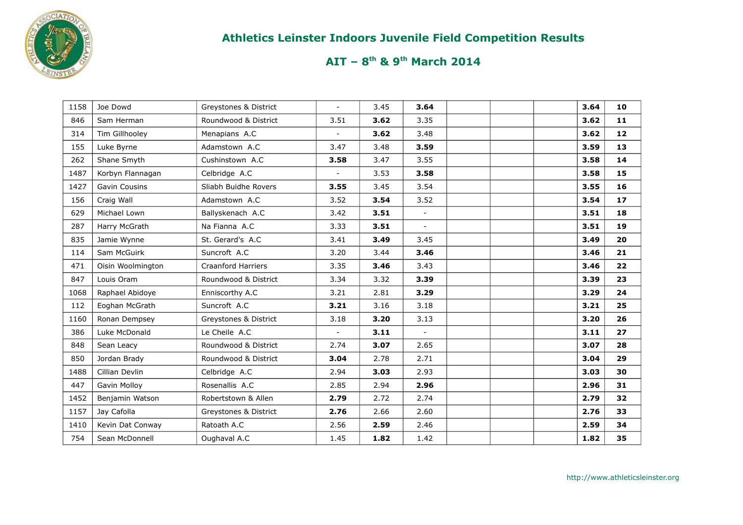# Athletics Leinster Indoors Juvenile Field Competition Results

## AIT – 8th & 9th March 2014

| | | | | | | | | | | |
|---|---|---|---|---|---|---|---|---|---|---|
| 1158 | Joe Dowd | Greystones & District | - | 3.45 | **3.64** | | | | **3.64** | **10** |
| 846 | Sam Herman | Roundwood & District | 3.51 | **3.62** | 3.35 | | | | **3.62** | **11** |
| 314 | Tim Gillhooley | Menapians A.C | - | **3.62** | 3.48 | | | | **3.62** | **12** |
| 155 | Luke Byrne | Adamstown A.C | 3.47 | 3.48 | **3.59** | | | | **3.59** | **13** |
| 262 | Shane Smyth | Cushinstown A.C | **3.58** | 3.47 | 3.55 | | | | **3.58** | **14** |
| 1487 | Korbyn Flannagan | Celbridge A.C | - | 3.53 | **3.58** | | | | **3.58** | **15** |
| 1427 | Gavin Cousins | Sliabh Buidhe Rovers | **3.55** | 3.45 | 3.54 | | | | **3.55** | **16** |
| 156 | Craig Wall | Adamstown A.C | 3.52 | **3.54** | 3.52 | | | | **3.54** | **17** |
| 629 | Michael Lown | Ballyskenach A.C | 3.42 | **3.51** | - | | | | **3.51** | **18** |
| 287 | Harry McGrath | Na Fianna A.C | 3.33 | **3.51** | - | | | | **3.51** | **19** |
| 835 | Jamie Wynne | St. Gerard's A.C | 3.41 | **3.49** | 3.45 | | | | **3.49** | **20** |
| 114 | Sam McGuirk | Suncroft A.C | 3.20 | 3.44 | **3.46** | | | | **3.46** | **21** |
| 471 | Oisin Woolmington | Craanford Harriers | 3.35 | **3.46** | 3.43 | | | | **3.46** | **22** |
| 847 | Louis Oram | Roundwood & District | 3.34 | 3.32 | **3.39** | | | | **3.39** | **23** |
| 1068 | Raphael Abidoye | Enniscorthy A.C | 3.21 | 2.81 | **3.29** | | | | **3.29** | **24** |
| 112 | Eoghan McGrath | Suncroft A.C | **3.21** | 3.16 | 3.18 | | | | **3.21** | **25** |
| 1160 | Ronan Dempsey | Greystones & District | 3.18 | **3.20** | 3.13 | | | | **3.20** | **26** |
| 386 | Luke McDonald | Le Cheile A.C | - | **3.11** | - | | | | **3.11** | **27** |
| 848 | Sean Leacy | Roundwood & District | 2.74 | **3.07** | 2.65 | | | | **3.07** | **28** |
| 850 | Jordan Brady | Roundwood & District | **3.04** | 2.78 | 2.71 | | | | **3.04** | **29** |
| 1488 | Cillian Devlin | Celbridge A.C | 2.94 | **3.03** | 2.93 | | | | **3.03** | **30** |
| 447 | Gavin Molloy | Rosenallis A.C | 2.85 | 2.94 | **2.96** | | | | **2.96** | **31** |
| 1452 | Benjamin Watson | Robertstown & Allen | **2.79** | 2.72 | 2.74 | | | | **2.79** | **32** |
| 1157 | Jay Cafolla | Greystones & District | **2.76** | 2.66 | 2.60 | | | | **2.76** | **33** |
| 1410 | Kevin Dat Conway | Ratoath A.C | 2.56 | **2.59** | 2.46 | | | | **2.59** | **34** |
| 754 | Sean McDonnell | Oughaval A.C | 1.45 | **1.82** | 1.42 | | | | **1.82** | **35** |

http://www.athleticsleinster.org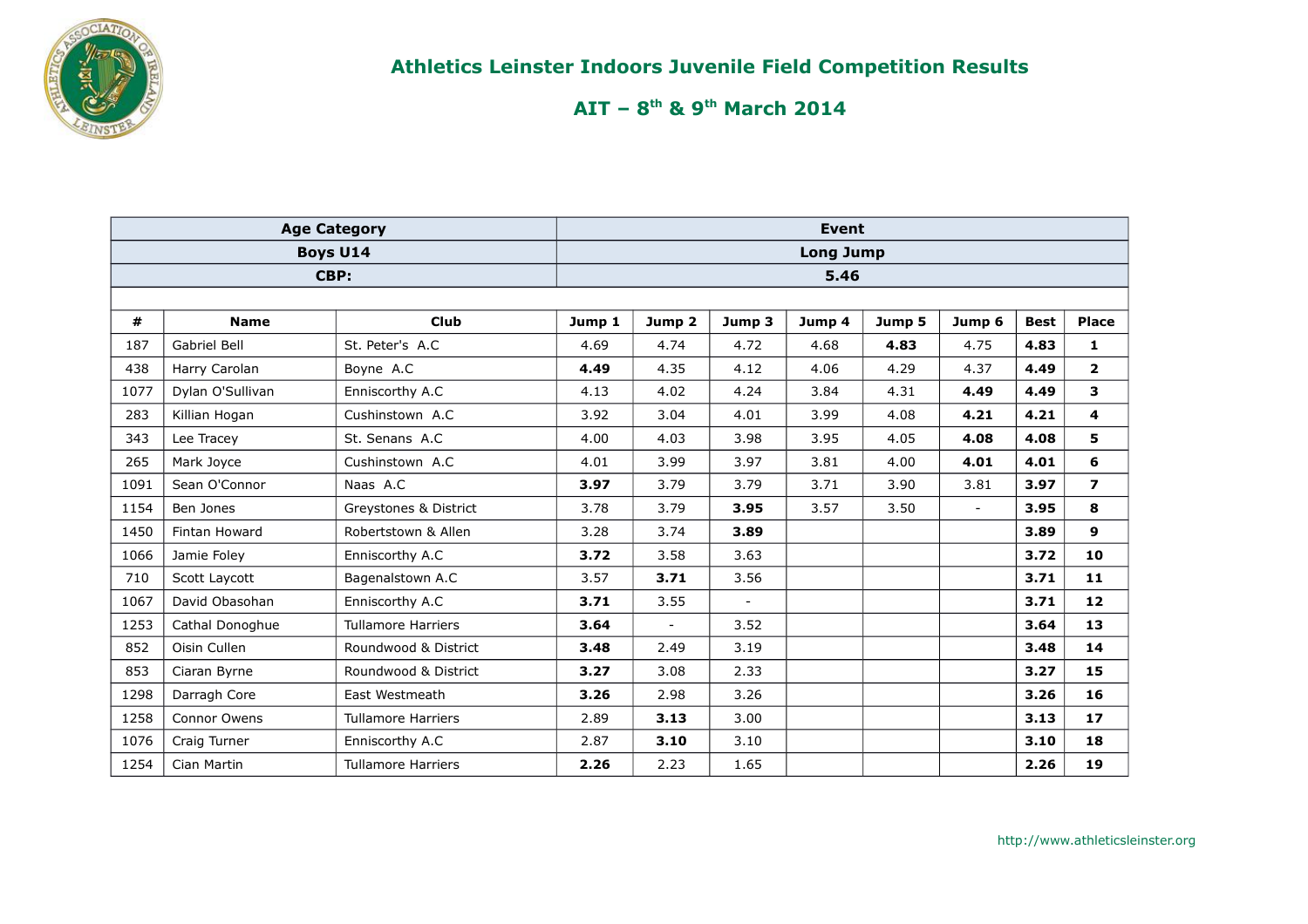## Athletics Leinster Indoors Juvenile Field Competition Results

## AIT – 8th & 9th March 2014

| Age Category | | | Event | | | | | | | |
|---|---|---|---|---|---|---|---|---|---|---|
| Boys U14 | | | Long Jump | | | | | | | |
| CBP: | | | 5.46 | | | | | | | |
| # | Name | Club | Jump 1 | Jump 2 | Jump 3 | Jump 4 | Jump 5 | Jump 6 | Best | Place |
| 187 | Gabriel Bell | St. Peter's A.C | 4.69 | 4.74 | 4.72 | 4.68 | **4.83** | 4.75 | **4.83** | **1** |
| 438 | Harry Carolan | Boyne A.C | **4.49** | 4.35 | 4.12 | 4.06 | 4.29 | 4.37 | **4.49** | **2** |
| 1077 | Dylan O'Sullivan | Enniscorthy A.C | 4.13 | 4.02 | 4.24 | 3.84 | 4.31 | **4.49** | **4.49** | **3** |
| 283 | Killian Hogan | Cushinstown A.C | 3.92 | 3.04 | 4.01 | 3.99 | 4.08 | **4.21** | **4.21** | **4** |
| 343 | Lee Tracey | St. Senans A.C | 4.00 | 4.03 | 3.98 | 3.95 | 4.05 | **4.08** | **4.08** | **5** |
| 265 | Mark Joyce | Cushinstown A.C | 4.01 | 3.99 | 3.97 | 3.81 | 4.00 | **4.01** | **4.01** | **6** |
| 1091 | Sean O'Connor | Naas A.C | **3.97** | 3.79 | 3.79 | 3.71 | 3.90 | 3.81 | **3.97** | **7** |
| 1154 | Ben Jones | Greystones & District | 3.78 | 3.79 | **3.95** | 3.57 | 3.50 | - | **3.95** | **8** |
| 1450 | Fintan Howard | Robertstown & Allen | 3.28 | 3.74 | **3.89** | | | | **3.89** | **9** |
| 1066 | Jamie Foley | Enniscorthy A.C | **3.72** | 3.58 | 3.63 | | | | **3.72** | **10** |
| 710 | Scott Laycott | Bagenalstown A.C | 3.57 | **3.71** | 3.56 | | | | **3.71** | **11** |
| 1067 | David Obasohan | Enniscorthy A.C | **3.71** | 3.55 | - | | | | **3.71** | **12** |
| 1253 | Cathal Donoghue | Tullamore Harriers | **3.64** | - | 3.52 | | | | **3.64** | **13** |
| 852 | Oisin Cullen | Roundwood & District | **3.48** | 2.49 | 3.19 | | | | **3.48** | **14** |
| 853 | Ciaran Byrne | Roundwood & District | **3.27** | 3.08 | 2.33 | | | | **3.27** | **15** |
| 1298 | Darragh Core | East Westmeath | **3.26** | 2.98 | 3.26 | | | | **3.26** | **16** |
| 1258 | Connor Owens | Tullamore Harriers | 2.89 | **3.13** | 3.00 | | | | **3.13** | **17** |
| 1076 | Craig Turner | Enniscorthy A.C | 2.87 | **3.10** | 3.10 | | | | **3.10** | **18** |
| 1254 | Cian Martin | Tullamore Harriers | **2.26** | 2.23 | 1.65 | | | | **2.26** | **19** |

http://www.athleticsleinster.org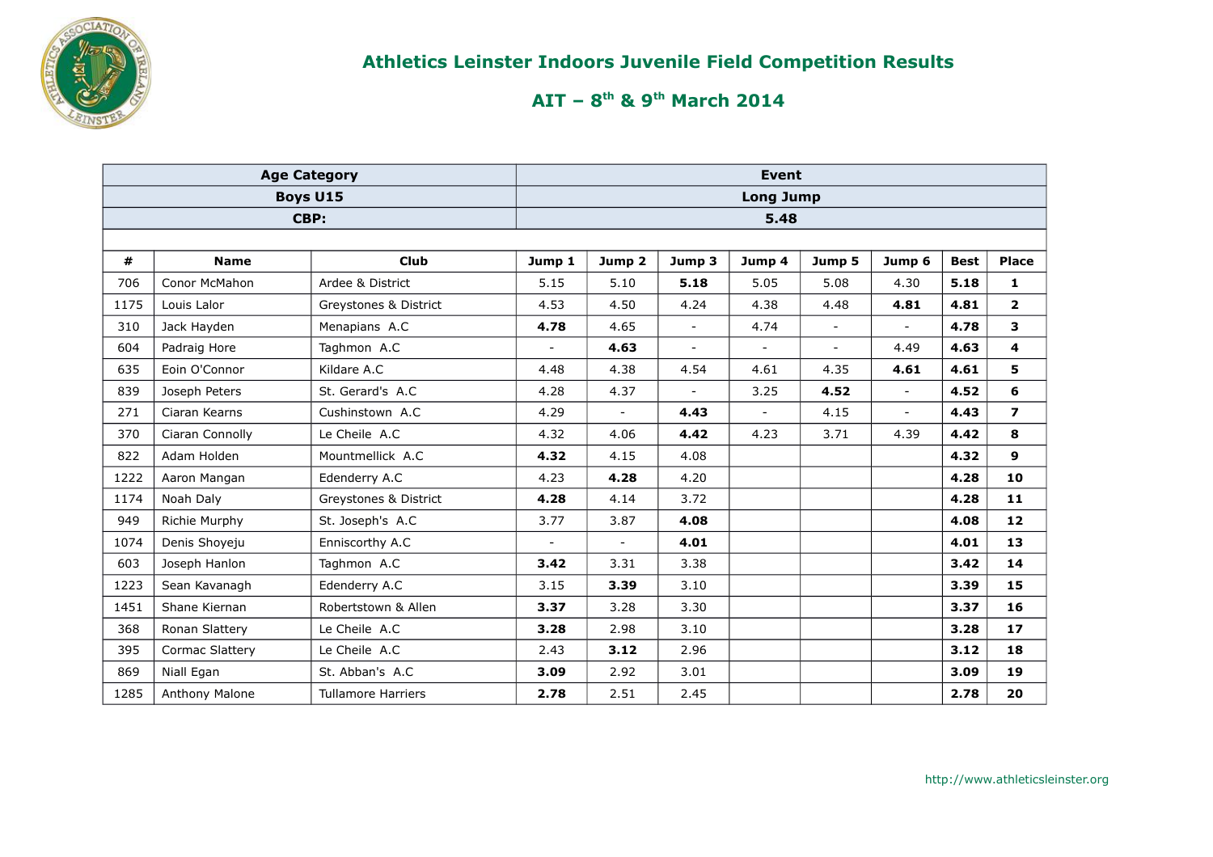# Athletics Leinster Indoors Juvenile Field Competition Results

## AIT – 8th & 9th March 2014

| Age Category | | | Event | | | | | | | |
|---|---|---|---|---|---|---|---|---|---|---|
| Boys U15 | | | Long Jump | | | | | | | |
| CBP: | | | 5.48 | | | | | | | |
| **#** | **Name** | **Club** | **Jump 1** | **Jump 2** | **Jump 3** | **Jump 4** | **Jump 5** | **Jump 6** | **Best** | **Place** |
| 706 | Conor McMahon | Ardee & District | 5.15 | 5.10 | **5.18** | 5.05 | 5.08 | 4.30 | **5.18** | **1** |
| 1175 | Louis Lalor | Greystones & District | 4.53 | 4.50 | 4.24 | 4.38 | 4.48 | **4.81** | **4.81** | **2** |
| 310 | Jack Hayden | Menapians A.C | **4.78** | 4.65 | - | 4.74 | - | - | **4.78** | **3** |
| 604 | Padraig Hore | Taghmon A.C | - | **4.63** | - | - | - | 4.49 | **4.63** | **4** |
| 635 | Eoin O'Connor | Kildare A.C | 4.48 | 4.38 | 4.54 | 4.61 | 4.35 | **4.61** | **4.61** | **5** |
| 839 | Joseph Peters | St. Gerard's A.C | 4.28 | 4.37 | - | 3.25 | **4.52** | - | **4.52** | **6** |
| 271 | Ciaran Kearns | Cushinstown A.C | 4.29 | - | **4.43** | - | 4.15 | - | **4.43** | **7** |
| 370 | Ciaran Connolly | Le Cheile A.C | 4.32 | 4.06 | **4.42** | 4.23 | 3.71 | 4.39 | **4.42** | **8** |
| 822 | Adam Holden | Mountmellick A.C | **4.32** | 4.15 | 4.08 | | | | **4.32** | **9** |
| 1222 | Aaron Mangan | Edenderry A.C | 4.23 | **4.28** | 4.20 | | | | **4.28** | **10** |
| 1174 | Noah Daly | Greystones & District | **4.28** | 4.14 | 3.72 | | | | **4.28** | **11** |
| 949 | Richie Murphy | St. Joseph's A.C | 3.77 | 3.87 | **4.08** | | | | **4.08** | **12** |
| 1074 | Denis Shoyeju | Enniscorthy A.C | - | - | **4.01** | | | | **4.01** | **13** |
| 603 | Joseph Hanlon | Taghmon A.C | **3.42** | 3.31 | 3.38 | | | | **3.42** | **14** |
| 1223 | Sean Kavanagh | Edenderry A.C | 3.15 | **3.39** | 3.10 | | | | **3.39** | **15** |
| 1451 | Shane Kiernan | Robertstown & Allen | **3.37** | 3.28 | 3.30 | | | | **3.37** | **16** |
| 368 | Ronan Slattery | Le Cheile A.C | **3.28** | 2.98 | 3.10 | | | | **3.28** | **17** |
| 395 | Cormac Slattery | Le Cheile A.C | 2.43 | **3.12** | 2.96 | | | | **3.12** | **18** |
| 869 | Niall Egan | St. Abban's A.C | **3.09** | 2.92 | 3.01 | | | | **3.09** | **19** |
| 1285 | Anthony Malone | Tullamore Harriers | **2.78** | 2.51 | 2.45 | | | | **2.78** | **20** |

http://www.athleticsleinster.org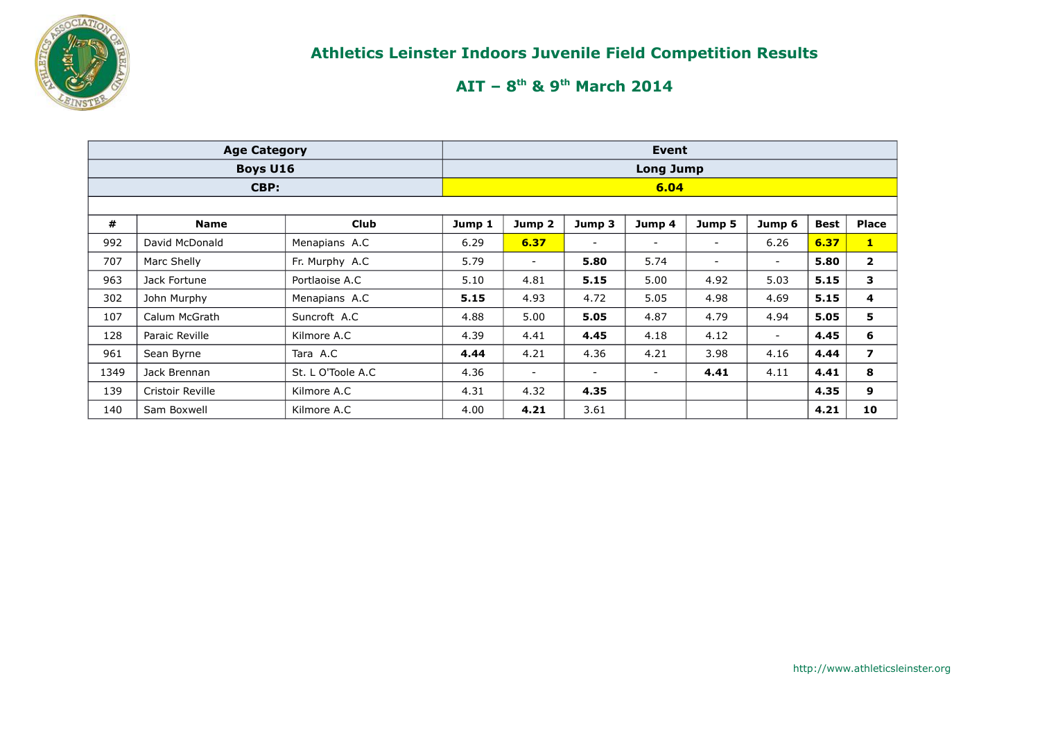# Athletics Leinster Indoors Juvenile Field Competition Results

## AIT – 8th & 9th March 2014

| Age Category | | | Event | | | | | | | |
|---|---|---|---|---|---|---|---|---|---|---|
| Boys U16 | | | Long Jump | | | | | | | |
| CBP: | | | 6.04 | | | | | | | |
| **#** | **Name** | **Club** | **Jump 1** | **Jump 2** | **Jump 3** | **Jump 4** | **Jump 5** | **Jump 6** | **Best** | **Place** |
| 992 | David McDonald | Menapians A.C | 6.29 | **6.37** | - | - | - | 6.26 | **6.37** | **1** |
| 707 | Marc Shelly | Fr. Murphy A.C | 5.79 | - | **5.80** | 5.74 | - | - | **5.80** | **2** |
| 963 | Jack Fortune | Portlaoise A.C | 5.10 | 4.81 | **5.15** | 5.00 | 4.92 | 5.03 | **5.15** | **3** |
| 302 | John Murphy | Menapians A.C | **5.15** | 4.93 | 4.72 | 5.05 | 4.98 | 4.69 | **5.15** | **4** |
| 107 | Calum McGrath | Suncroft A.C | 4.88 | 5.00 | **5.05** | 4.87 | 4.79 | 4.94 | **5.05** | **5** |
| 128 | Paraic Reville | Kilmore A.C | 4.39 | 4.41 | **4.45** | 4.18 | 4.12 | - | **4.45** | **6** |
| 961 | Sean Byrne | Tara A.C | **4.44** | 4.21 | 4.36 | 4.21 | 3.98 | 4.16 | **4.44** | **7** |
| 1349 | Jack Brennan | St. L O'Toole A.C | 4.36 | - | - | - | **4.41** | 4.11 | **4.41** | **8** |
| 139 | Cristoir Reville | Kilmore A.C | 4.31 | 4.32 | **4.35** | | | | **4.35** | **9** |
| 140 | Sam Boxwell | Kilmore A.C | 4.00 | **4.21** | 3.61 | | | | **4.21** | **10** |

http://www.athleticsleinster.org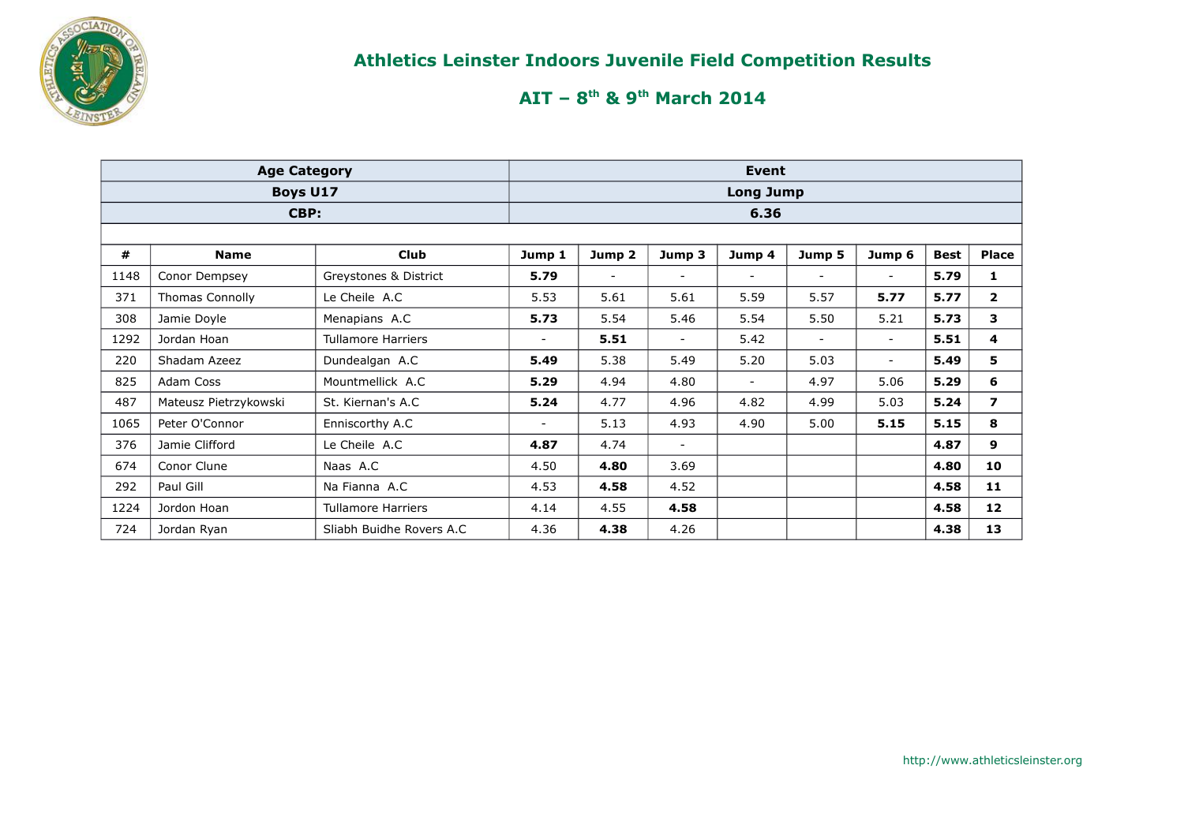## Athletics Leinster Indoors Juvenile Field Competition Results

### AIT – 8th & 9th March 2014

| Age Category | | | Event | | | | | | | |
|---|---|---|---|---|---|---|---|---|---|---|
| Boys U17 | | | Long Jump | | | | | | | |
| CBP: | | | 6.36 | | | | | | | |
| **#** | **Name** | **Club** | **Jump 1** | **Jump 2** | **Jump 3** | **Jump 4** | **Jump 5** | **Jump 6** | **Best** | **Place** |
| 1148 | Conor Dempsey | Greystones & District | **5.79** | - | - | - | - | - | **5.79** | **1** |
| 371 | Thomas Connolly | Le Cheile A.C | 5.53 | 5.61 | 5.61 | 5.59 | 5.57 | **5.77** | **5.77** | **2** |
| 308 | Jamie Doyle | Menapians A.C | **5.73** | 5.54 | 5.46 | 5.54 | 5.50 | 5.21 | **5.73** | **3** |
| 1292 | Jordan Hoan | Tullamore Harriers | - | **5.51** | - | 5.42 | - | - | **5.51** | **4** |
| 220 | Shadam Azeez | Dundealgan A.C | **5.49** | 5.38 | 5.49 | 5.20 | 5.03 | - | **5.49** | **5** |
| 825 | Adam Coss | Mountmellick A.C | **5.29** | 4.94 | 4.80 | - | 4.97 | 5.06 | **5.29** | **6** |
| 487 | Mateusz Pietrzykowski | St. Kiernan's A.C | **5.24** | 4.77 | 4.96 | 4.82 | 4.99 | 5.03 | **5.24** | **7** |
| 1065 | Peter O'Connor | Enniscorthy A.C | - | 5.13 | 4.93 | 4.90 | 5.00 | **5.15** | **5.15** | **8** |
| 376 | Jamie Clifford | Le Cheile A.C | **4.87** | 4.74 | - | | | | **4.87** | **9** |
| 674 | Conor Clune | Naas A.C | 4.50 | **4.80** | 3.69 | | | | **4.80** | **10** |
| 292 | Paul Gill | Na Fianna A.C | 4.53 | **4.58** | 4.52 | | | | **4.58** | **11** |
| 1224 | Jordon Hoan | Tullamore Harriers | 4.14 | 4.55 | **4.58** | | | | **4.58** | **12** |
| 724 | Jordan Ryan | Sliabh Buidhe Rovers A.C | 4.36 | **4.38** | 4.26 | | | | **4.38** | **13** |

http://www.athleticsleinster.org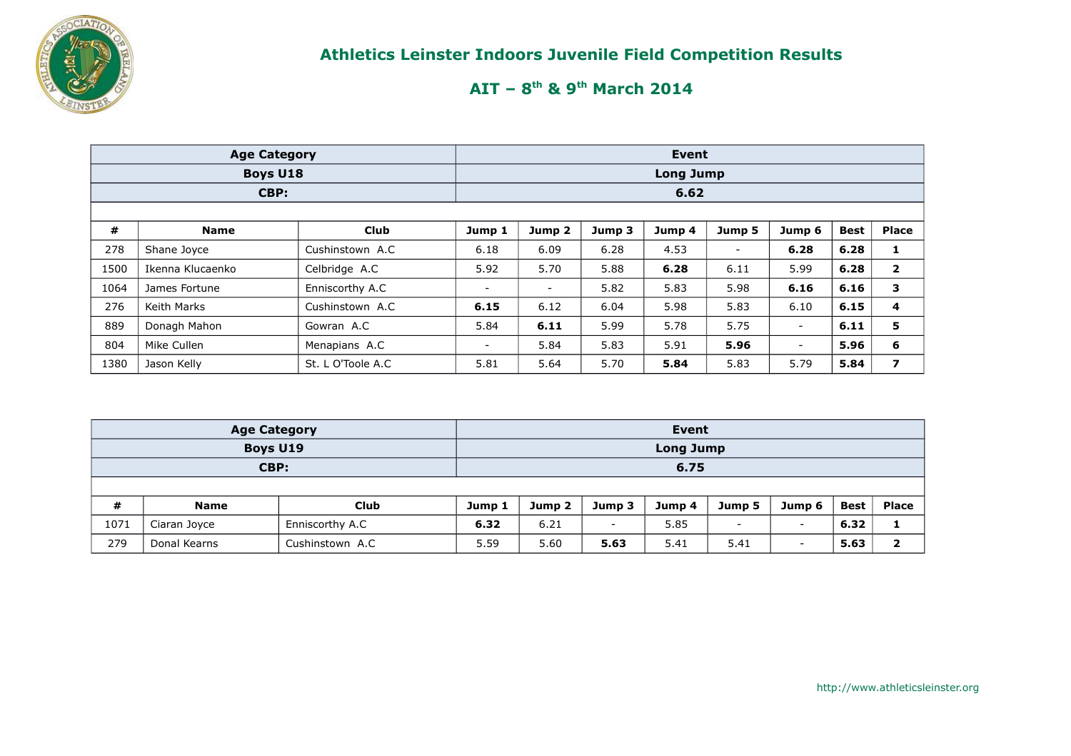# Athletics Leinster Indoors Juvenile Field Competition Results

## AIT – 8th & 9th March 2014

| Age Category | | | Event | | | | | | | | |
|---|---|---|---|---|---|---|---|---|---|---|---|
| Boys U18 | | | Long Jump | | | | | | | | |
| CBP: | | | 6.62 | | | | | | | | |
| **#** | **Name** | **Club** | **Jump 1** | **Jump 2** | **Jump 3** | **Jump 4** | **Jump 5** | **Jump 6** | **Best** | **Place** |
| 278 | Shane Joyce | Cushinstown A.C | 6.18 | 6.09 | 6.28 | 4.53 | - | **6.28** | **6.28** | **1** |
| 1500 | Ikenna Klucaenko | Celbridge A.C | 5.92 | 5.70 | 5.88 | **6.28** | 6.11 | 5.99 | **6.28** | **2** |
| 1064 | James Fortune | Enniscorthy A.C | - | - | 5.82 | 5.83 | 5.98 | **6.16** | **6.16** | **3** |
| 276 | Keith Marks | Cushinstown A.C | **6.15** | 6.12 | 6.04 | 5.98 | 5.83 | 6.10 | **6.15** | **4** |
| 889 | Donagh Mahon | Gowran A.C | 5.84 | **6.11** | 5.99 | 5.78 | 5.75 | - | **6.11** | **5** |
| 804 | Mike Cullen | Menapians A.C | - | 5.84 | 5.83 | 5.91 | **5.96** | - | **5.96** | **6** |
| 1380 | Jason Kelly | St. L O'Toole A.C | 5.81 | 5.64 | 5.70 | **5.84** | 5.83 | 5.79 | **5.84** | **7** |

| Age Category | | | Event | | | | | | | | |
|---|---|---|---|---|---|---|---|---|---|---|---|
| Boys U19 | | | Long Jump | | | | | | | | |
| CBP: | | | 6.75 | | | | | | | | |
| **#** | **Name** | **Club** | **Jump 1** | **Jump 2** | **Jump 3** | **Jump 4** | **Jump 5** | **Jump 6** | **Best** | **Place** |
| 1071 | Ciaran Joyce | Enniscorthy A.C | **6.32** | 6.21 | - | 5.85 | - | - | **6.32** | **1** |
| 279 | Donal Kearns | Cushinstown A.C | 5.59 | 5.60 | **5.63** | 5.41 | 5.41 | - | **5.63** | **2** |

http://www.athleticsleinster.org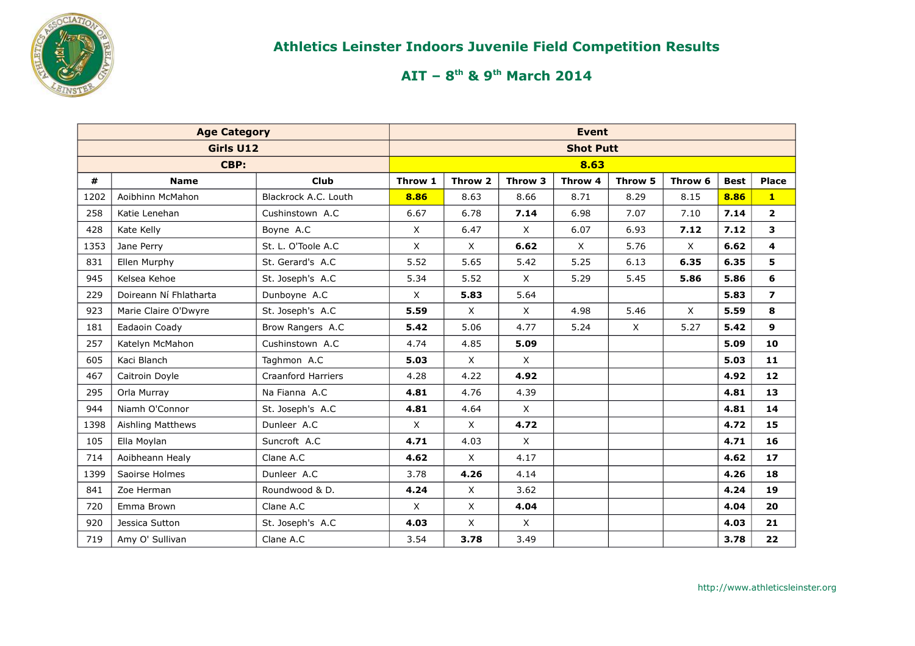# Athletics Leinster Indoors Juvenile Field Competition Results

## AIT – 8th & 9th March 2014

| Age Category | | | Event | | | | | | | |
|---|---|---|---|---|---|---|---|---|---|---|
| Girls U12 | | | Shot Putt | | | | | | | |
| CBP: | | | 8.63 | | | | | | | |
| # | Name | Club | Throw 1 | Throw 2 | Throw 3 | Throw 4 | Throw 5 | Throw 6 | Best | Place |
| 1202 | Aoibhinn McMahon | Blackrock A.C. Louth | **8.86** | 8.63 | 8.66 | 8.71 | 8.29 | 8.15 | **8.86** | **1** |
| 258 | Katie Lenehan | Cushinstown A.C | 6.67 | 6.78 | **7.14** | 6.98 | 7.07 | 7.10 | **7.14** | **2** |
| 428 | Kate Kelly | Boyne A.C | X | 6.47 | X | 6.07 | 6.93 | **7.12** | **7.12** | **3** |
| 1353 | Jane Perry | St. L. O'Toole A.C | X | X | **6.62** | X | 5.76 | X | **6.62** | **4** |
| 831 | Ellen Murphy | St. Gerard's A.C | 5.52 | 5.65 | 5.42 | 5.25 | 6.13 | **6.35** | **6.35** | **5** |
| 945 | Kelsea Kehoe | St. Joseph's A.C | 5.34 | 5.52 | X | 5.29 | 5.45 | **5.86** | **5.86** | **6** |
| 229 | Doireann Ní Fhlatharta | Dunboyne A.C | X | **5.83** | 5.64 | | | | **5.83** | **7** |
| 923 | Marie Claire O'Dwyre | St. Joseph's A.C | **5.59** | X | X | 4.98 | 5.46 | X | **5.59** | **8** |
| 181 | Eadaoin Coady | Brow Rangers A.C | **5.42** | 5.06 | 4.77 | 5.24 | X | 5.27 | **5.42** | **9** |
| 257 | Katelyn McMahon | Cushinstown A.C | 4.74 | 4.85 | **5.09** | | | | **5.09** | **10** |
| 605 | Kaci Blanch | Taghmon A.C | **5.03** | X | X | | | | **5.03** | **11** |
| 467 | Caitroin Doyle | Craanford Harriers | 4.28 | 4.22 | **4.92** | | | | **4.92** | **12** |
| 295 | Orla Murray | Na Fianna A.C | **4.81** | 4.76 | 4.39 | | | | **4.81** | **13** |
| 944 | Niamh O'Connor | St. Joseph's A.C | **4.81** | 4.64 | X | | | | **4.81** | **14** |
| 1398 | Aishling Matthews | Dunleer A.C | X | X | **4.72** | | | | **4.72** | **15** |
| 105 | Ella Moylan | Suncroft A.C | **4.71** | 4.03 | X | | | | **4.71** | **16** |
| 714 | Aoibheann Healy | Clane A.C | **4.62** | X | 4.17 | | | | **4.62** | **17** |
| 1399 | Saoirse Holmes | Dunleer A.C | 3.78 | **4.26** | 4.14 | | | | **4.26** | **18** |
| 841 | Zoe Herman | Roundwood & D. | **4.24** | X | 3.62 | | | | **4.24** | **19** |
| 720 | Emma Brown | Clane A.C | X | X | **4.04** | | | | **4.04** | **20** |
| 920 | Jessica Sutton | St. Joseph's A.C | **4.03** | X | X | | | | **4.03** | **21** |
| 719 | Amy O' Sullivan | Clane A.C | 3.54 | **3.78** | 3.49 | | | | **3.78** | **22** |

http://www.athleticsleinster.org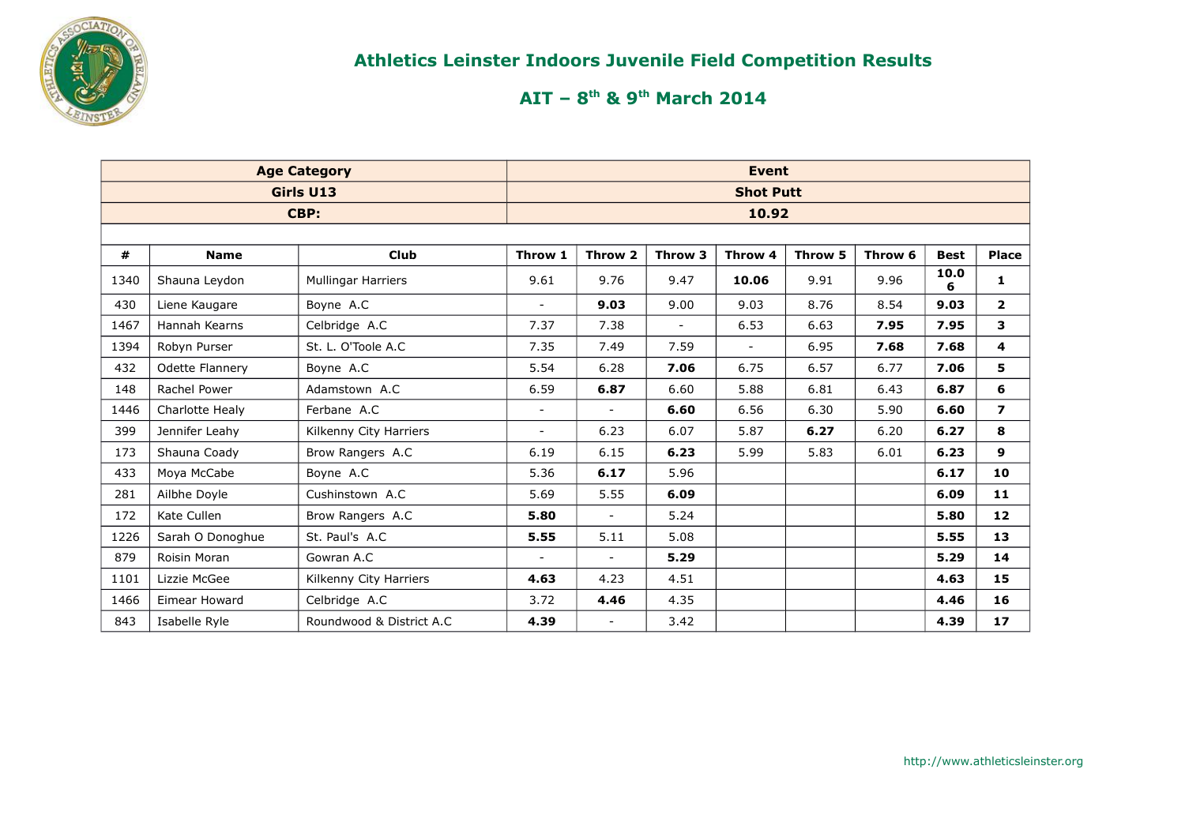# Athletics Leinster Indoors Juvenile Field Competition Results

## AIT – 8th & 9th March 2014

| Age Category | | | Event | | | | | | | |
|---|---|---|---|---|---|---|---|---|---|---|
| Girls U13 | | | Shot Putt | | | | | | | |
| CBP: | | | 10.92 | | | | | | | |
| **#** | **Name** | **Club** | **Throw 1** | **Throw 2** | **Throw 3** | **Throw 4** | **Throw 5** | **Throw 6** | **Best** | **Place** |
| 1340 | Shauna Leydon | Mullingar Harriers | 9.61 | 9.76 | 9.47 | **10.06** | 9.91 | 9.96 | **10.06** | **1** |
| 430 | Liene Kaugare | Boyne A.C | - | **9.03** | 9.00 | 9.03 | 8.76 | 8.54 | **9.03** | **2** |
| 1467 | Hannah Kearns | Celbridge A.C | 7.37 | 7.38 | - | 6.53 | 6.63 | **7.95** | **7.95** | **3** |
| 1394 | Robyn Purser | St. L. O'Toole A.C | 7.35 | 7.49 | 7.59 | - | 6.95 | **7.68** | **7.68** | **4** |
| 432 | Odette Flannery | Boyne A.C | 5.54 | 6.28 | **7.06** | 6.75 | 6.57 | 6.77 | **7.06** | **5** |
| 148 | Rachel Power | Adamstown A.C | 6.59 | **6.87** | 6.60 | 5.88 | 6.81 | 6.43 | **6.87** | **6** |
| 1446 | Charlotte Healy | Ferbane A.C | - | - | **6.60** | 6.56 | 6.30 | 5.90 | **6.60** | **7** |
| 399 | Jennifer Leahy | Kilkenny City Harriers | - | 6.23 | 6.07 | 5.87 | **6.27** | 6.20 | **6.27** | **8** |
| 173 | Shauna Coady | Brow Rangers A.C | 6.19 | 6.15 | **6.23** | 5.99 | 5.83 | 6.01 | **6.23** | **9** |
| 433 | Moya McCabe | Boyne A.C | 5.36 | **6.17** | 5.96 | | | | **6.17** | **10** |
| 281 | Ailbhe Doyle | Cushinstown A.C | 5.69 | 5.55 | **6.09** | | | | **6.09** | **11** |
| 172 | Kate Cullen | Brow Rangers A.C | **5.80** | - | 5.24 | | | | **5.80** | **12** |
| 1226 | Sarah O Donoghue | St. Paul's A.C | **5.55** | 5.11 | 5.08 | | | | **5.55** | **13** |
| 879 | Roisin Moran | Gowran A.C | - | - | **5.29** | | | | **5.29** | **14** |
| 1101 | Lizzie McGee | Kilkenny City Harriers | **4.63** | 4.23 | 4.51 | | | | **4.63** | **15** |
| 1466 | Eimear Howard | Celbridge A.C | 3.72 | **4.46** | 4.35 | | | | **4.46** | **16** |
| 843 | Isabelle Ryle | Roundwood & District A.C | **4.39** | - | 3.42 | | | | **4.39** | **17** |

http://www.athleticsleinster.org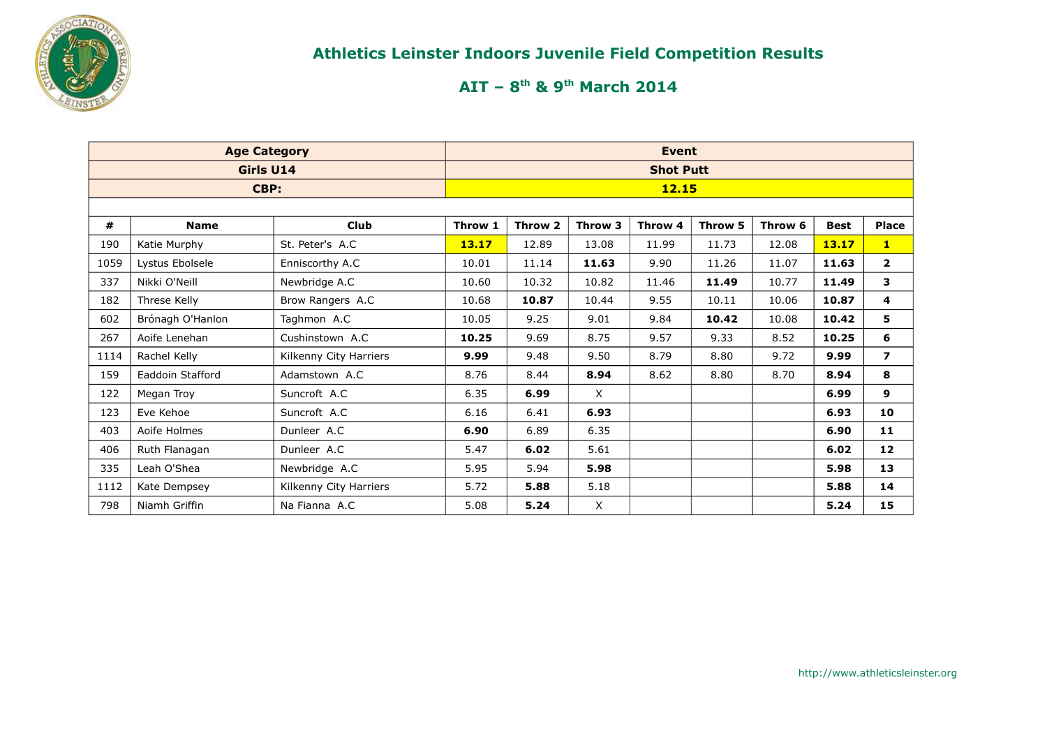# Athletics Leinster Indoors Juvenile Field Competition Results

## AIT – 8th & 9th March 2014

| Age Category | | | Event | | | | | | | |
|---|---|---|---|---|---|---|---|---|---|---|
| Girls U14 | | | Shot Putt | | | | | | | |
| CBP: | | | 12.15 | | | | | | | |
| # | Name | Club | Throw 1 | Throw 2 | Throw 3 | Throw 4 | Throw 5 | Throw 6 | Best | Place |
| 190 | Katie Murphy | St. Peter's A.C | **13.17** | 12.89 | 13.08 | 11.99 | 11.73 | 12.08 | **13.17** | **1** |
| 1059 | Lystus Ebolsele | Enniscorthy A.C | 10.01 | 11.14 | **11.63** | 9.90 | 11.26 | 11.07 | **11.63** | **2** |
| 337 | Nikki O'Neill | Newbridge A.C | 10.60 | 10.32 | 10.82 | 11.46 | **11.49** | 10.77 | **11.49** | **3** |
| 182 | Threse Kelly | Brow Rangers A.C | 10.68 | **10.87** | 10.44 | 9.55 | 10.11 | 10.06 | **10.87** | **4** |
| 602 | Brónagh O'Hanlon | Taghmon A.C | 10.05 | 9.25 | 9.01 | 9.84 | **10.42** | 10.08 | **10.42** | **5** |
| 267 | Aoife Lenehan | Cushinstown A.C | **10.25** | 9.69 | 8.75 | 9.57 | 9.33 | 8.52 | **10.25** | **6** |
| 1114 | Rachel Kelly | Kilkenny City Harriers | **9.99** | 9.48 | 9.50 | 8.79 | 8.80 | 9.72 | **9.99** | **7** |
| 159 | Eaddoin Stafford | Adamstown A.C | 8.76 | 8.44 | **8.94** | 8.62 | 8.80 | 8.70 | **8.94** | **8** |
| 122 | Megan Troy | Suncroft A.C | 6.35 | **6.99** | X | | | | **6.99** | **9** |
| 123 | Eve Kehoe | Suncroft A.C | 6.16 | 6.41 | **6.93** | | | | **6.93** | **10** |
| 403 | Aoife Holmes | Dunleer A.C | **6.90** | 6.89 | 6.35 | | | | **6.90** | **11** |
| 406 | Ruth Flanagan | Dunleer A.C | 5.47 | **6.02** | 5.61 | | | | **6.02** | **12** |
| 335 | Leah O'Shea | Newbridge A.C | 5.95 | 5.94 | **5.98** | | | | **5.98** | **13** |
| 1112 | Kate Dempsey | Kilkenny City Harriers | 5.72 | **5.88** | 5.18 | | | | **5.88** | **14** |
| 798 | Niamh Griffin | Na Fianna A.C | 5.08 | **5.24** | X | | | | **5.24** | **15** |

http://www.athleticsleinster.org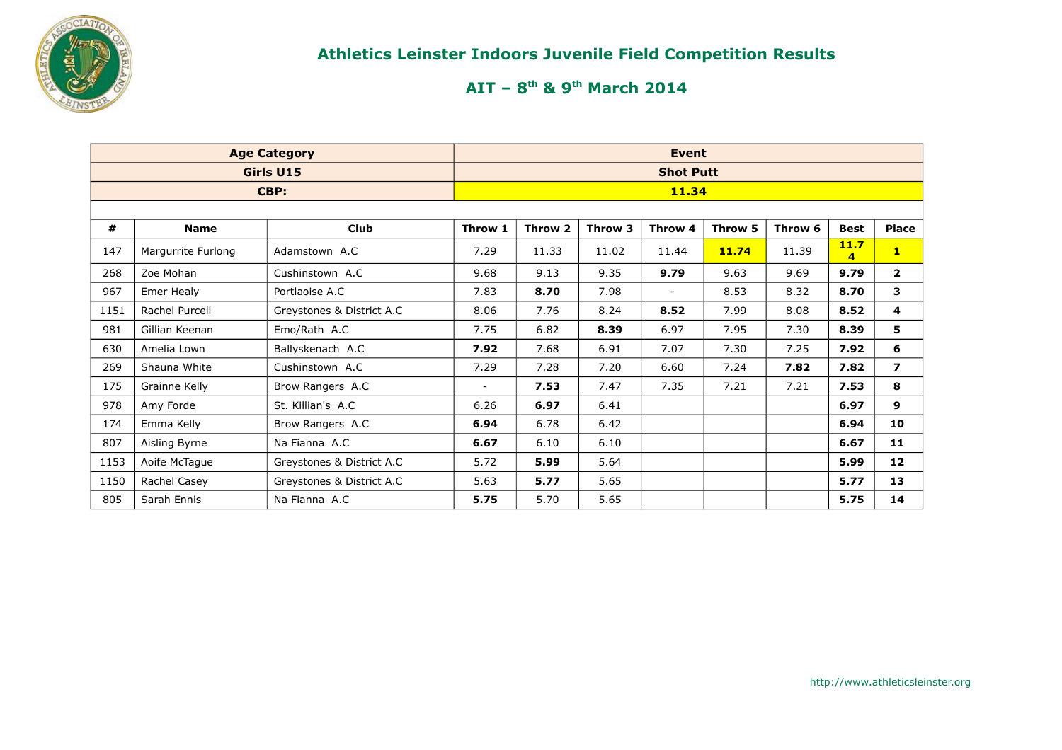# Athletics Leinster Indoors Juvenile Field Competition Results

## AIT – 8th & 9th March 2014

| Age Category | | | Event | | | | | | | |
|---|---|---|---|---|---|---|---|---|---|---|
| Girls U15 | | | Shot Putt | | | | | | | |
| CBP: | | | 11.34 | | | | | | | |
| # | Name | Club | Throw 1 | Throw 2 | Throw 3 | Throw 4 | Throw 5 | Throw 6 | Best | Place |
| 147 | Margurrite Furlong | Adamstown A.C | 7.29 | 11.33 | 11.02 | 11.44 | **11.74** | 11.39 | **11.74** | **1** |
| 268 | Zoe Mohan | Cushinstown A.C | 9.68 | 9.13 | 9.35 | **9.79** | 9.63 | 9.69 | **9.79** | **2** |
| 967 | Emer Healy | Portlaoise A.C | 7.83 | **8.70** | 7.98 | - | 8.53 | 8.32 | **8.70** | **3** |
| 1151 | Rachel Purcell | Greystones & District A.C | 8.06 | 7.76 | 8.24 | **8.52** | 7.99 | 8.08 | **8.52** | **4** |
| 981 | Gillian Keenan | Emo/Rath A.C | 7.75 | 6.82 | **8.39** | 6.97 | 7.95 | 7.30 | **8.39** | **5** |
| 630 | Amelia Lown | Ballyskenach A.C | **7.92** | 7.68 | 6.91 | 7.07 | 7.30 | 7.25 | **7.92** | **6** |
| 269 | Shauna White | Cushinstown A.C | 7.29 | 7.28 | 7.20 | 6.60 | 7.24 | **7.82** | **7.82** | **7** |
| 175 | Grainne Kelly | Brow Rangers A.C | - | **7.53** | 7.47 | 7.35 | 7.21 | 7.21 | **7.53** | **8** |
| 978 | Amy Forde | St. Killian's A.C | 6.26 | **6.97** | 6.41 | | | | **6.97** | **9** |
| 174 | Emma Kelly | Brow Rangers A.C | **6.94** | 6.78 | 6.42 | | | | **6.94** | **10** |
| 807 | Aisling Byrne | Na Fianna A.C | **6.67** | 6.10 | 6.10 | | | | **6.67** | **11** |
| 1153 | Aoife McTague | Greystones & District A.C | 5.72 | **5.99** | 5.64 | | | | **5.99** | **12** |
| 1150 | Rachel Casey | Greystones & District A.C | 5.63 | **5.77** | 5.65 | | | | **5.77** | **13** |
| 805 | Sarah Ennis | Na Fianna A.C | **5.75** | 5.70 | 5.65 | | | | **5.75** | **14** |

http://www.athleticsleinster.org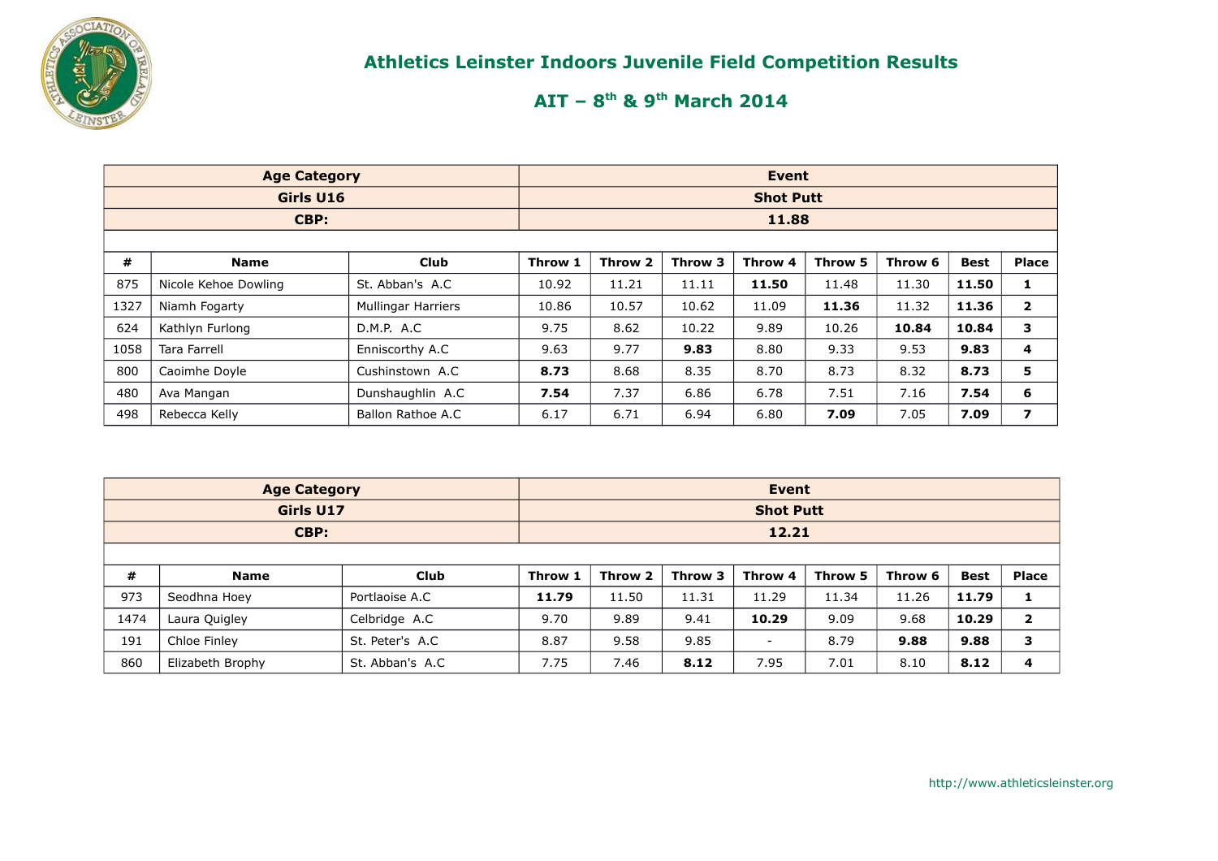# Athletics Leinster Indoors Juvenile Field Competition Results

## AIT – 8th & 9th March 2014

| Age Category | | | Event | | | | | | | |
|---|---|---|---|---|---|---|---|---|---|---|
| Girls U16 | | | Shot Putt | | | | | | | |
| CBP: | | | 11.88 | | | | | | | |
| # | Name | Club | Throw 1 | Throw 2 | Throw 3 | Throw 4 | Throw 5 | Throw 6 | Best | Place |
| 875 | Nicole Kehoe Dowling | St. Abban's A.C | 10.92 | 11.21 | 11.11 | **11.50** | 11.48 | 11.30 | **11.50** | **1** |
| 1327 | Niamh Fogarty | Mullingar Harriers | 10.86 | 10.57 | 10.62 | 11.09 | **11.36** | 11.32 | **11.36** | **2** |
| 624 | Kathlyn Furlong | D.M.P. A.C | 9.75 | 8.62 | 10.22 | 9.89 | 10.26 | **10.84** | **10.84** | **3** |
| 1058 | Tara Farrell | Enniscorthy A.C | 9.63 | 9.77 | **9.83** | 8.80 | 9.33 | 9.53 | **9.83** | **4** |
| 800 | Caoimhe Doyle | Cushinstown A.C | **8.73** | 8.68 | 8.35 | 8.70 | 8.73 | 8.32 | **8.73** | **5** |
| 480 | Ava Mangan | Dunshaughlin A.C | **7.54** | 7.37 | 6.86 | 6.78 | 7.51 | 7.16 | **7.54** | **6** |
| 498 | Rebecca Kelly | Ballon Rathoe A.C | 6.17 | 6.71 | 6.94 | 6.80 | **7.09** | 7.05 | **7.09** | **7** |

| Age Category | | | Event | | | | | | | |
|---|---|---|---|---|---|---|---|---|---|---|
| Girls U17 | | | Shot Putt | | | | | | | |
| CBP: | | | 12.21 | | | | | | | |
| # | Name | Club | Throw 1 | Throw 2 | Throw 3 | Throw 4 | Throw 5 | Throw 6 | Best | Place |
| 973 | Seodhna Hoey | Portlaoise A.C | **11.79** | 11.50 | 11.31 | 11.29 | 11.34 | 11.26 | **11.79** | **1** |
| 1474 | Laura Quigley | Celbridge A.C | 9.70 | 9.89 | 9.41 | **10.29** | 9.09 | 9.68 | **10.29** | **2** |
| 191 | Chloe Finley | St. Peter's A.C | 8.87 | 9.58 | 9.85 | - | 8.79 | **9.88** | **9.88** | **3** |
| 860 | Elizabeth Brophy | St. Abban's A.C | 7.75 | 7.46 | **8.12** | 7.95 | 7.01 | 8.10 | **8.12** | **4** |

http://www.athleticsleinster.org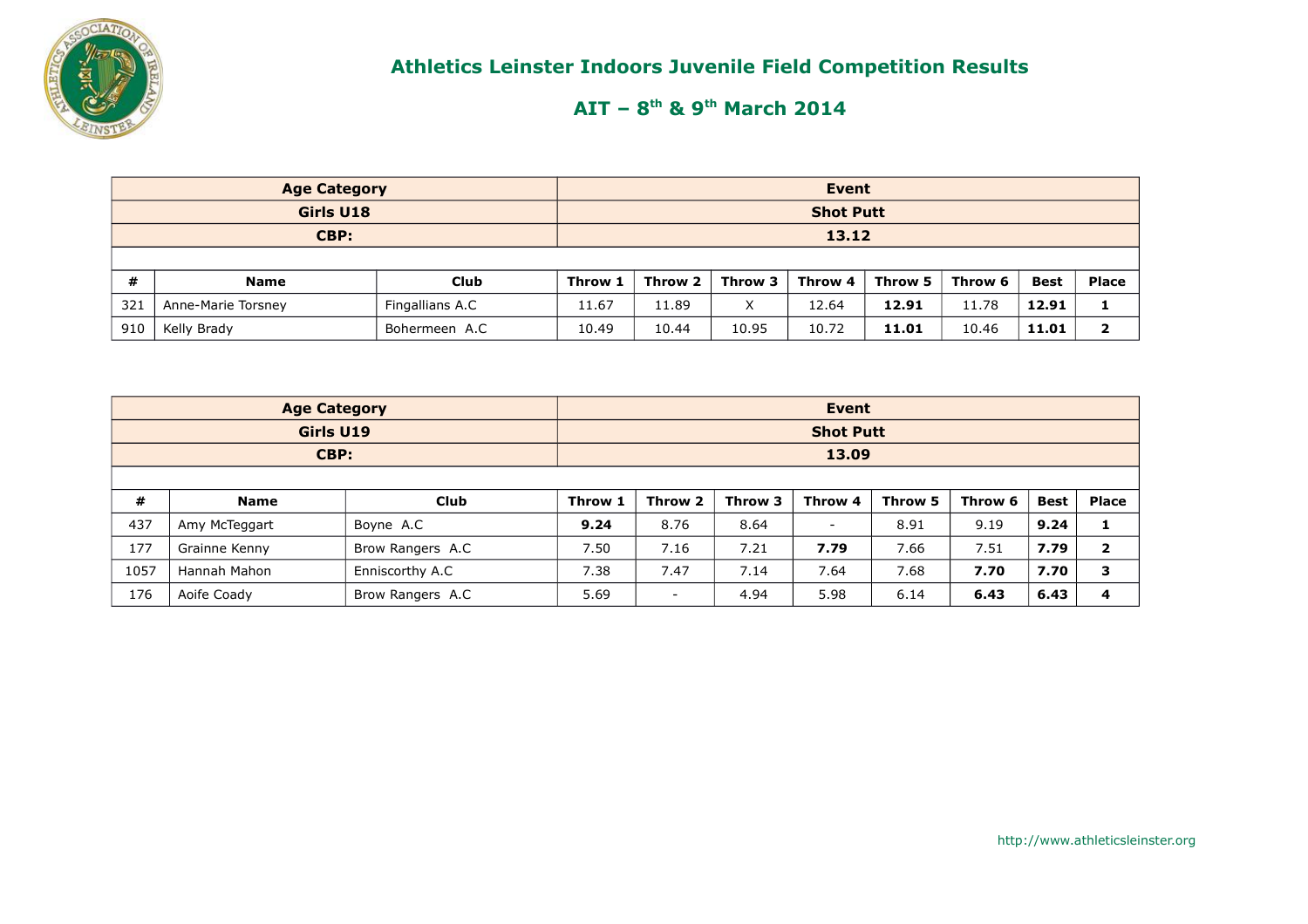## Athletics Leinster Indoors Juvenile Field Competition Results

### AIT – 8th & 9th March 2014

| Age Category | | | Event | | | | | | | |
|---|---|---|---|---|---|---|---|---|---|---|
| Girls U18 | | | Shot Putt | | | | | | | |
| CBP: | | | 13.12 | | | | | | | |
| # | Name | Club | Throw 1 | Throw 2 | Throw 3 | Throw 4 | Throw 5 | Throw 6 | Best | Place |
| 321 | Anne-Marie Torsney | Fingallians A.C | 11.67 | 11.89 | X | 12.64 | **12.91** | 11.78 | **12.91** | **1** |
| 910 | Kelly Brady | Bohermeen A.C | 10.49 | 10.44 | 10.95 | 10.72 | **11.01** | 10.46 | **11.01** | **2** |

| Age Category | | | Event | | | | | | | |
|---|---|---|---|---|---|---|---|---|---|---|
| Girls U19 | | | Shot Putt | | | | | | | |
| CBP: | | | 13.09 | | | | | | | |
| # | Name | Club | Throw 1 | Throw 2 | Throw 3 | Throw 4 | Throw 5 | Throw 6 | Best | Place |
| 437 | Amy McTeggart | Boyne A.C | **9.24** | 8.76 | 8.64 | - | 8.91 | 9.19 | **9.24** | **1** |
| 177 | Grainne Kenny | Brow Rangers A.C | 7.50 | 7.16 | 7.21 | **7.79** | 7.66 | 7.51 | **7.79** | **2** |
| 1057 | Hannah Mahon | Enniscorthy A.C | 7.38 | 7.47 | 7.14 | 7.64 | 7.68 | **7.70** | **7.70** | **3** |
| 176 | Aoife Coady | Brow Rangers A.C | 5.69 | - | 4.94 | 5.98 | 6.14 | **6.43** | **6.43** | **4** |

http://www.athleticsleinster.org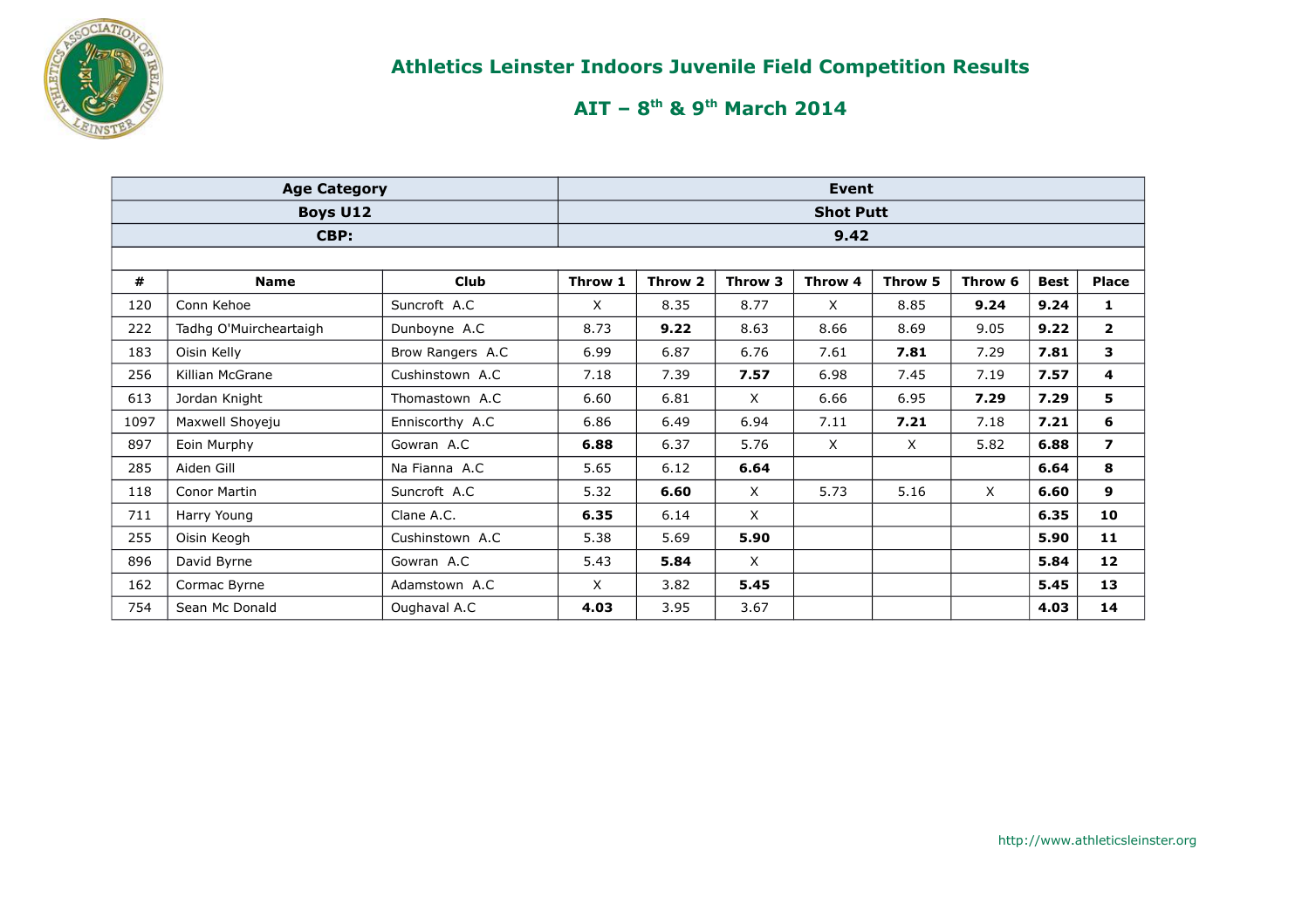# Athletics Leinster Indoors Juvenile Field Competition Results

## AIT – 8th & 9th March 2014

| Age Category | | | Event | | | | | | | |
|---|---|---|---|---|---|---|---|---|---|---|
| Boys U12 | | | Shot Putt | | | | | | | |
| CBP: | | | 9.42 | | | | | | | |
| **#** | **Name** | **Club** | **Throw 1** | **Throw 2** | **Throw 3** | **Throw 4** | **Throw 5** | **Throw 6** | **Best** | **Place** |
| 120 | Conn Kehoe | Suncroft A.C | X | 8.35 | 8.77 | X | 8.85 | **9.24** | **9.24** | **1** |
| 222 | Tadhg O'Muircheartaigh | Dunboyne A.C | 8.73 | **9.22** | 8.63 | 8.66 | 8.69 | 9.05 | **9.22** | **2** |
| 183 | Oisin Kelly | Brow Rangers A.C | 6.99 | 6.87 | 6.76 | 7.61 | **7.81** | 7.29 | **7.81** | **3** |
| 256 | Killian McGrane | Cushinstown A.C | 7.18 | 7.39 | **7.57** | 6.98 | 7.45 | 7.19 | **7.57** | **4** |
| 613 | Jordan Knight | Thomastown A.C | 6.60 | 6.81 | X | 6.66 | 6.95 | **7.29** | **7.29** | **5** |
| 1097 | Maxwell Shoyeju | Enniscorthy A.C | 6.86 | 6.49 | 6.94 | 7.11 | **7.21** | 7.18 | **7.21** | **6** |
| 897 | Eoin Murphy | Gowran A.C | **6.88** | 6.37 | 5.76 | X | X | 5.82 | **6.88** | **7** |
| 285 | Aiden Gill | Na Fianna A.C | 5.65 | 6.12 | **6.64** | | | | **6.64** | **8** |
| 118 | Conor Martin | Suncroft A.C | 5.32 | **6.60** | X | 5.73 | 5.16 | X | **6.60** | **9** |
| 711 | Harry Young | Clane A.C. | **6.35** | 6.14 | X | | | | **6.35** | **10** |
| 255 | Oisin Keogh | Cushinstown A.C | 5.38 | 5.69 | **5.90** | | | | **5.90** | **11** |
| 896 | David Byrne | Gowran A.C | 5.43 | **5.84** | X | | | | **5.84** | **12** |
| 162 | Cormac Byrne | Adamstown A.C | X | 3.82 | **5.45** | | | | **5.45** | **13** |
| 754 | Sean Mc Donald | Oughaval A.C | **4.03** | 3.95 | 3.67 | | | | **4.03** | **14** |

http://www.athleticsleinster.org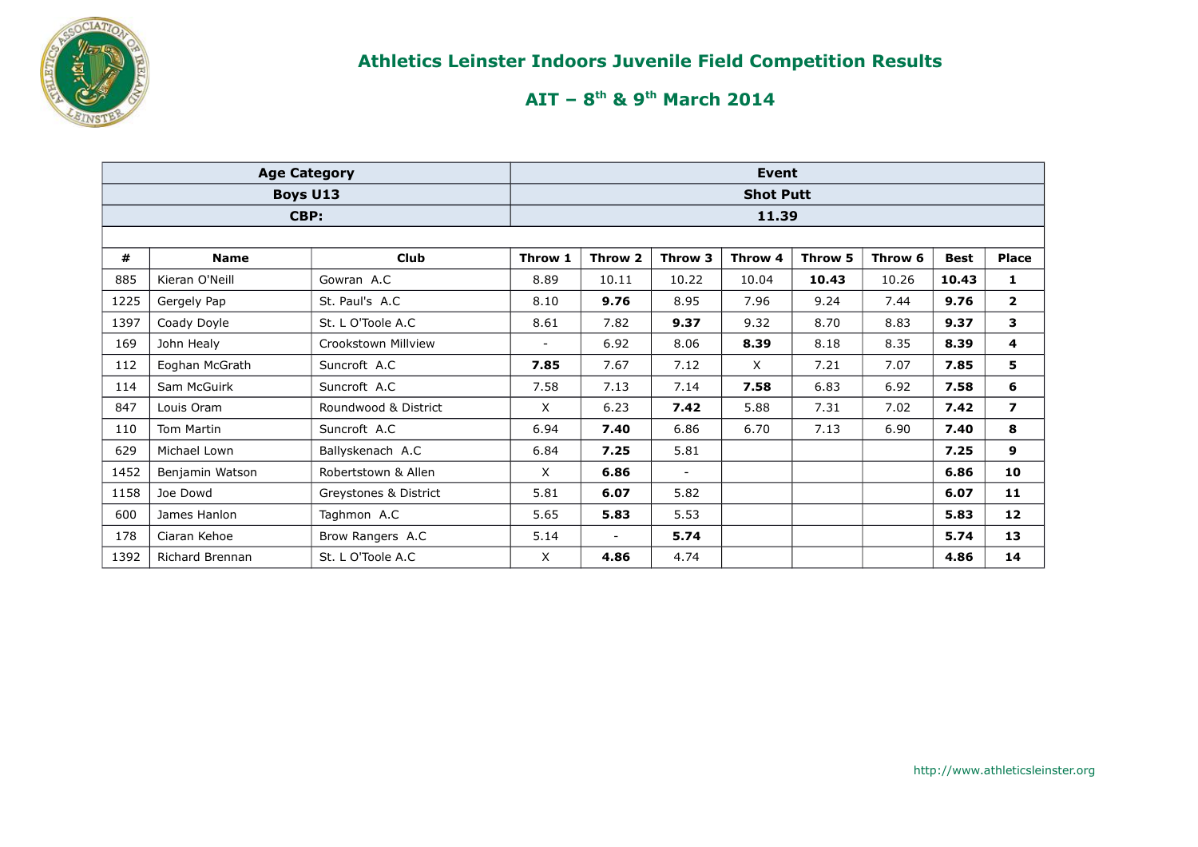# Athletics Leinster Indoors Juvenile Field Competition Results

## AIT – 8th & 9th March 2014

| Age Category | | | Event | | | | | | | |
|---|---|---|---|---|---|---|---|---|---|---|
| Boys U13 | | | Shot Putt | | | | | | | |
| CBP: | | | 11.39 | | | | | | | |
| # | Name | Club | Throw 1 | Throw 2 | Throw 3 | Throw 4 | Throw 5 | Throw 6 | Best | Place |
| 885 | Kieran O'Neill | Gowran A.C | 8.89 | 10.11 | 10.22 | 10.04 | **10.43** | 10.26 | **10.43** | **1** |
| 1225 | Gergely Pap | St. Paul's A.C | 8.10 | **9.76** | 8.95 | 7.96 | 9.24 | 7.44 | **9.76** | **2** |
| 1397 | Coady Doyle | St. L O'Toole A.C | 8.61 | 7.82 | **9.37** | 9.32 | 8.70 | 8.83 | **9.37** | **3** |
| 169 | John Healy | Crookstown Millview | - | 6.92 | 8.06 | **8.39** | 8.18 | 8.35 | **8.39** | **4** |
| 112 | Eoghan McGrath | Suncroft A.C | **7.85** | 7.67 | 7.12 | X | 7.21 | 7.07 | **7.85** | **5** |
| 114 | Sam McGuirk | Suncroft A.C | 7.58 | 7.13 | 7.14 | **7.58** | 6.83 | 6.92 | **7.58** | **6** |
| 847 | Louis Oram | Roundwood & District | X | 6.23 | **7.42** | 5.88 | 7.31 | 7.02 | **7.42** | **7** |
| 110 | Tom Martin | Suncroft A.C | 6.94 | **7.40** | 6.86 | 6.70 | 7.13 | 6.90 | **7.40** | **8** |
| 629 | Michael Lown | Ballyskenach A.C | 6.84 | **7.25** | 5.81 | | | | **7.25** | **9** |
| 1452 | Benjamin Watson | Robertstown & Allen | X | **6.86** | - | | | | **6.86** | **10** |
| 1158 | Joe Dowd | Greystones & District | 5.81 | **6.07** | 5.82 | | | | **6.07** | **11** |
| 600 | James Hanlon | Taghmon A.C | 5.65 | **5.83** | 5.53 | | | | **5.83** | **12** |
| 178 | Ciaran Kehoe | Brow Rangers A.C | 5.14 | - | **5.74** | | | | **5.74** | **13** |
| 1392 | Richard Brennan | St. L O'Toole A.C | X | **4.86** | 4.74 | | | | **4.86** | **14** |

http://www.athleticsleinster.org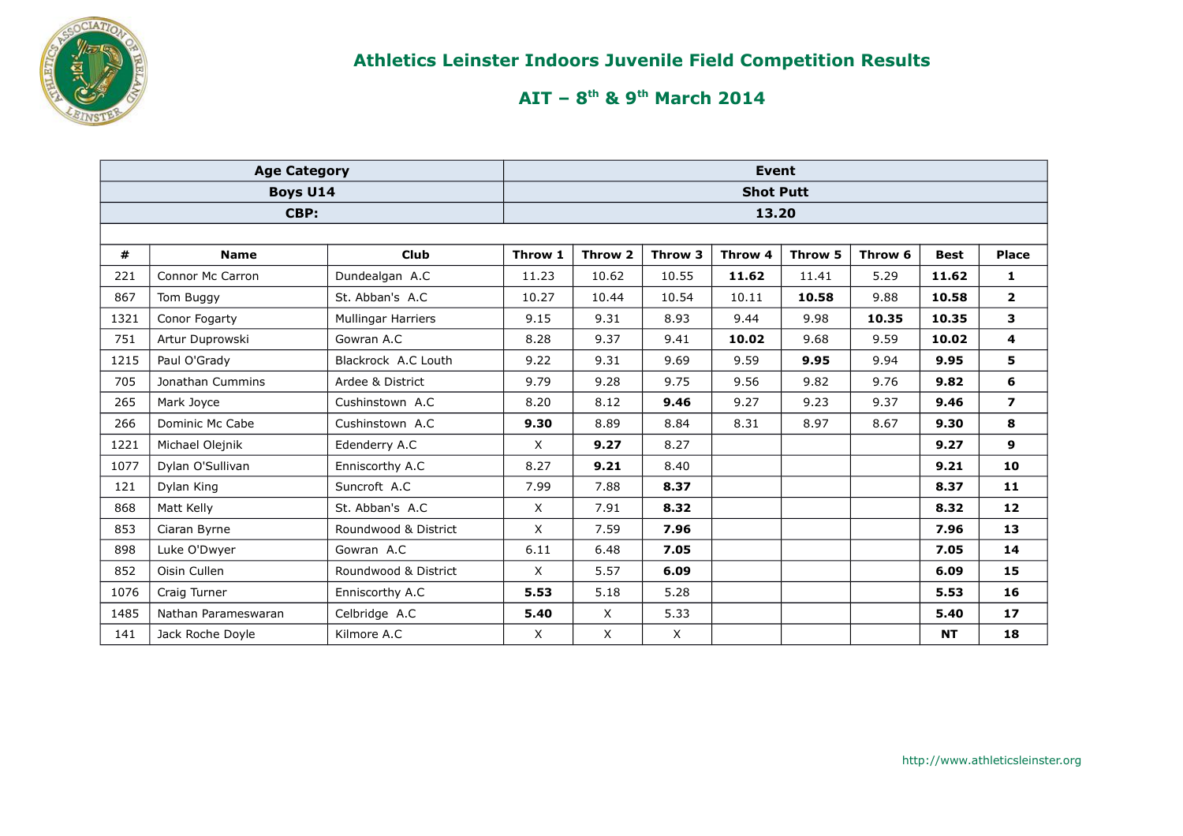# Athletics Leinster Indoors Juvenile Field Competition Results

## AIT – 8th & 9th March 2014

| Age Category | | | Event | | | | | | | |
|---|---|---|---|---|---|---|---|---|---|---|
| Boys U14 | | | Shot Putt | | | | | | | |
| CBP: | | | 13.20 | | | | | | | |
| # | Name | Club | Throw 1 | Throw 2 | Throw 3 | Throw 4 | Throw 5 | Throw 6 | Best | Place |
| 221 | Connor Mc Carron | Dundealgan A.C | 11.23 | 10.62 | 10.55 | **11.62** | 11.41 | 5.29 | **11.62** | **1** |
| 867 | Tom Buggy | St. Abban's A.C | 10.27 | 10.44 | 10.54 | 10.11 | **10.58** | 9.88 | **10.58** | **2** |
| 1321 | Conor Fogarty | Mullingar Harriers | 9.15 | 9.31 | 8.93 | 9.44 | 9.98 | **10.35** | **10.35** | **3** |
| 751 | Artur Duprowski | Gowran A.C | 8.28 | 9.37 | 9.41 | **10.02** | 9.68 | 9.59 | **10.02** | **4** |
| 1215 | Paul O'Grady | Blackrock A.C Louth | 9.22 | 9.31 | 9.69 | 9.59 | **9.95** | 9.94 | **9.95** | **5** |
| 705 | Jonathan Cummins | Ardee & District | 9.79 | 9.28 | 9.75 | 9.56 | 9.82 | 9.76 | **9.82** | **6** |
| 265 | Mark Joyce | Cushinstown A.C | 8.20 | 8.12 | **9.46** | 9.27 | 9.23 | 9.37 | **9.46** | **7** |
| 266 | Dominic Mc Cabe | Cushinstown A.C | **9.30** | 8.89 | 8.84 | 8.31 | 8.97 | 8.67 | **9.30** | **8** |
| 1221 | Michael Olejnik | Edenderry A.C | X | **9.27** | 8.27 | | | | **9.27** | **9** |
| 1077 | Dylan O'Sullivan | Enniscorthy A.C | 8.27 | **9.21** | 8.40 | | | | **9.21** | **10** |
| 121 | Dylan King | Suncroft A.C | 7.99 | 7.88 | **8.37** | | | | **8.37** | **11** |
| 868 | Matt Kelly | St. Abban's A.C | X | 7.91 | **8.32** | | | | **8.32** | **12** |
| 853 | Ciaran Byrne | Roundwood & District | X | 7.59 | **7.96** | | | | **7.96** | **13** |
| 898 | Luke O'Dwyer | Gowran A.C | 6.11 | 6.48 | **7.05** | | | | **7.05** | **14** |
| 852 | Oisin Cullen | Roundwood & District | X | 5.57 | **6.09** | | | | **6.09** | **15** |
| 1076 | Craig Turner | Enniscorthy A.C | **5.53** | 5.18 | 5.28 | | | | **5.53** | **16** |
| 1485 | Nathan Parameswaran | Celbridge A.C | **5.40** | X | 5.33 | | | | **5.40** | **17** |
| 141 | Jack Roche Doyle | Kilmore A.C | X | X | X | | | | **NT** | **18** |

http://www.athleticsleinster.org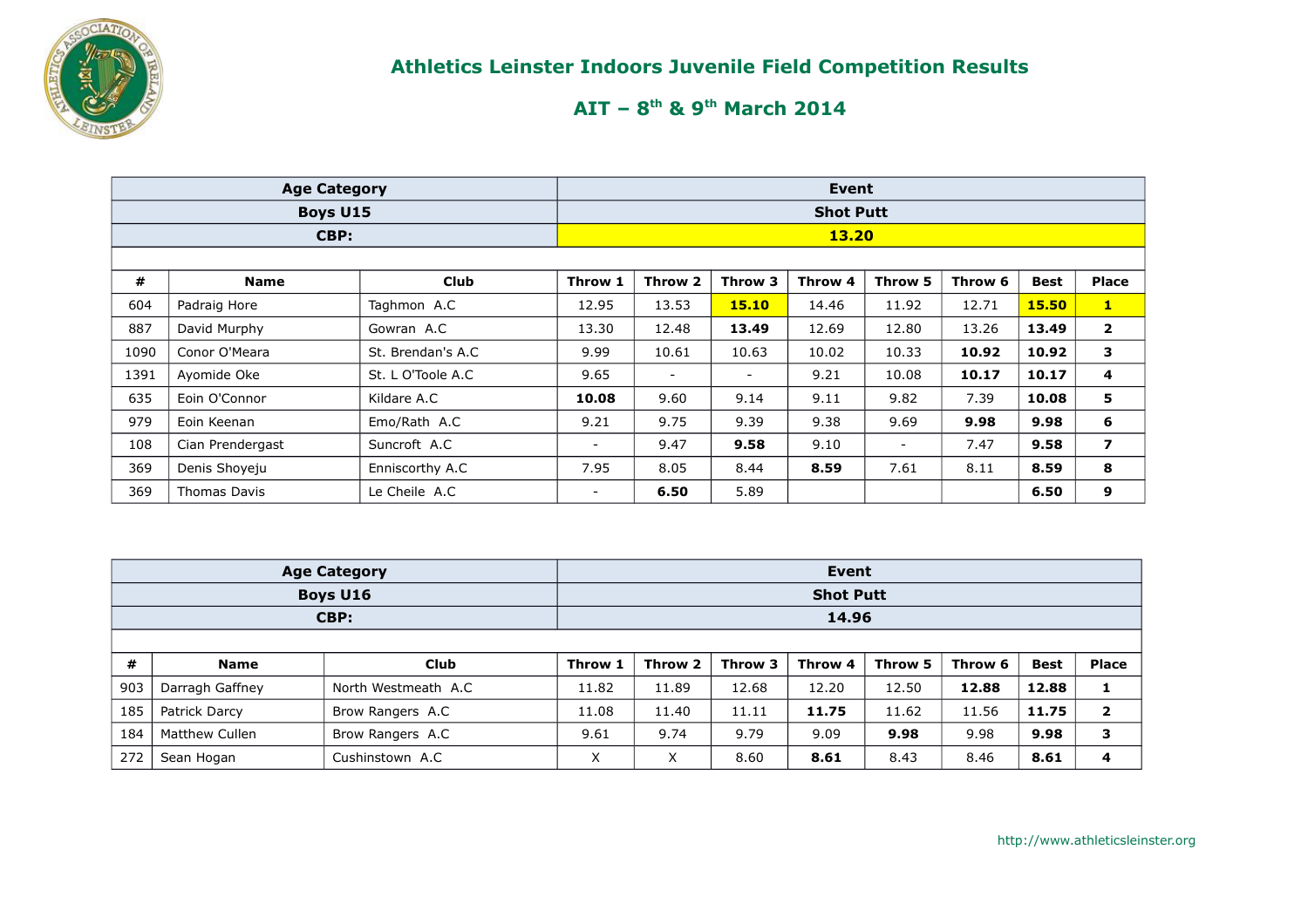# Athletics Leinster Indoors Juvenile Field Competition Results

## AIT – 8th & 9th March 2014

| Age Category | | | Event | | | | | | | |
|---|---|---|---|---|---|---|---|---|---|---|
| Boys U15 | | | Shot Putt | | | | | | | |
| CBP: | | | 13.20 | | | | | | | |
| # | Name | Club | Throw 1 | Throw 2 | Throw 3 | Throw 4 | Throw 5 | Throw 6 | Best | Place |
| 604 | Padraig Hore | Taghmon A.C | 12.95 | 13.53 | **15.10** | 14.46 | 11.92 | 12.71 | **15.50** | **1** |
| 887 | David Murphy | Gowran A.C | 13.30 | 12.48 | **13.49** | 12.69 | 12.80 | 13.26 | **13.49** | **2** |
| 1090 | Conor O'Meara | St. Brendan's A.C | 9.99 | 10.61 | 10.63 | 10.02 | 10.33 | **10.92** | **10.92** | **3** |
| 1391 | Ayomide Oke | St. L O'Toole A.C | 9.65 | - | - | 9.21 | 10.08 | **10.17** | **10.17** | **4** |
| 635 | Eoin O'Connor | Kildare A.C | **10.08** | 9.60 | 9.14 | 9.11 | 9.82 | 7.39 | **10.08** | **5** |
| 979 | Eoin Keenan | Emo/Rath A.C | 9.21 | 9.75 | 9.39 | 9.38 | 9.69 | **9.98** | **9.98** | **6** |
| 108 | Cian Prendergast | Suncroft A.C | - | 9.47 | **9.58** | 9.10 | - | 7.47 | **9.58** | **7** |
| 369 | Denis Shoyeju | Enniscorthy A.C | 7.95 | 8.05 | 8.44 | **8.59** | 7.61 | 8.11 | **8.59** | **8** |
| 369 | Thomas Davis | Le Cheile A.C | - | **6.50** | 5.89 | | | | **6.50** | **9** |

| Age Category | | | Event | | | | | | | |
|---|---|---|---|---|---|---|---|---|---|---|
| Boys U16 | | | Shot Putt | | | | | | | |
| CBP: | | | 14.96 | | | | | | | |
| # | Name | Club | Throw 1 | Throw 2 | Throw 3 | Throw 4 | Throw 5 | Throw 6 | Best | Place |
| 903 | Darragh Gaffney | North Westmeath A.C | 11.82 | 11.89 | 12.68 | 12.20 | 12.50 | **12.88** | **12.88** | **1** |
| 185 | Patrick Darcy | Brow Rangers A.C | 11.08 | 11.40 | 11.11 | **11.75** | 11.62 | 11.56 | **11.75** | **2** |
| 184 | Matthew Cullen | Brow Rangers A.C | 9.61 | 9.74 | 9.79 | 9.09 | **9.98** | 9.98 | **9.98** | **3** |
| 272 | Sean Hogan | Cushinstown A.C | X | X | 8.60 | **8.61** | 8.43 | 8.46 | **8.61** | **4** |

http://www.athleticsleinster.org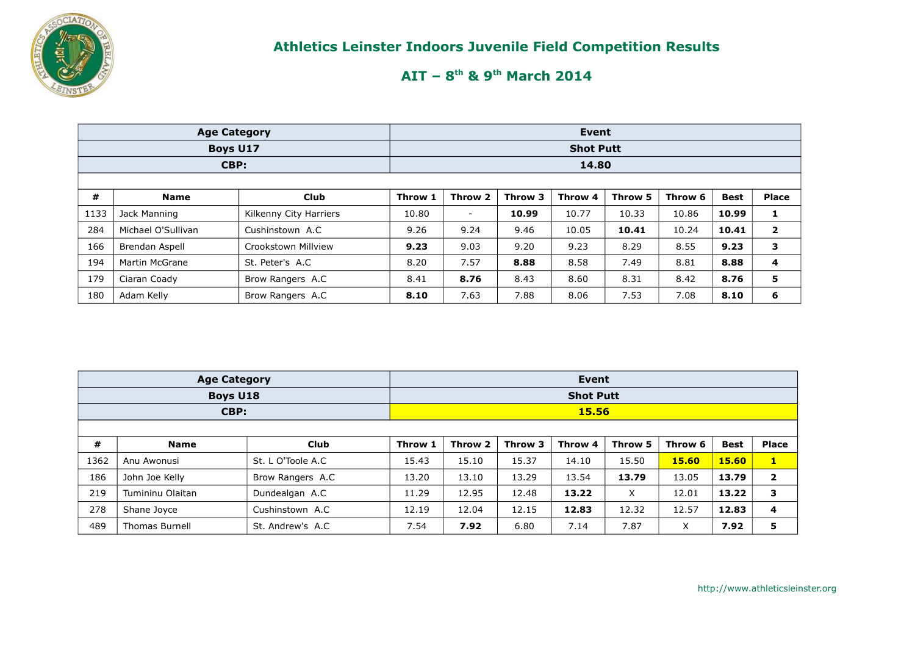# Athletics Leinster Indoors Juvenile Field Competition Results

## AIT – 8th & 9th March 2014

| Age Category | | | Event | | | | | | | | |
|---|---|---|---|---|---|---|---|---|---|---|---|
| Boys U17 | | | Shot Putt | | | | | | | | |
| CBP: | | | 14.80 | | | | | | | | |
| **#** | **Name** | **Club** | **Throw 1** | **Throw 2** | **Throw 3** | **Throw 4** | **Throw 5** | **Throw 6** | **Best** | **Place** |
| 1133 | Jack Manning | Kilkenny City Harriers | 10.80 | - | **10.99** | 10.77 | 10.33 | 10.86 | **10.99** | **1** |
| 284 | Michael O'Sullivan | Cushinstown A.C | 9.26 | 9.24 | 9.46 | 10.05 | **10.41** | 10.24 | **10.41** | **2** |
| 166 | Brendan Aspell | Crookstown Millview | **9.23** | 9.03 | 9.20 | 9.23 | 8.29 | 8.55 | **9.23** | **3** |
| 194 | Martin McGrane | St. Peter's A.C | 8.20 | 7.57 | **8.88** | 8.58 | 7.49 | 8.81 | **8.88** | **4** |
| 179 | Ciaran Coady | Brow Rangers A.C | 8.41 | **8.76** | 8.43 | 8.60 | 8.31 | 8.42 | **8.76** | **5** |
| 180 | Adam Kelly | Brow Rangers A.C | **8.10** | 7.63 | 7.88 | 8.06 | 7.53 | 7.08 | **8.10** | **6** |

| Age Category | | | Event | | | | | | | | |
|---|---|---|---|---|---|---|---|---|---|---|---|
| Boys U18 | | | Shot Putt | | | | | | | | |
| CBP: | | | 15.56 | | | | | | | | |
| **#** | **Name** | **Club** | **Throw 1** | **Throw 2** | **Throw 3** | **Throw 4** | **Throw 5** | **Throw 6** | **Best** | **Place** |
| 1362 | Anu Awonusi | St. L O'Toole A.C | 15.43 | 15.10 | 15.37 | 14.10 | 15.50 | **15.60** | **15.60** | **1** |
| 186 | John Joe Kelly | Brow Rangers A.C | 13.20 | 13.10 | 13.29 | 13.54 | **13.79** | 13.05 | **13.79** | **2** |
| 219 | Tumininu Olaitan | Dundealgan A.C | 11.29 | 12.95 | 12.48 | **13.22** | X | 12.01 | **13.22** | **3** |
| 278 | Shane Joyce | Cushinstown A.C | 12.19 | 12.04 | 12.15 | **12.83** | 12.32 | 12.57 | **12.83** | **4** |
| 489 | Thomas Burnell | St. Andrew's A.C | 7.54 | **7.92** | 6.80 | 7.14 | 7.87 | X | **7.92** | **5** |

http://www.athleticsleinster.org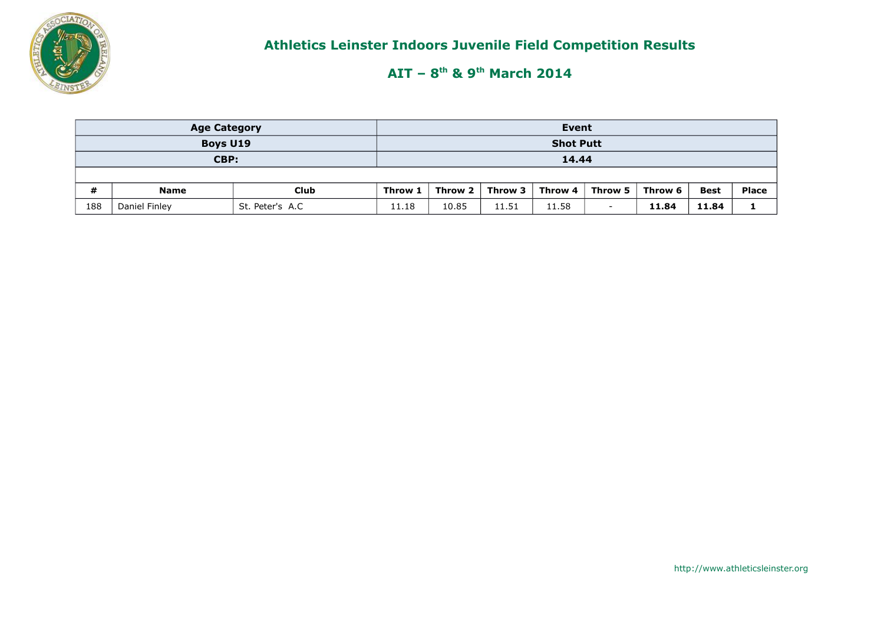## Athletics Leinster Indoors Juvenile Field Competition Results

### AIT – 8th & 9th March 2014

| Age Category | | | Event | | | | | | | | |
|---|---|---|---|---|---|---|---|---|---|---|---|
| Boys U19 | | | Shot Putt | | | | | | | | |
| CBP: | | | 14.44 | | | | | | | | |
| # | Name | Club | Throw 1 | Throw 2 | Throw 3 | Throw 4 | Throw 5 | Throw 6 | Best | Place | |
| 188 | Daniel Finley | St. Peter's A.C | 11.18 | 10.85 | 11.51 | 11.58 | - | **11.84** | **11.84** | **1** | |

http://www.athleticsleinster.org